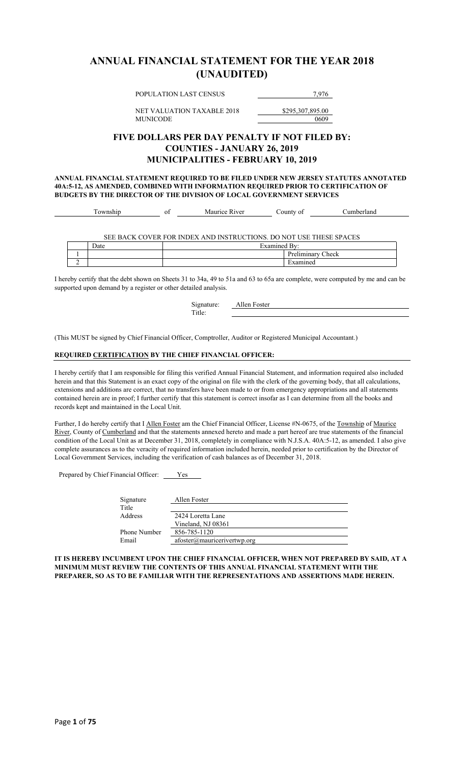# ANNUAL FINANCIAL STATEMENT FOR THE YEAR 2018 (UNAUDITED)

| | |
|---|---|
| POPULATION LAST CENSUS | 7,976 |
| NET VALUATION TAXABLE 2018 | $295,307,895.00 |
| MUNICODE | 0609 |

## FIVE DOLLARS PER DAY PENALTY IF NOT FILED BY:
## COUNTIES - JANUARY 26, 2019
## MUNICIPALITIES - FEBRUARY 10, 2019

**ANNUAL FINANCIAL STATEMENT REQUIRED TO BE FILED UNDER NEW JERSEY STATUTES ANNOTATED 40A:5-12, AS AMENDED, COMBINED WITH INFORMATION REQUIRED PRIOR TO CERTIFICATION OF BUDGETS BY THE DIRECTOR OF THE DIVISION OF LOCAL GOVERNMENT SERVICES**

Township of Maurice River County of Cumberland

SEE BACK COVER FOR INDEX AND INSTRUCTIONS. DO NOT USE THESE SPACES

| | Date | Examined By: | |
|---|---|---|---|
| 1 | | | Preliminary Check |
| 2 | | | Examined |

I hereby certify that the debt shown on Sheets 31 to 34a, 49 to 51a and 63 to 65a are complete, were computed by me and can be supported upon demand by a register or other detailed analysis.

Signature: Allen Foster

Title:

(This MUST be signed by Chief Financial Officer, Comptroller, Auditor or Registered Municipal Accountant.)

**REQUIRED CERTIFICATION BY THE CHIEF FINANCIAL OFFICER:**

I hereby certify that I am responsible for filing this verified Annual Financial Statement, and information required also included herein and that this Statement is an exact copy of the original on file with the clerk of the governing body, that all calculations, extensions and additions are correct, that no transfers have been made to or from emergency appropriations and all statements contained herein are in proof; I further certify that this statement is correct insofar as I can determine from all the books and records kept and maintained in the Local Unit.

Further, I do hereby certify that I Allen Foster am the Chief Financial Officer, License #N-0675, of the Township of Maurice River, County of Cumberland and that the statements annexed hereto and made a part hereof are true statements of the financial condition of the Local Unit as at December 31, 2018, completely in compliance with N.J.S.A. 40A:5-12, as amended. I also give complete assurances as to the veracity of required information included herein, needed prior to certification by the Director of Local Government Services, including the verification of cash balances as of December 31, 2018.

Prepared by Chief Financial Officer: Yes

| | |
|---|---|
| Signature | Allen Foster |
| Title | |
| Address | 2424 Loretta Lane |
| | Vineland, NJ 08361 |
| Phone Number | 856-785-1120 |
| Email | afoster@mauricerivertwp.org |

**IT IS HEREBY INCUMBENT UPON THE CHIEF FINANCIAL OFFICER, WHEN NOT PREPARED BY SAID, AT A MINIMUM MUST REVIEW THE CONTENTS OF THIS ANNUAL FINANCIAL STATEMENT WITH THE PREPARER, SO AS TO BE FAMILIAR WITH THE REPRESENTATIONS AND ASSERTIONS MADE HEREIN.**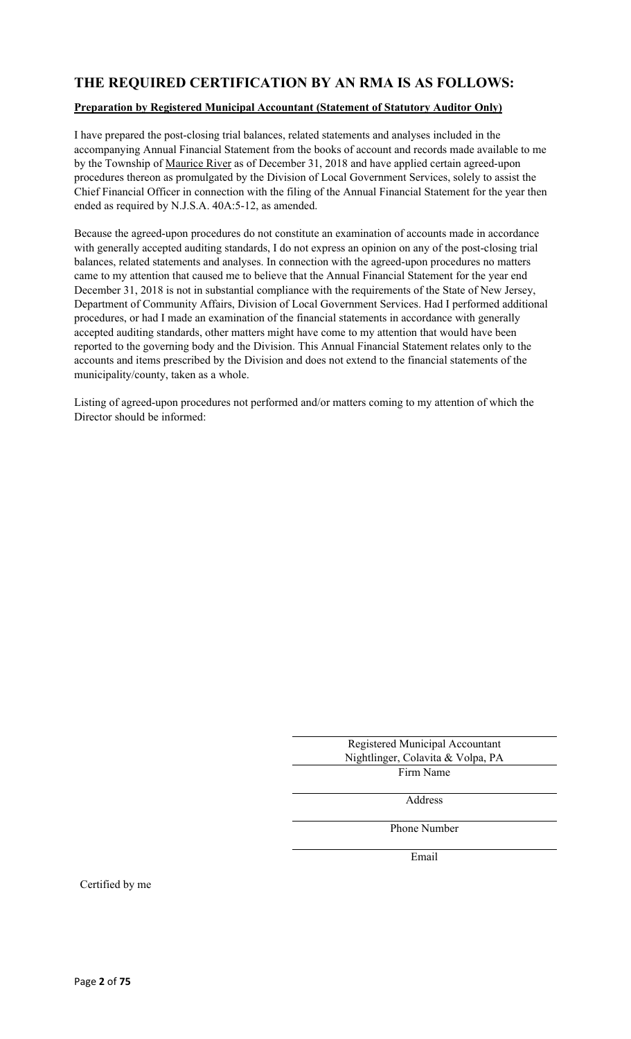## THE REQUIRED CERTIFICATION BY AN RMA IS AS FOLLOWS:

**Preparation by Registered Municipal Accountant (Statement of Statutory Auditor Only)**

I have prepared the post-closing trial balances, related statements and analyses included in the accompanying Annual Financial Statement from the books of account and records made available to me by the Township of Maurice River as of December 31, 2018 and have applied certain agreed-upon procedures thereon as promulgated by the Division of Local Government Services, solely to assist the Chief Financial Officer in connection with the filing of the Annual Financial Statement for the year then ended as required by N.J.S.A. 40A:5-12, as amended.

Because the agreed-upon procedures do not constitute an examination of accounts made in accordance with generally accepted auditing standards, I do not express an opinion on any of the post-closing trial balances, related statements and analyses. In connection with the agreed-upon procedures no matters came to my attention that caused me to believe that the Annual Financial Statement for the year end December 31, 2018 is not in substantial compliance with the requirements of the State of New Jersey, Department of Community Affairs, Division of Local Government Services. Had I performed additional procedures, or had I made an examination of the financial statements in accordance with generally accepted auditing standards, other matters might have come to my attention that would have been reported to the governing body and the Division. This Annual Financial Statement relates only to the accounts and items prescribed by the Division and does not extend to the financial statements of the municipality/county, taken as a whole.

Listing of agreed-upon procedures not performed and/or matters coming to my attention of which the Director should be informed:

Registered Municipal Accountant

Nightlinger, Colavita & Volpa, PA

Firm Name

Address

Phone Number

Email

Certified by me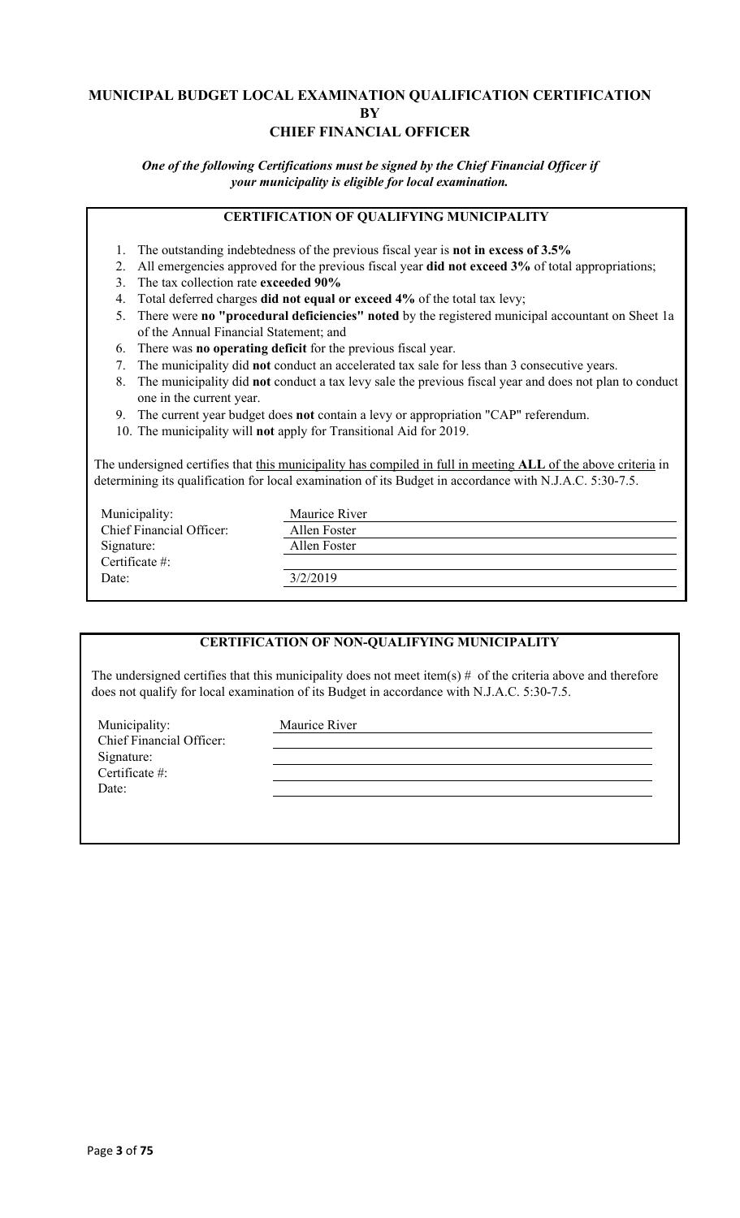# MUNICIPAL BUDGET LOCAL EXAMINATION QUALIFICATION CERTIFICATION BY CHIEF FINANCIAL OFFICER

***One of the following Certifications must be signed by the Chief Financial Officer if your municipality is eligible for local examination.***

## CERTIFICATION OF QUALIFYING MUNICIPALITY

1. The outstanding indebtedness of the previous fiscal year is **not in excess of 3.5%**
2. All emergencies approved for the previous fiscal year **did not exceed 3%** of total appropriations;
3. The tax collection rate **exceeded 90%**
4. Total deferred charges **did not equal or exceed 4%** of the total tax levy;
5. There were **no "procedural deficiencies" noted** by the registered municipal accountant on Sheet 1a of the Annual Financial Statement; and
6. There was **no operating deficit** for the previous fiscal year.
7. The municipality did **not** conduct an accelerated tax sale for less than 3 consecutive years.
8. The municipality did **not** conduct a tax levy sale the previous fiscal year and does not plan to conduct one in the current year.
9. The current year budget does **not** contain a levy or appropriation "CAP" referendum.
10. The municipality will **not** apply for Transitional Aid for 2019.

The undersigned certifies that this municipality has compiled in full in meeting **ALL** of the above criteria in determining its qualification for local examination of its Budget in accordance with N.J.A.C. 5:30-7.5.

| | |
|---|---|
| Municipality: | Maurice River |
| Chief Financial Officer: | Allen Foster |
| Signature: | Allen Foster |
| Certificate #: | |
| Date: | 3/2/2019 |

## CERTIFICATION OF NON-QUALIFYING MUNICIPALITY

The undersigned certifies that this municipality does not meet item(s) # of the criteria above and therefore does not qualify for local examination of its Budget in accordance with N.J.A.C. 5:30-7.5.

| | |
|---|---|
| Municipality: | Maurice River |
| Chief Financial Officer: | |
| Signature: | |
| Certificate #: | |
| Date: | |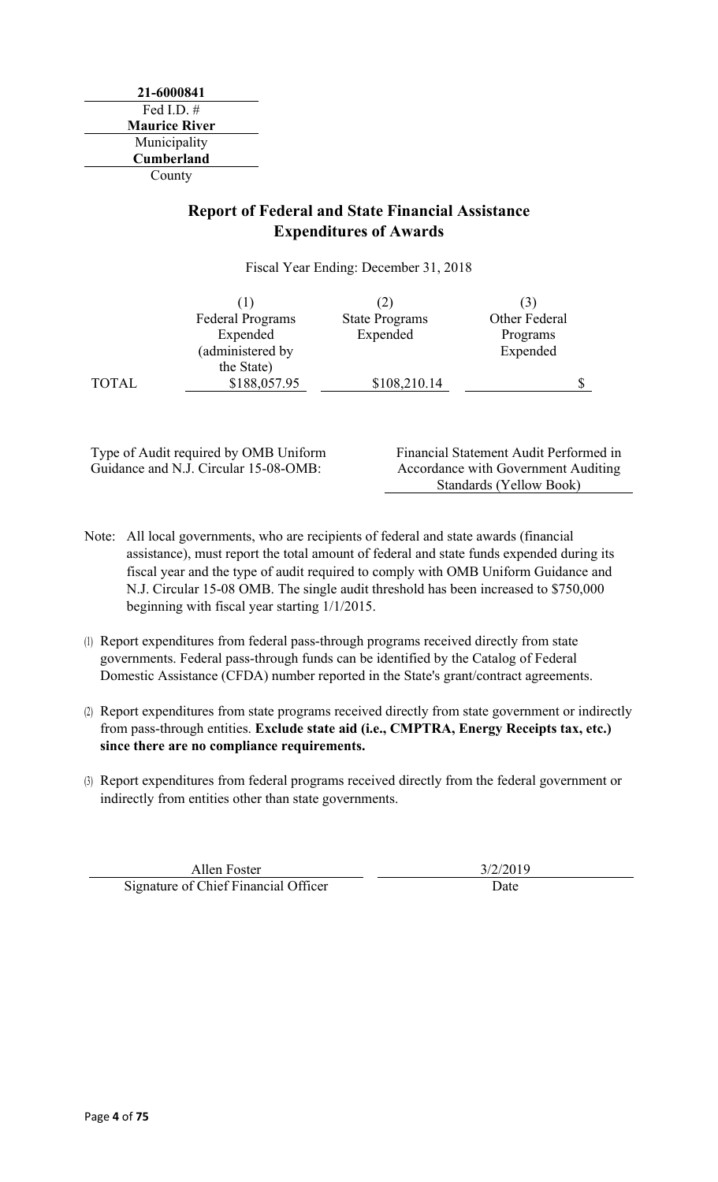**21-6000841**
Fed I.D. #
**Maurice River**
Municipality
**Cumberland**
County

## Report of Federal and State Financial Assistance Expenditures of Awards

Fiscal Year Ending: December 31, 2018

| | (1) Federal Programs Expended (administered by the State) | (2) State Programs Expended | (3) Other Federal Programs Expended |
|---|---|---|---|
| TOTAL | $188,057.95 | $108,210.14 | $ |

| Type of Audit required by OMB Uniform Guidance and N.J. Circular 15-08-OMB: | Financial Statement Audit Performed in Accordance with Government Auditing Standards (Yellow Book) |
|---|---|

Note: All local governments, who are recipients of federal and state awards (financial assistance), must report the total amount of federal and state funds expended during its fiscal year and the type of audit required to comply with OMB Uniform Guidance and N.J. Circular 15-08 OMB. The single audit threshold has been increased to $750,000 beginning with fiscal year starting 1/1/2015.

(1) Report expenditures from federal pass-through programs received directly from state governments. Federal pass-through funds can be identified by the Catalog of Federal Domestic Assistance (CFDA) number reported in the State's grant/contract agreements.

(2) Report expenditures from state programs received directly from state government or indirectly from pass-through entities. **Exclude state aid (i.e., CMPTRA, Energy Receipts tax, etc.) since there are no compliance requirements.**

(3) Report expenditures from federal programs received directly from the federal government or indirectly from entities other than state governments.

| Allen Foster | 3/2/2019 |
|---|---|
| Signature of Chief Financial Officer | Date |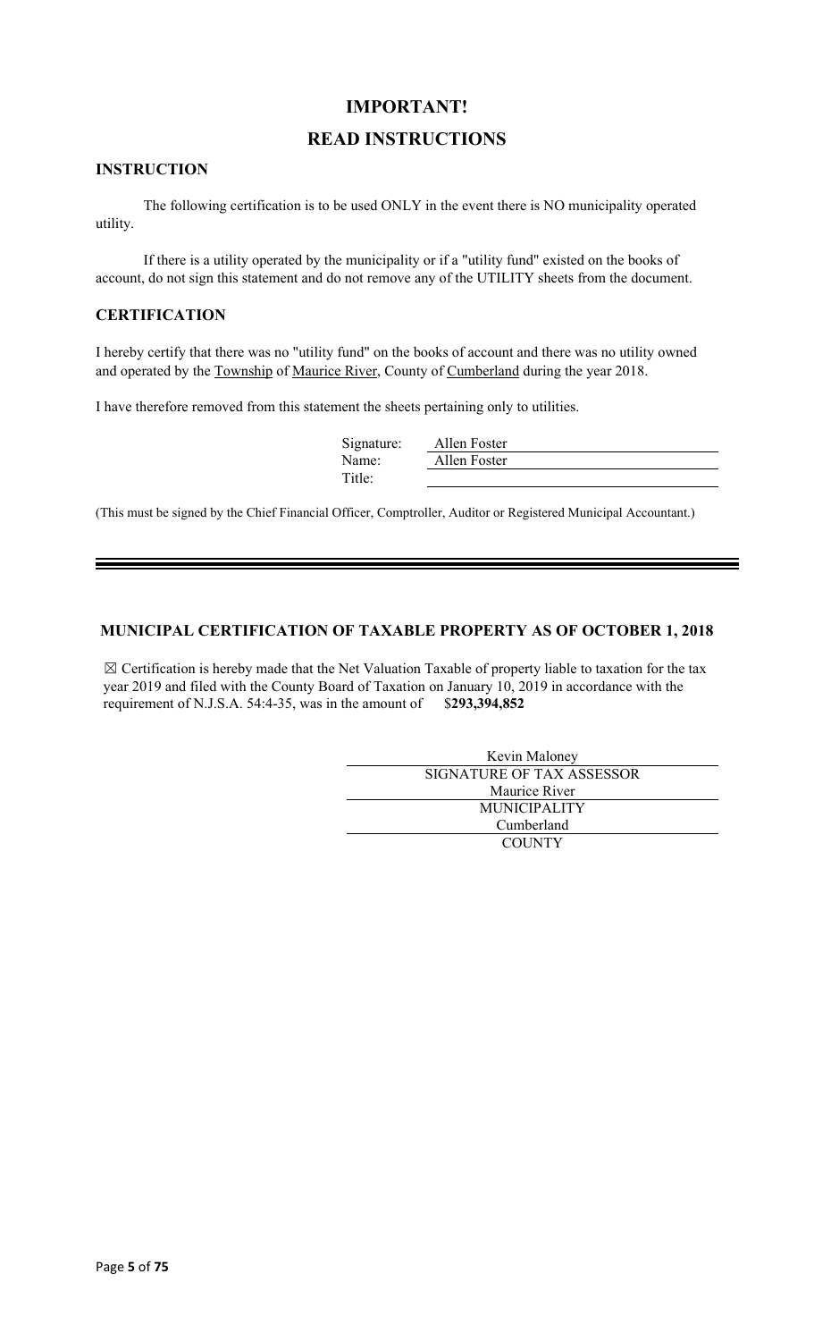# IMPORTANT!

# READ INSTRUCTIONS

### INSTRUCTION

The following certification is to be used ONLY in the event there is NO municipality operated utility.

If there is a utility operated by the municipality or if a "utility fund" existed on the books of account, do not sign this statement and do not remove any of the UTILITY sheets from the document.

### CERTIFICATION

I hereby certify that there was no "utility fund" on the books of account and there was no utility owned and operated by the Township of Maurice River, County of Cumberland during the year 2018.

I have therefore removed from this statement the sheets pertaining only to utilities.

Signature: Allen Foster
Name: Allen Foster
Title:

(This must be signed by the Chief Financial Officer, Comptroller, Auditor or Registered Municipal Accountant.)

---

### MUNICIPAL CERTIFICATION OF TAXABLE PROPERTY AS OF OCTOBER 1, 2018

☒ Certification is hereby made that the Net Valuation Taxable of property liable to taxation for the tax year 2019 and filed with the County Board of Taxation on January 10, 2019 in accordance with the requirement of N.J.S.A. 54:4-35, was in the amount of **$293,394,852**

Kevin Maloney
SIGNATURE OF TAX ASSESSOR

Maurice River
MUNICIPALITY

Cumberland
COUNTY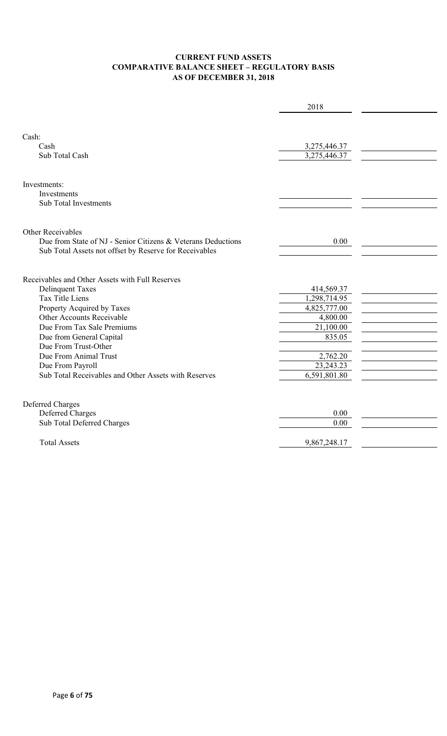# CURRENT FUND ASSETS
## COMPARATIVE BALANCE SHEET – REGULATORY BASIS
## AS OF DECEMBER 31, 2018

| | 2018 | |
|---|---|---|
| **Cash:** | | |
| Cash | 3,275,446.37 | |
| Sub Total Cash | 3,275,446.37 | |
| **Investments:** | | |
| Investments | | |
| Sub Total Investments | | |
| **Other Receivables** | | |
| Due from State of NJ - Senior Citizens & Veterans Deductions | 0.00 | |
| Sub Total Assets not offset by Reserve for Receivables | | |
| **Receivables and Other Assets with Full Reserves** | | |
| Delinquent Taxes | 414,569.37 | |
| Tax Title Liens | 1,298,714.95 | |
| Property Acquired by Taxes | 4,825,777.00 | |
| Other Accounts Receivable | 4,800.00 | |
| Due From Tax Sale Premiums | 21,100.00 | |
| Due from General Capital | 835.05 | |
| Due From Trust-Other | | |
| Due From Animal Trust | 2,762.20 | |
| Due From Payroll | 23,243.23 | |
| Sub Total Receivables and Other Assets with Reserves | 6,591,801.80 | |
| **Deferred Charges** | | |
| Deferred Charges | 0.00 | |
| Sub Total Deferred Charges | 0.00 | |
| Total Assets | 9,867,248.17 | |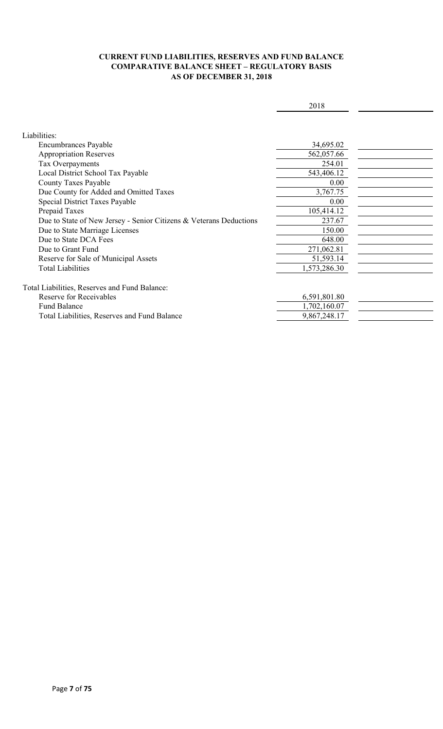**CURRENT FUND LIABILITIES, RESERVES AND FUND BALANCE**
**COMPARATIVE BALANCE SHEET – REGULATORY BASIS**
**AS OF DECEMBER 31, 2018**

| | 2018 | |
|---|---|---|
| Liabilities: | | |
| Encumbrances Payable | 34,695.02 | |
| Appropriation Reserves | 562,057.66 | |
| Tax Overpayments | 254.01 | |
| Local District School Tax Payable | 543,406.12 | |
| County Taxes Payable | 0.00 | |
| Due County for Added and Omitted Taxes | 3,767.75 | |
| Special District Taxes Payable | 0.00 | |
| Prepaid Taxes | 105,414.12 | |
| Due to State of New Jersey - Senior Citizens & Veterans Deductions | 237.67 | |
| Due to State Marriage Licenses | 150.00 | |
| Due to State DCA Fees | 648.00 | |
| Due to Grant Fund | 271,062.81 | |
| Reserve for Sale of Municipal Assets | 51,593.14 | |
| Total Liabilities | 1,573,286.30 | |
| | | |
| Total Liabilities, Reserves and Fund Balance: | | |
| Reserve for Receivables | 6,591,801.80 | |
| Fund Balance | 1,702,160.07 | |
| Total Liabilities, Reserves and Fund Balance | 9,867,248.17 | |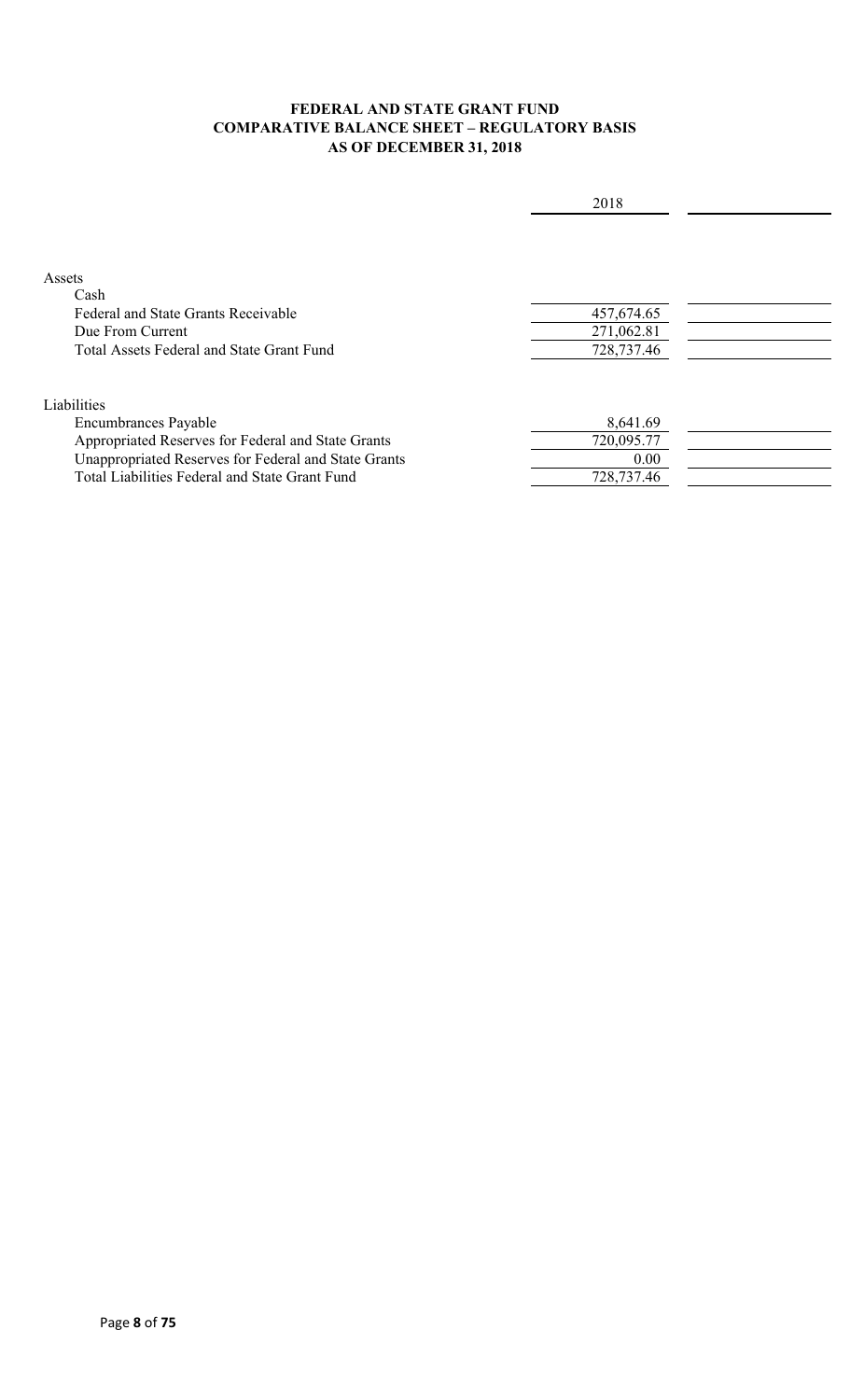**FEDERAL AND STATE GRANT FUND**
**COMPARATIVE BALANCE SHEET – REGULATORY BASIS**
**AS OF DECEMBER 31, 2018**

| | 2018 | |
|---|---|---|
| Assets | | |
| Cash | | |
| Federal and State Grants Receivable | 457,674.65 | |
| Due From Current | 271,062.81 | |
| Total Assets Federal and State Grant Fund | 728,737.46 | |
| | | |
| Liabilities | | |
| Encumbrances Payable | 8,641.69 | |
| Appropriated Reserves for Federal and State Grants | 720,095.77 | |
| Unappropriated Reserves for Federal and State Grants | 0.00 | |
| Total Liabilities Federal and State Grant Fund | 728,737.46 | |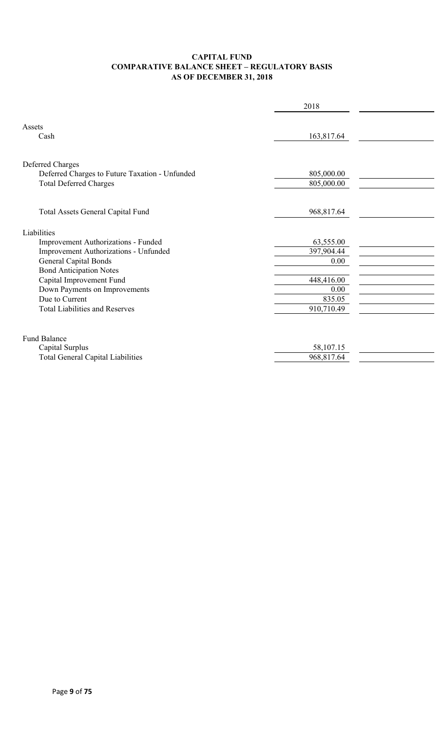# CAPITAL FUND
## COMPARATIVE BALANCE SHEET – REGULATORY BASIS
### AS OF DECEMBER 31, 2018

| | 2018 | |
|---|---|---|
| **Assets** | | |
| Cash | 163,817.64 | |
| | | |
| **Deferred Charges** | | |
| Deferred Charges to Future Taxation - Unfunded | 805,000.00 | |
| Total Deferred Charges | 805,000.00 | |
| | | |
| Total Assets General Capital Fund | 968,817.64 | |
| | | |
| **Liabilities** | | |
| Improvement Authorizations - Funded | 63,555.00 | |
| Improvement Authorizations - Unfunded | 397,904.44 | |
| General Capital Bonds | 0.00 | |
| Bond Anticipation Notes | | |
| Capital Improvement Fund | 448,416.00 | |
| Down Payments on Improvements | 0.00 | |
| Due to Current | 835.05 | |
| Total Liabilities and Reserves | 910,710.49 | |
| | | |
| **Fund Balance** | | |
| Capital Surplus | 58,107.15 | |
| Total General Capital Liabilities | 968,817.64 | |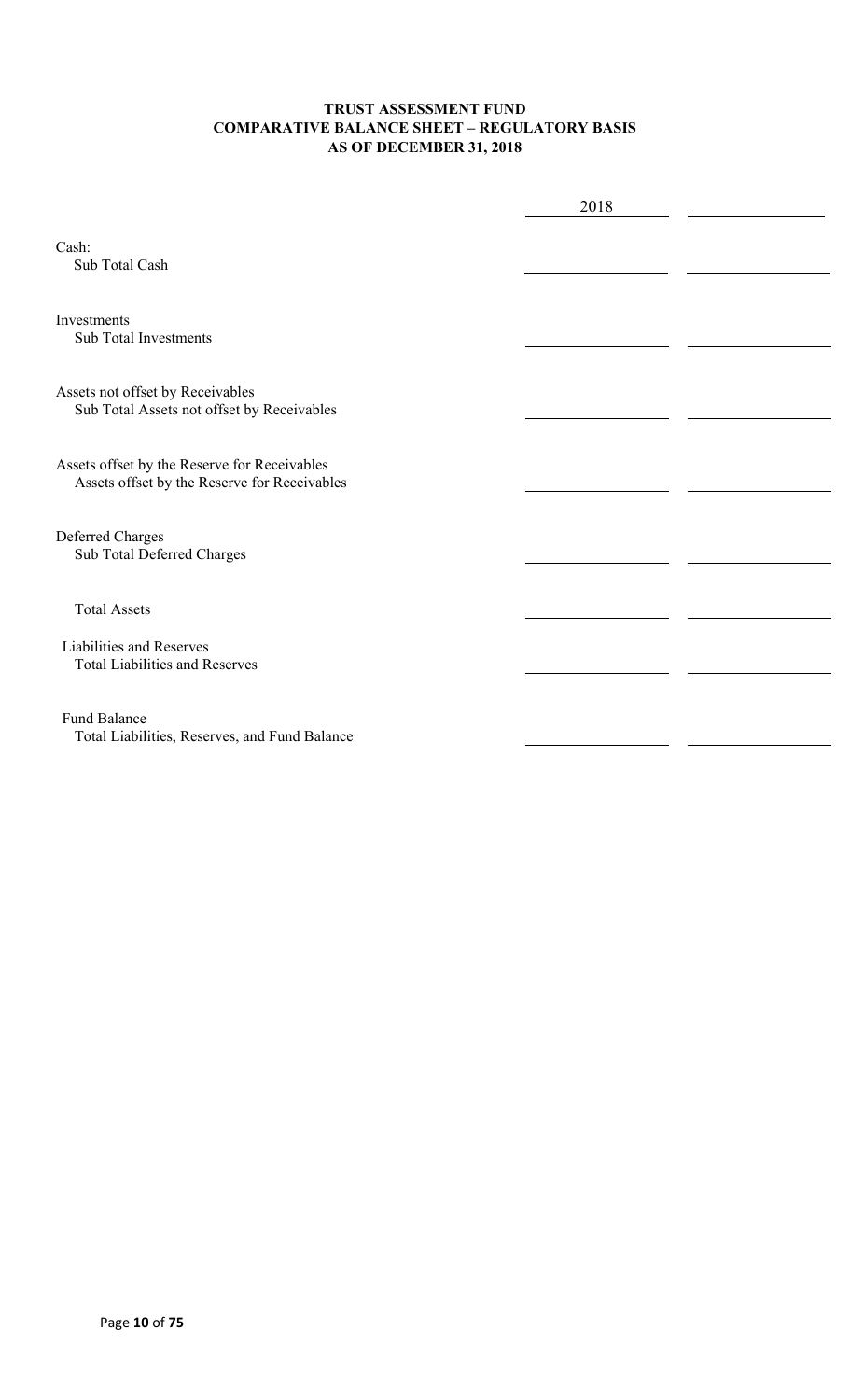**TRUST ASSESSMENT FUND**
**COMPARATIVE BALANCE SHEET – REGULATORY BASIS**
**AS OF DECEMBER 31, 2018**

| | 2018 | |
|---|---|---|
| Cash: | | |
| Sub Total Cash | | |
| Investments | | |
| Sub Total Investments | | |
| Assets not offset by Receivables | | |
| Sub Total Assets not offset by Receivables | | |
| Assets offset by the Reserve for Receivables | | |
| Assets offset by the Reserve for Receivables | | |
| Deferred Charges | | |
| Sub Total Deferred Charges | | |
| Total Assets | | |
| Liabilities and Reserves | | |
| Total Liabilities and Reserves | | |
| Fund Balance | | |
| Total Liabilities, Reserves, and Fund Balance | | |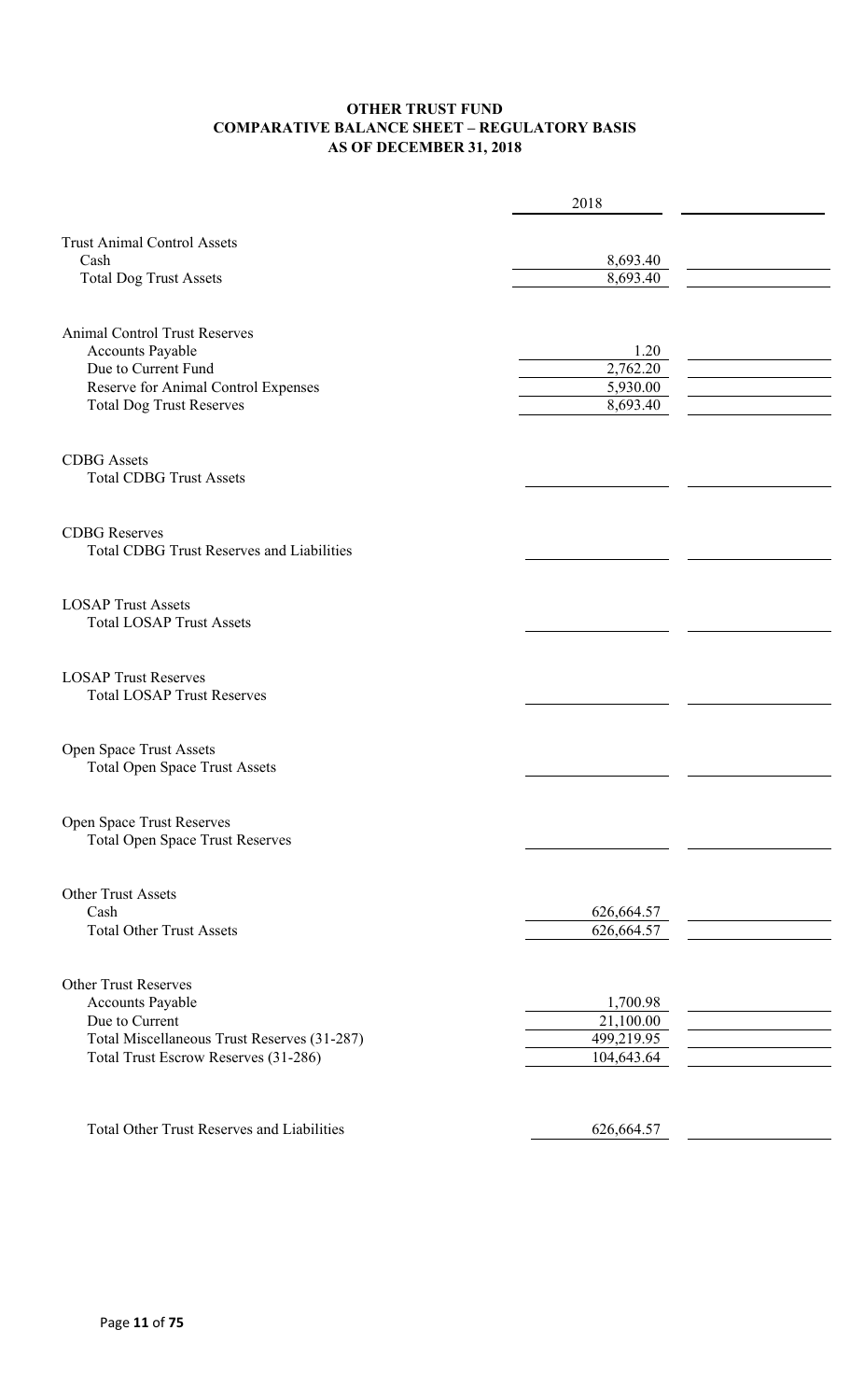# OTHER TRUST FUND
## COMPARATIVE BALANCE SHEET – REGULATORY BASIS
## AS OF DECEMBER 31, 2018

| | 2018 | |
|---|---|---|
| Trust Animal Control Assets | | |
| Cash | 8,693.40 | |
| Total Dog Trust Assets | 8,693.40 | |
| | | |
| Animal Control Trust Reserves | | |
| Accounts Payable | 1.20 | |
| Due to Current Fund | 2,762.20 | |
| Reserve for Animal Control Expenses | 5,930.00 | |
| Total Dog Trust Reserves | 8,693.40 | |
| | | |
| CDBG Assets | | |
| Total CDBG Trust Assets | | |
| | | |
| CDBG Reserves | | |
| Total CDBG Trust Reserves and Liabilities | | |
| | | |
| LOSAP Trust Assets | | |
| Total LOSAP Trust Assets | | |
| | | |
| LOSAP Trust Reserves | | |
| Total LOSAP Trust Reserves | | |
| | | |
| Open Space Trust Assets | | |
| Total Open Space Trust Assets | | |
| | | |
| Open Space Trust Reserves | | |
| Total Open Space Trust Reserves | | |
| | | |
| Other Trust Assets | | |
| Cash | 626,664.57 | |
| Total Other Trust Assets | 626,664.57 | |
| | | |
| Other Trust Reserves | | |
| Accounts Payable | 1,700.98 | |
| Due to Current | 21,100.00 | |
| Total Miscellaneous Trust Reserves (31-287) | 499,219.95 | |
| Total Trust Escrow Reserves (31-286) | 104,643.64 | |
| | | |
| Total Other Trust Reserves and Liabilities | 626,664.57 | |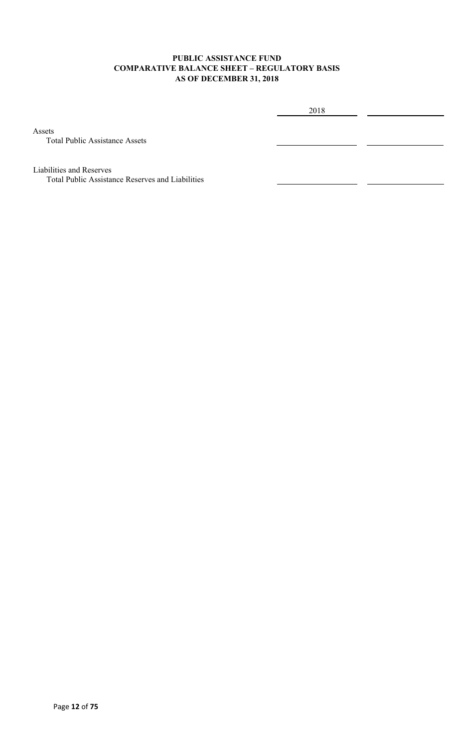**PUBLIC ASSISTANCE FUND**
**COMPARATIVE BALANCE SHEET – REGULATORY BASIS**
**AS OF DECEMBER 31, 2018**

| | 2018 | |
|---|---|---|
| Assets | | |
| Total Public Assistance Assets | | |
| | | |
| Liabilities and Reserves | | |
| Total Public Assistance Reserves and Liabilities | | |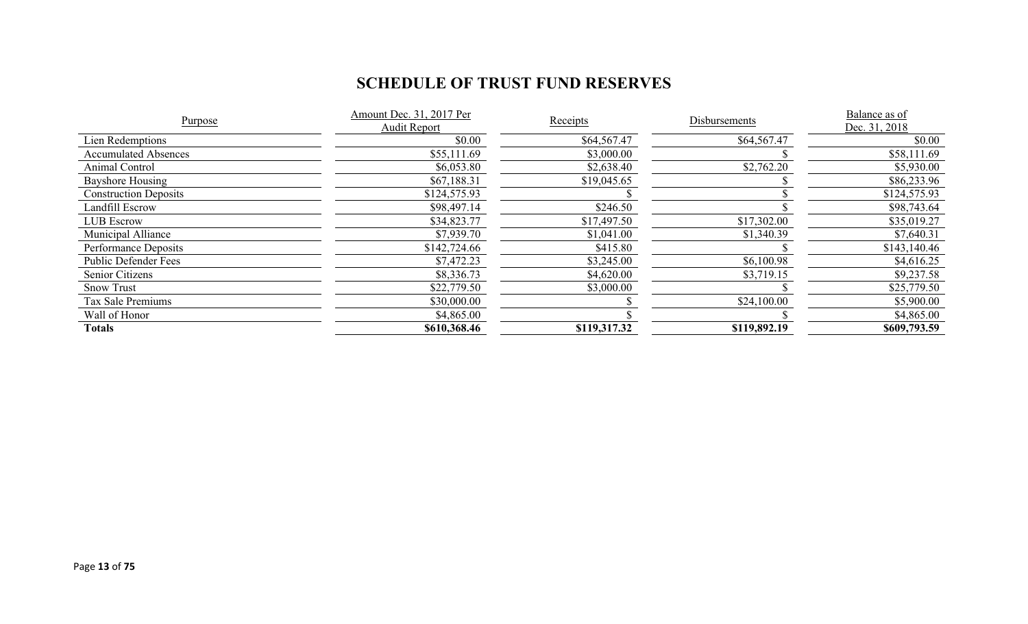# SCHEDULE OF TRUST FUND RESERVES

| Purpose | Amount Dec. 31, 2017 Per Audit Report | Receipts | Disbursements | Balance as of Dec. 31, 2018 |
|---|---|---|---|---|
| Lien Redemptions | $0.00 | $64,567.47 | $64,567.47 | $0.00 |
| Accumulated Absences | $55,111.69 | $3,000.00 | $ | $58,111.69 |
| Animal Control | $6,053.80 | $2,638.40 | $2,762.20 | $5,930.00 |
| Bayshore Housing | $67,188.31 | $19,045.65 | $ | $86,233.96 |
| Construction Deposits | $124,575.93 | $ | $ | $124,575.93 |
| Landfill Escrow | $98,497.14 | $246.50 | $ | $98,743.64 |
| LUB Escrow | $34,823.77 | $17,497.50 | $17,302.00 | $35,019.27 |
| Municipal Alliance | $7,939.70 | $1,041.00 | $1,340.39 | $7,640.31 |
| Performance Deposits | $142,724.66 | $415.80 | $ | $143,140.46 |
| Public Defender Fees | $7,472.23 | $3,245.00 | $6,100.98 | $4,616.25 |
| Senior Citizens | $8,336.73 | $4,620.00 | $3,719.15 | $9,237.58 |
| Snow Trust | $22,779.50 | $3,000.00 | $ | $25,779.50 |
| Tax Sale Premiums | $30,000.00 | $ | $24,100.00 | $5,900.00 |
| Wall of Honor | $4,865.00 | $ | $ | $4,865.00 |
| **Totals** | **$610,368.46** | **$119,317.32** | **$119,892.19** | **$609,793.59** |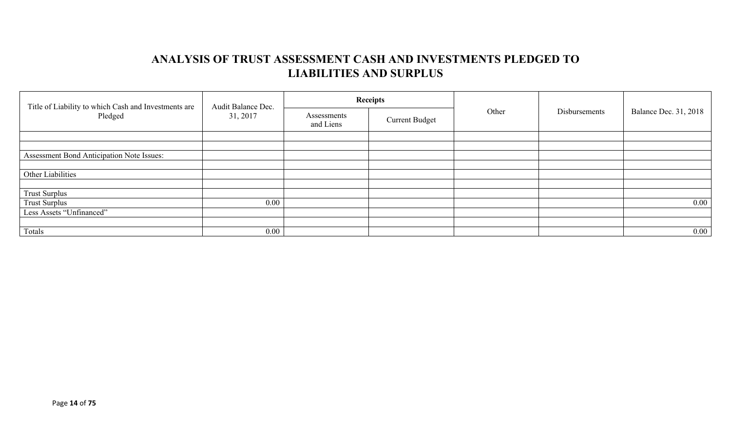# ANALYSIS OF TRUST ASSESSMENT CASH AND INVESTMENTS PLEDGED TO LIABILITIES AND SURPLUS

| Title of Liability to which Cash and Investments are Pledged | Audit Balance Dec. 31, 2017 | Receipts | | Other | Disbursements | Balance Dec. 31, 2018 |
|---|---|---|---|---|---|---|
| | | Assessments and Liens | Current Budget | | | |
| | | | | | | |
| | | | | | | |
| Assessment Bond Anticipation Note Issues: | | | | | | |
| | | | | | | |
| Other Liabilities | | | | | | |
| | | | | | | |
| Trust Surplus | | | | | | |
| Trust Surplus | 0.00 | | | | | 0.00 |
| Less Assets "Unfinanced" | | | | | | |
| | | | | | | |
| Totals | 0.00 | | | | | 0.00 |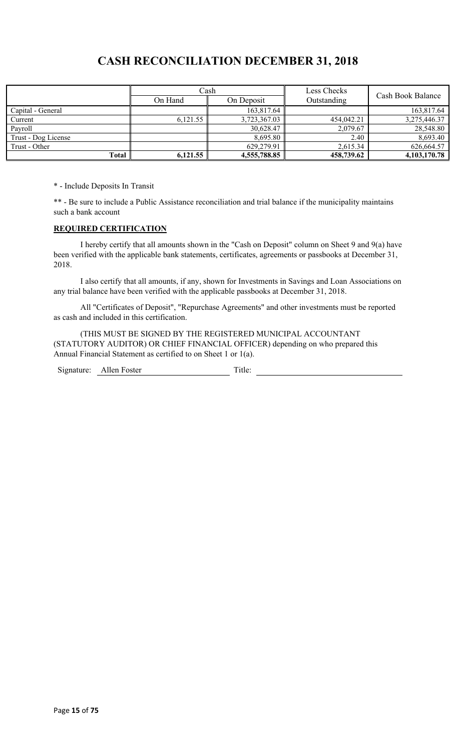# CASH RECONCILIATION DECEMBER 31, 2018

| | Cash | | Less Checks Outstanding | Cash Book Balance |
|---|---|---|---|---|
| | On Hand | On Deposit | | |
| Capital - General | | 163,817.64 | | 163,817.64 |
| Current | 6,121.55 | 3,723,367.03 | 454,042.21 | 3,275,446.37 |
| Payroll | | 30,628.47 | 2,079.67 | 28,548.80 |
| Trust - Dog License | | 8,695.80 | 2.40 | 8,693.40 |
| Trust - Other | | 629,279.91 | 2,615.34 | 626,664.57 |
| **Total** | **6,121.55** | **4,555,788.85** | **458,739.62** | **4,103,170.78** |

* - Include Deposits In Transit

** - Be sure to include a Public Assistance reconciliation and trial balance if the municipality maintains such a bank account

**REQUIRED CERTIFICATION**

I hereby certify that all amounts shown in the "Cash on Deposit" column on Sheet 9 and 9(a) have been verified with the applicable bank statements, certificates, agreements or passbooks at December 31, 2018.

I also certify that all amounts, if any, shown for Investments in Savings and Loan Associations on any trial balance have been verified with the applicable passbooks at December 31, 2018.

All "Certificates of Deposit", "Repurchase Agreements" and other investments must be reported as cash and included in this certification.

(THIS MUST BE SIGNED BY THE REGISTERED MUNICIPAL ACCOUNTANT (STATUTORY AUDITOR) OR CHIEF FINANCIAL OFFICER) depending on who prepared this Annual Financial Statement as certified to on Sheet 1 or 1(a).

Signature: Allen Foster Title: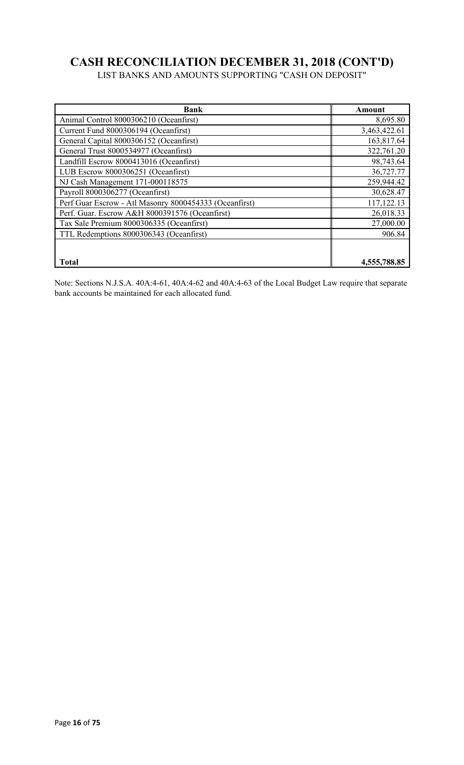# CASH RECONCILIATION DECEMBER 31, 2018 (CONT'D)

LIST BANKS AND AMOUNTS SUPPORTING "CASH ON DEPOSIT"

| Bank | Amount |
|---|---|
| Animal Control 8000306210 (Oceanfirst) | 8,695.80 |
| Current Fund 8000306194 (Oceanfirst) | 3,463,422.61 |
| General Capital 8000306152 (Oceanfirst) | 163,817.64 |
| General Trust 8000534977 (Oceanfirst) | 322,761.20 |
| Landfill Escrow 8000413016 (Oceanfirst) | 98,743.64 |
| LUB Escrow 8000306251 (Oceanfirst) | 36,727.77 |
| NJ Cash Management 171-000118575 | 259,944.42 |
| Payroll 8000306277 (Oceanfirst) | 30,628.47 |
| Perf Guar Escrow - Atl Masonry 8000454333 (Oceanfirst) | 117,122.13 |
| Perf. Guar. Escrow A&H 8000391576 (Oceanfirst) | 26,018.33 |
| Tax Sale Premium 8000306335 (Oceanfirst) | 27,000.00 |
| TTL Redemptions 8000306343 (Oceanfirst) | 906.84 |
| | |
| **Total** | **4,555,788.85** |

Note: Sections N.J.S.A. 40A:4-61, 40A:4-62 and 40A:4-63 of the Local Budget Law require that separate bank accounts be maintained for each allocated fund.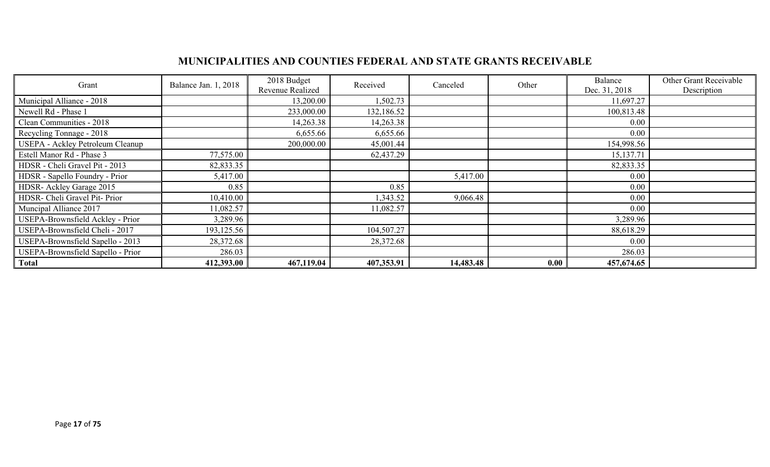## MUNICIPALITIES AND COUNTIES FEDERAL AND STATE GRANTS RECEIVABLE

| Grant | Balance Jan. 1, 2018 | 2018 Budget Revenue Realized | Received | Canceled | Other | Balance Dec. 31, 2018 | Other Grant Receivable Description |
|---|---|---|---|---|---|---|---|
| Municipal Alliance - 2018 | | 13,200.00 | 1,502.73 | | | 11,697.27 | |
| Newell Rd - Phase 1 | | 233,000.00 | 132,186.52 | | | 100,813.48 | |
| Clean Communities - 2018 | | 14,263.38 | 14,263.38 | | | 0.00 | |
| Recycling Tonnage - 2018 | | 6,655.66 | 6,655.66 | | | 0.00 | |
| USEPA - Ackley Petroleum Cleanup | | 200,000.00 | 45,001.44 | | | 154,998.56 | |
| Estell Manor Rd - Phase 3 | 77,575.00 | | 62,437.29 | | | 15,137.71 | |
| HDSR - Cheli Gravel Pit - 2013 | 82,833.35 | | | | | 82,833.35 | |
| HDSR - Sapello Foundry - Prior | 5,417.00 | | | 5,417.00 | | 0.00 | |
| HDSR- Ackley Garage 2015 | 0.85 | | 0.85 | | | 0.00 | |
| HDSR- Cheli Gravel Pit- Prior | 10,410.00 | | 1,343.52 | 9,066.48 | | 0.00 | |
| Muncipal Alliance 2017 | 11,082.57 | | 11,082.57 | | | 0.00 | |
| USEPA-Brownsfield Ackley - Prior | 3,289.96 | | | | | 3,289.96 | |
| USEPA-Brownsfield Cheli - 2017 | 193,125.56 | | 104,507.27 | | | 88,618.29 | |
| USEPA-Brownsfield Sapello - 2013 | 28,372.68 | | 28,372.68 | | | 0.00 | |
| USEPA-Brownsfield Sapello - Prior | 286.03 | | | | | 286.03 | |
| **Total** | **412,393.00** | **467,119.04** | **407,353.91** | **14,483.48** | **0.00** | **457,674.65** | |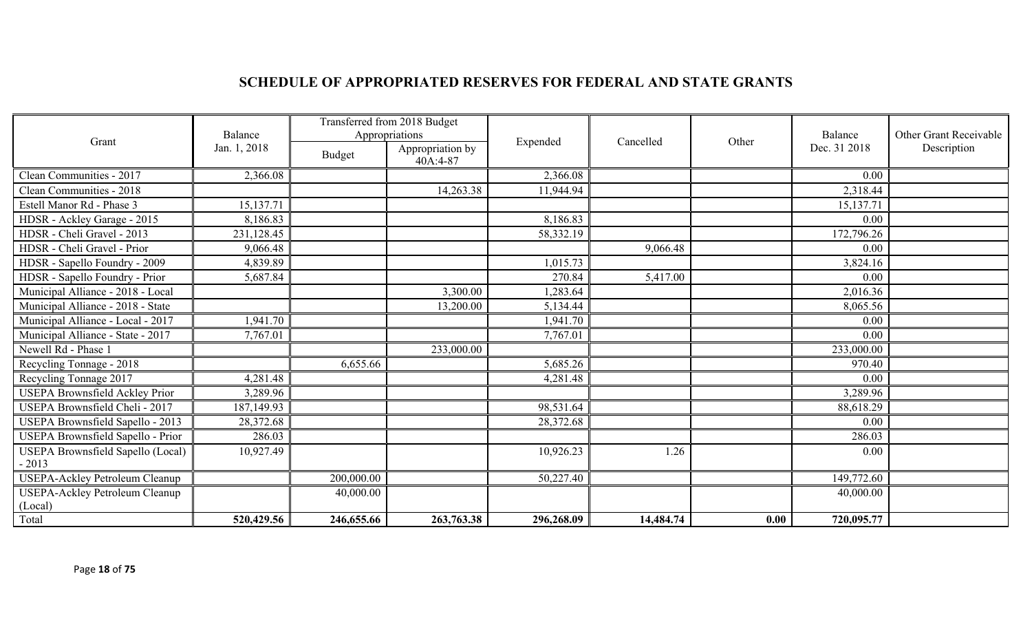## SCHEDULE OF APPROPRIATED RESERVES FOR FEDERAL AND STATE GRANTS

| Grant | Balance Jan. 1, 2018 | Transferred from 2018 Budget Appropriations | | Expended | Cancelled | Other | Balance Dec. 31 2018 | Other Grant Receivable Description |
|---|---|---|---|---|---|---|---|---|
| | | Budget | Appropriation by 40A:4-87 | | | | | |
| Clean Communities - 2017 | 2,366.08 | | | 2,366.08 | | | 0.00 | |
| Clean Communities - 2018 | | | 14,263.38 | 11,944.94 | | | 2,318.44 | |
| Estell Manor Rd - Phase 3 | 15,137.71 | | | | | | 15,137.71 | |
| HDSR - Ackley Garage - 2015 | 8,186.83 | | | 8,186.83 | | | 0.00 | |
| HDSR - Cheli Gravel - 2013 | 231,128.45 | | | 58,332.19 | | | 172,796.26 | |
| HDSR - Cheli Gravel - Prior | 9,066.48 | | | | 9,066.48 | | 0.00 | |
| HDSR - Sapello Foundry - 2009 | 4,839.89 | | | 1,015.73 | | | 3,824.16 | |
| HDSR - Sapello Foundry - Prior | 5,687.84 | | | 270.84 | 5,417.00 | | 0.00 | |
| Municipal Alliance - 2018 - Local | | | 3,300.00 | 1,283.64 | | | 2,016.36 | |
| Municipal Alliance - 2018 - State | | | 13,200.00 | 5,134.44 | | | 8,065.56 | |
| Municipal Alliance - Local - 2017 | 1,941.70 | | | 1,941.70 | | | 0.00 | |
| Municipal Alliance - State - 2017 | 7,767.01 | | | 7,767.01 | | | 0.00 | |
| Newell Rd - Phase 1 | | | 233,000.00 | | | | 233,000.00 | |
| Recycling Tonnage - 2018 | | 6,655.66 | | 5,685.26 | | | 970.40 | |
| Recycling Tonnage 2017 | 4,281.48 | | | 4,281.48 | | | 0.00 | |
| USEPA Brownsfield Ackley Prior | 3,289.96 | | | | | | 3,289.96 | |
| USEPA Brownsfield Cheli - 2017 | 187,149.93 | | | 98,531.64 | | | 88,618.29 | |
| USEPA Brownsfield Sapello - 2013 | 28,372.68 | | | 28,372.68 | | | 0.00 | |
| USEPA Brownsfield Sapello - Prior | 286.03 | | | | | | 286.03 | |
| USEPA Brownsfield Sapello (Local) - 2013 | 10,927.49 | | | 10,926.23 | 1.26 | | 0.00 | |
| USEPA-Ackley Petroleum Cleanup | | 200,000.00 | | 50,227.40 | | | 149,772.60 | |
| USEPA-Ackley Petroleum Cleanup (Local) | | 40,000.00 | | | | | 40,000.00 | |
| Total | **520,429.56** | **246,655.66** | **263,763.38** | **296,268.09** | **14,484.74** | **0.00** | **720,095.77** | |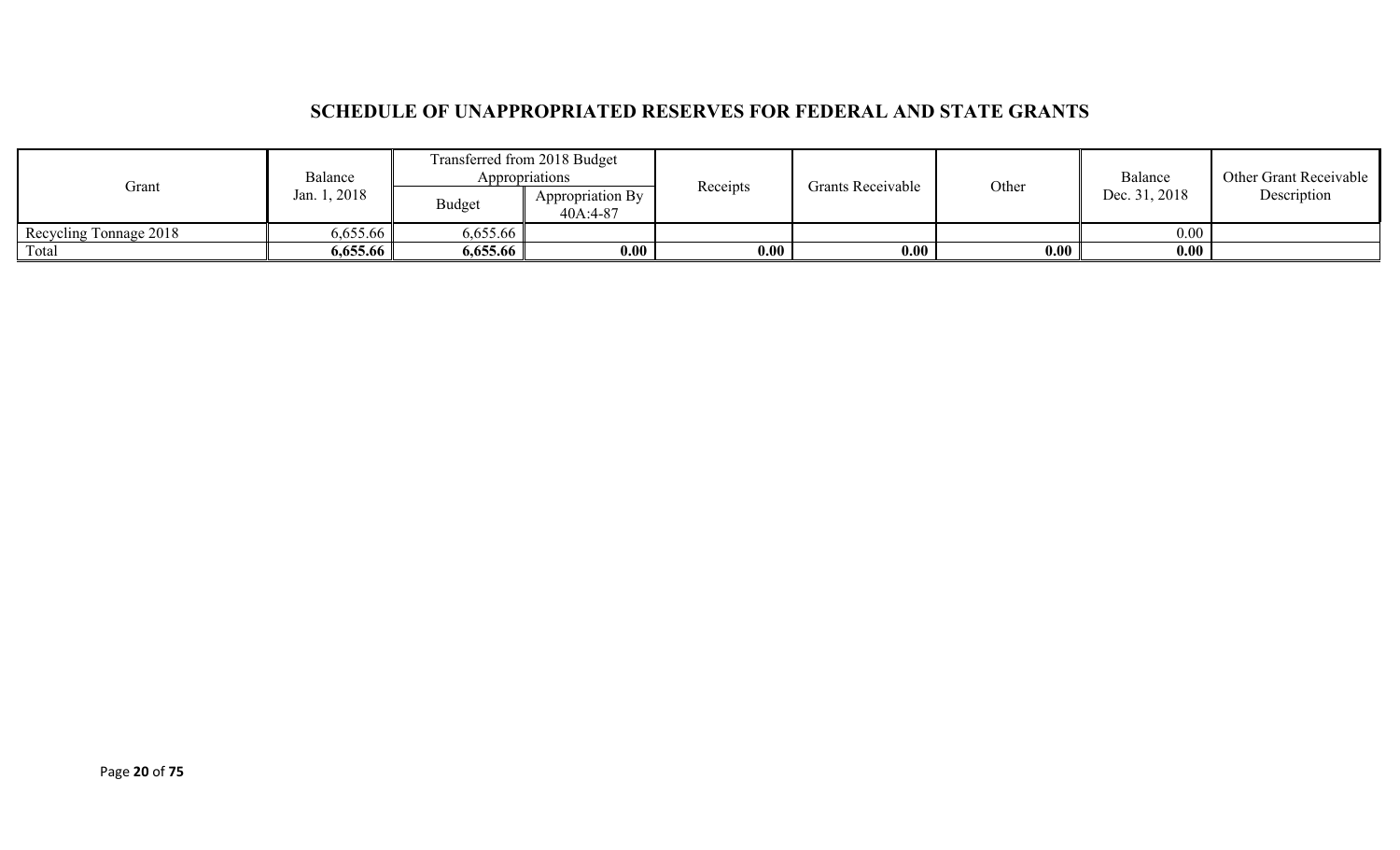## SCHEDULE OF UNAPPROPRIATED RESERVES FOR FEDERAL AND STATE GRANTS

| Grant | Balance Jan. 1, 2018 | Transferred from 2018 Budget Appropriations | | Receipts | Grants Receivable | Other | Balance Dec. 31, 2018 | Other Grant Receivable Description |
|---|---|---|---|---|---|---|---|---|
| | | Budget | Appropriation By 40A:4-87 | | | | | |
| Recycling Tonnage 2018 | 6,655.66 | 6,655.66 | | | | | 0.00 | |
| Total | **6,655.66** | **6,655.66** | **0.00** | **0.00** | **0.00** | **0.00** | **0.00** | |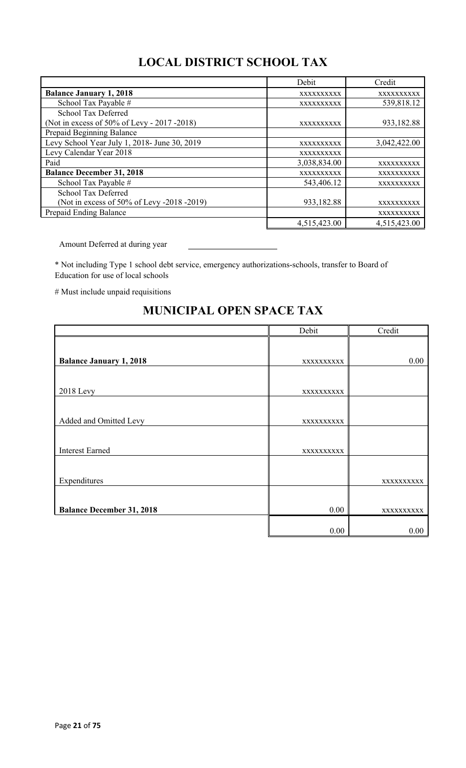## LOCAL DISTRICT SCHOOL TAX

| | Debit | Credit |
|---|---|---|
| **Balance January 1, 2018** | xxxxxxxxxx | xxxxxxxxxx |
| School Tax Payable # | xxxxxxxxxx | 539,818.12 |
| School Tax Deferred<br>(Not in excess of 50% of Levy - 2017 -2018) | xxxxxxxxxx | 933,182.88 |
| Prepaid Beginning Balance | | |
| Levy School Year July 1, 2018- June 30, 2019 | xxxxxxxxxx | 3,042,422.00 |
| Levy Calendar Year 2018 | xxxxxxxxxx | |
| Paid | 3,038,834.00 | xxxxxxxxxx |
| **Balance December 31, 2018** | xxxxxxxxxx | xxxxxxxxxx |
| School Tax Payable # | 543,406.12 | xxxxxxxxxx |
| School Tax Deferred<br>(Not in excess of 50% of Levy -2018 -2019) | 933,182.88 | xxxxxxxxxx |
| Prepaid Ending Balance | | xxxxxxxxxx |
| | 4,515,423.00 | 4,515,423.00 |

Amount Deferred at during year ____________________

* Not including Type 1 school debt service, emergency authorizations-schools, transfer to Board of Education for use of local schools

# Must include unpaid requisitions

## MUNICIPAL OPEN SPACE TAX

| | Debit | Credit |
|---|---|---|
| **Balance January 1, 2018** | xxxxxxxxxx | 0.00 |
| 2018 Levy | xxxxxxxxxx | |
| Added and Omitted Levy | xxxxxxxxxx | |
| Interest Earned | xxxxxxxxxx | |
| Expenditures | | xxxxxxxxxx |
| **Balance December 31, 2018** | 0.00 | xxxxxxxxxx |
| | 0.00 | 0.00 |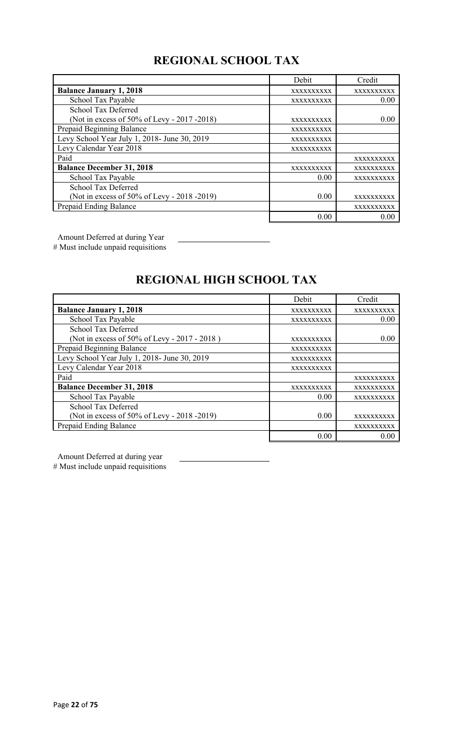## REGIONAL SCHOOL TAX

| | Debit | Credit |
|---|---|---|
| **Balance January 1, 2018** | xxxxxxxxxx | xxxxxxxxxx |
| School Tax Payable | xxxxxxxxxx | 0.00 |
| School Tax Deferred (Not in excess of 50% of Levy - 2017 -2018) | xxxxxxxxxx | 0.00 |
| Prepaid Beginning Balance | xxxxxxxxxx | |
| Levy School Year July 1, 2018- June 30, 2019 | xxxxxxxxxx | |
| Levy Calendar Year 2018 | xxxxxxxxxx | |
| Paid | | xxxxxxxxxx |
| **Balance December 31, 2018** | xxxxxxxxxx | xxxxxxxxxx |
| School Tax Payable | 0.00 | xxxxxxxxxx |
| School Tax Deferred (Not in excess of 50% of Levy - 2018 -2019) | 0.00 | xxxxxxxxxx |
| Prepaid Ending Balance | | xxxxxxxxxx |
| | 0.00 | 0.00 |

Amount Deferred at during Year ____________________

\# Must include unpaid requisitions

## REGIONAL HIGH SCHOOL TAX

| | Debit | Credit |
|---|---|---|
| **Balance January 1, 2018** | xxxxxxxxxx | xxxxxxxxxx |
| School Tax Payable | xxxxxxxxxx | 0.00 |
| School Tax Deferred (Not in excess of 50% of Levy - 2017 - 2018 ) | xxxxxxxxxx | 0.00 |
| Prepaid Beginning Balance | xxxxxxxxxx | |
| Levy School Year July 1, 2018- June 30, 2019 | xxxxxxxxxx | |
| Levy Calendar Year 2018 | xxxxxxxxxx | |
| Paid | | xxxxxxxxxx |
| **Balance December 31, 2018** | xxxxxxxxxx | xxxxxxxxxx |
| School Tax Payable | 0.00 | xxxxxxxxxx |
| School Tax Deferred (Not in excess of 50% of Levy - 2018 -2019) | 0.00 | xxxxxxxxxx |
| Prepaid Ending Balance | | xxxxxxxxxx |
| | 0.00 | 0.00 |

Amount Deferred at during year ____________________

\# Must include unpaid requisitions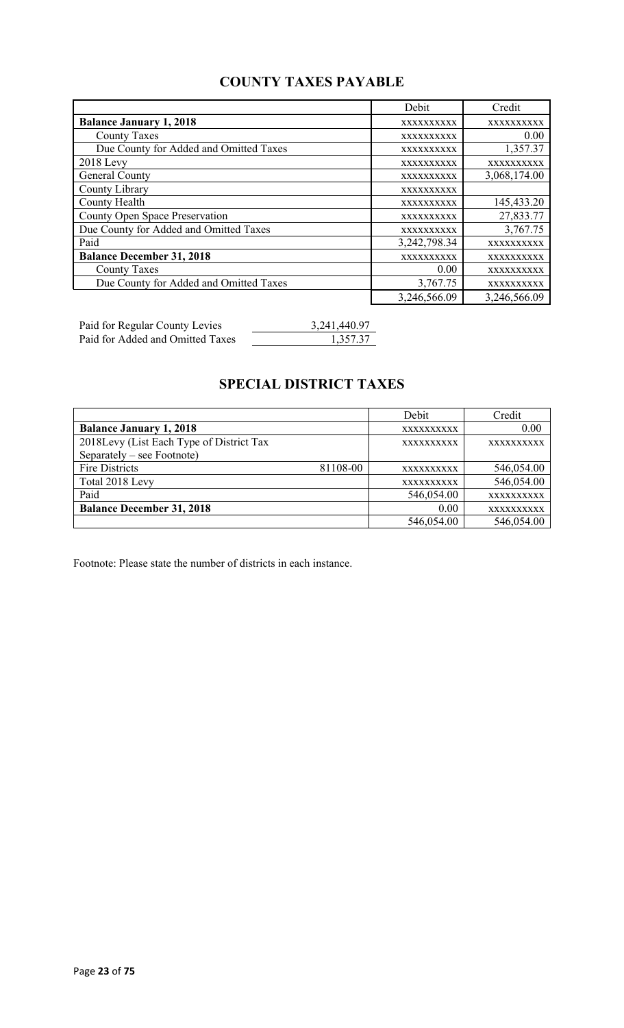## COUNTY TAXES PAYABLE

| | Debit | Credit |
|---|---|---|
| **Balance January 1, 2018** | xxxxxxxxxx | xxxxxxxxxx |
| County Taxes | xxxxxxxxxx | 0.00 |
| Due County for Added and Omitted Taxes | xxxxxxxxxx | 1,357.37 |
| 2018 Levy | xxxxxxxxxx | xxxxxxxxxx |
| General County | xxxxxxxxxx | 3,068,174.00 |
| County Library | xxxxxxxxxx | |
| County Health | xxxxxxxxxx | 145,433.20 |
| County Open Space Preservation | xxxxxxxxxx | 27,833.77 |
| Due County for Added and Omitted Taxes | xxxxxxxxxx | 3,767.75 |
| Paid | 3,242,798.34 | xxxxxxxxxx |
| **Balance December 31, 2018** | xxxxxxxxxx | xxxxxxxxxx |
| County Taxes | 0.00 | xxxxxxxxxx |
| Due County for Added and Omitted Taxes | 3,767.75 | xxxxxxxxxx |
| | 3,246,566.09 | 3,246,566.09 |

| | |
|---|---|
| Paid for Regular County Levies | 3,241,440.97 |
| Paid for Added and Omitted Taxes | 1,357.37 |

## SPECIAL DISTRICT TAXES

| | | Debit | Credit |
|---|---|---|---|
| **Balance January 1, 2018** | | xxxxxxxxxx | 0.00 |
| 2018Levy (List Each Type of District Tax Separately – see Footnote) | | xxxxxxxxxx | xxxxxxxxxx |
| Fire Districts | 81108-00 | xxxxxxxxxx | 546,054.00 |
| Total 2018 Levy | | xxxxxxxxxx | 546,054.00 |
| Paid | | 546,054.00 | xxxxxxxxxx |
| **Balance December 31, 2018** | | 0.00 | xxxxxxxxxx |
| | | 546,054.00 | 546,054.00 |

Footnote: Please state the number of districts in each instance.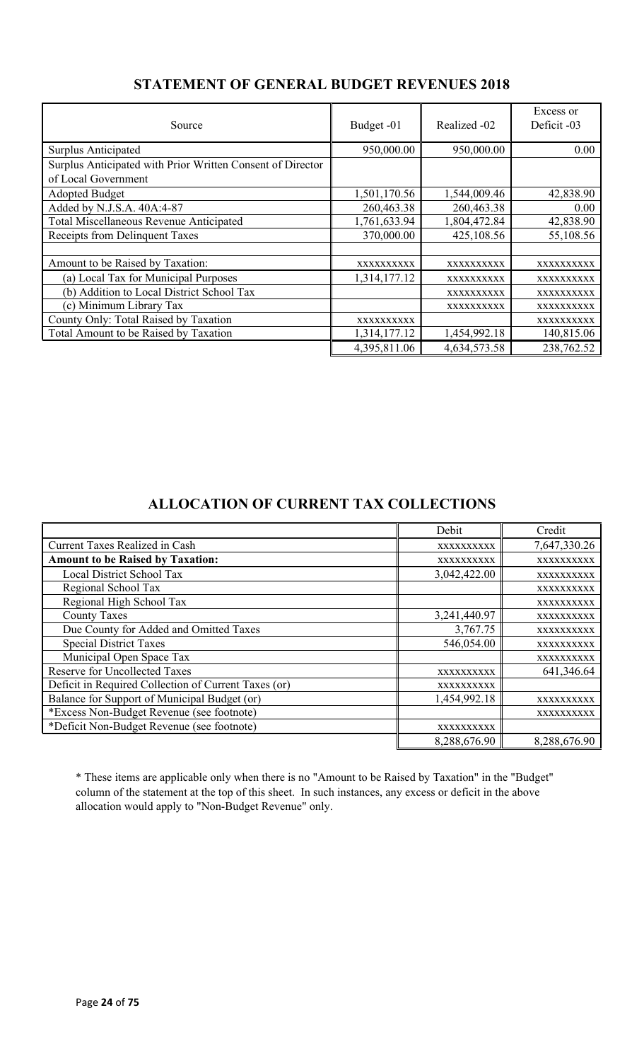## STATEMENT OF GENERAL BUDGET REVENUES 2018

| Source | Budget -01 | Realized -02 | Excess or Deficit -03 |
|---|---|---|---|
| Surplus Anticipated | 950,000.00 | 950,000.00 | 0.00 |
| Surplus Anticipated with Prior Written Consent of Director of Local Government | | | |
| Adopted Budget | 1,501,170.56 | 1,544,009.46 | 42,838.90 |
| Added by N.J.S.A. 40A:4-87 | 260,463.38 | 260,463.38 | 0.00 |
| Total Miscellaneous Revenue Anticipated | 1,761,633.94 | 1,804,472.84 | 42,838.90 |
| Receipts from Delinquent Taxes | 370,000.00 | 425,108.56 | 55,108.56 |
| | | | |
| Amount to be Raised by Taxation: | xxxxxxxxxx | xxxxxxxxxx | xxxxxxxxxx |
| (a) Local Tax for Municipal Purposes | 1,314,177.12 | xxxxxxxxxx | xxxxxxxxxx |
| (b) Addition to Local District School Tax | | xxxxxxxxxx | xxxxxxxxxx |
| (c) Minimum Library Tax | | xxxxxxxxxx | xxxxxxxxxx |
| County Only: Total Raised by Taxation | xxxxxxxxxx | | xxxxxxxxxx |
| Total Amount to be Raised by Taxation | 1,314,177.12 | 1,454,992.18 | 140,815.06 |
| | 4,395,811.06 | 4,634,573.58 | 238,762.52 |

## ALLOCATION OF CURRENT TAX COLLECTIONS

| | Debit | Credit |
|---|---|---|
| Current Taxes Realized in Cash | xxxxxxxxxx | 7,647,330.26 |
| **Amount to be Raised by Taxation:** | xxxxxxxxxx | xxxxxxxxxx |
| Local District School Tax | 3,042,422.00 | xxxxxxxxxx |
| Regional School Tax | | xxxxxxxxxx |
| Regional High School Tax | | xxxxxxxxxx |
| County Taxes | 3,241,440.97 | xxxxxxxxxx |
| Due County for Added and Omitted Taxes | 3,767.75 | xxxxxxxxxx |
| Special District Taxes | 546,054.00 | xxxxxxxxxx |
| Municipal Open Space Tax | | xxxxxxxxxx |
| Reserve for Uncollected Taxes | xxxxxxxxxx | 641,346.64 |
| Deficit in Required Collection of Current Taxes (or) | xxxxxxxxxx | |
| Balance for Support of Municipal Budget (or) | 1,454,992.18 | xxxxxxxxxx |
| *Excess Non-Budget Revenue (see footnote) | | xxxxxxxxxx |
| *Deficit Non-Budget Revenue (see footnote) | xxxxxxxxxx | |
| | 8,288,676.90 | 8,288,676.90 |

* These items are applicable only when there is no "Amount to be Raised by Taxation" in the "Budget" column of the statement at the top of this sheet. In such instances, any excess or deficit in the above allocation would apply to "Non-Budget Revenue" only.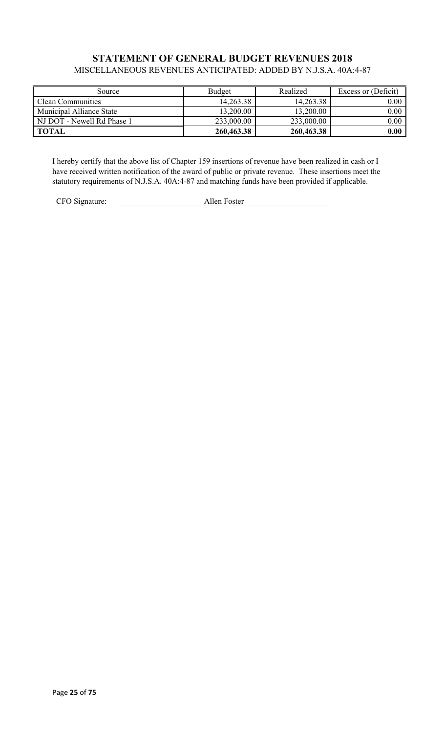## STATEMENT OF GENERAL BUDGET REVENUES 2018

MISCELLANEOUS REVENUES ANTICIPATED: ADDED BY N.J.S.A. 40A:4-87

| Source | Budget | Realized | Excess or (Deficit) |
|---|---|---|---|
| Clean Communities | 14,263.38 | 14,263.38 | 0.00 |
| Municipal Alliance State | 13,200.00 | 13,200.00 | 0.00 |
| NJ DOT - Newell Rd Phase 1 | 233,000.00 | 233,000.00 | 0.00 |
| **TOTAL** | **260,463.38** | **260,463.38** | **0.00** |

I hereby certify that the above list of Chapter 159 insertions of revenue have been realized in cash or I have received written notification of the award of public or private revenue. These insertions meet the statutory requirements of N.J.S.A. 40A:4-87 and matching funds have been provided if applicable.

CFO Signature: Allen Foster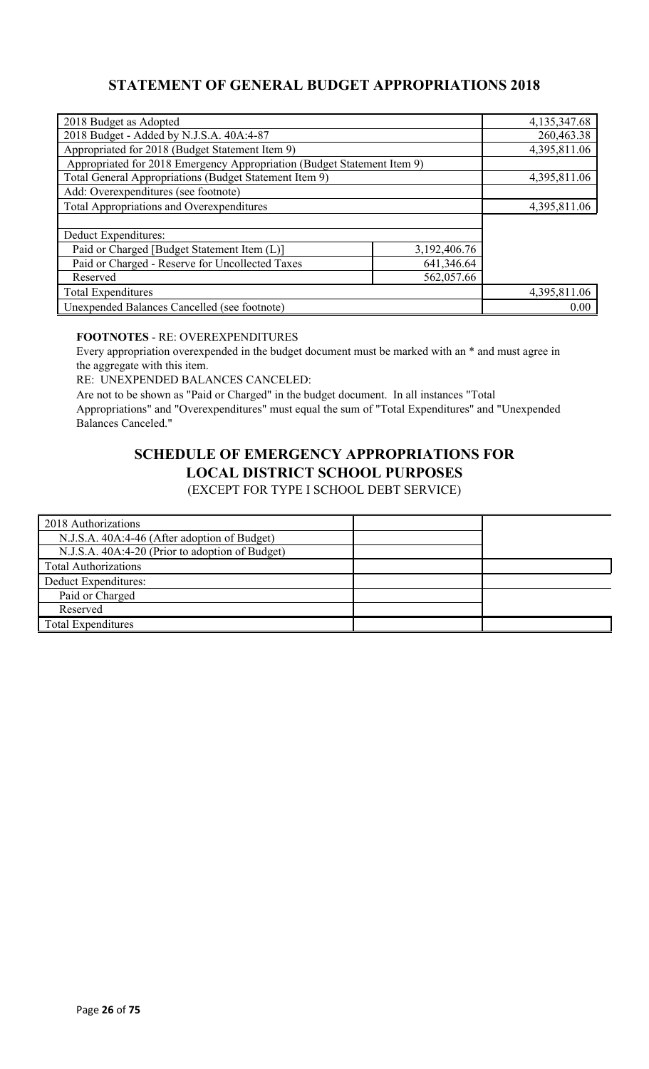## STATEMENT OF GENERAL BUDGET APPROPRIATIONS 2018

| | | |
|---|---|---|
| 2018 Budget as Adopted | | 4,135,347.68 |
| 2018 Budget - Added by N.J.S.A. 40A:4-87 | | 260,463.38 |
| Appropriated for 2018 (Budget Statement Item 9) | | 4,395,811.06 |
| Appropriated for 2018 Emergency Appropriation (Budget Statement Item 9) | | |
| Total General Appropriations (Budget Statement Item 9) | | 4,395,811.06 |
| Add: Overexpenditures (see footnote) | | |
| Total Appropriations and Overexpenditures | | 4,395,811.06 |
| | | |
| Deduct Expenditures: | | |
| Paid or Charged [Budget Statement Item (L)] | 3,192,406.76 | |
| Paid or Charged - Reserve for Uncollected Taxes | 641,346.64 | |
| Reserved | 562,057.66 | |
| Total Expenditures | | 4,395,811.06 |
| Unexpended Balances Cancelled (see footnote) | | 0.00 |

**FOOTNOTES** - RE: OVEREXPENDITURES

Every appropriation overexpended in the budget document must be marked with an * and must agree in the aggregate with this item.

RE: UNEXPENDED BALANCES CANCELED:

Are not to be shown as "Paid or Charged" in the budget document. In all instances "Total Appropriations" and "Overexpenditures" must equal the sum of "Total Expenditures" and "Unexpended Balances Canceled."

## SCHEDULE OF EMERGENCY APPROPRIATIONS FOR LOCAL DISTRICT SCHOOL PURPOSES

(EXCEPT FOR TYPE I SCHOOL DEBT SERVICE)

| | | |
|---|---|---|
| 2018 Authorizations | | |
| N.J.S.A. 40A:4-46 (After adoption of Budget) | | |
| N.J.S.A. 40A:4-20 (Prior to adoption of Budget) | | |
| Total Authorizations | | |
| Deduct Expenditures: | | |
| Paid or Charged | | |
| Reserved | | |
| Total Expenditures | | |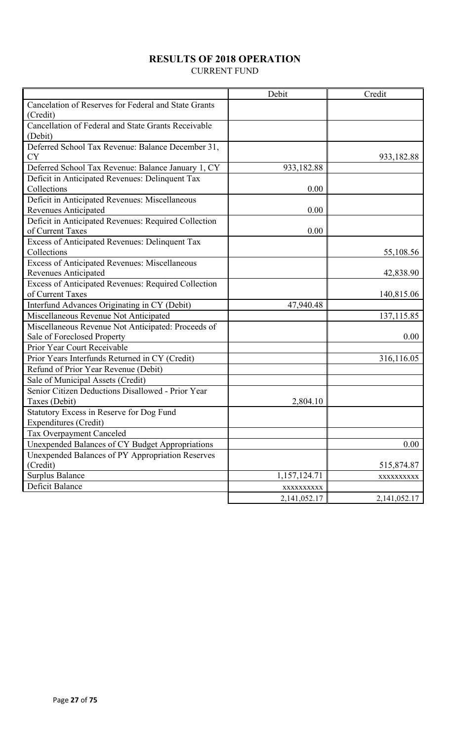# RESULTS OF 2018 OPERATION

CURRENT FUND

| | Debit | Credit |
|---|---|---|
| Cancelation of Reserves for Federal and State Grants (Credit) | | |
| Cancellation of Federal and State Grants Receivable (Debit) | | |
| Deferred School Tax Revenue: Balance December 31, CY | | 933,182.88 |
| Deferred School Tax Revenue: Balance January 1, CY | 933,182.88 | |
| Deficit in Anticipated Revenues: Delinquent Tax Collections | 0.00 | |
| Deficit in Anticipated Revenues: Miscellaneous Revenues Anticipated | 0.00 | |
| Deficit in Anticipated Revenues: Required Collection of Current Taxes | 0.00 | |
| Excess of Anticipated Revenues: Delinquent Tax Collections | | 55,108.56 |
| Excess of Anticipated Revenues: Miscellaneous Revenues Anticipated | | 42,838.90 |
| Excess of Anticipated Revenues: Required Collection of Current Taxes | | 140,815.06 |
| Interfund Advances Originating in CY (Debit) | 47,940.48 | |
| Miscellaneous Revenue Not Anticipated | | 137,115.85 |
| Miscellaneous Revenue Not Anticipated: Proceeds of Sale of Foreclosed Property | | 0.00 |
| Prior Year Court Receivable | | |
| Prior Years Interfunds Returned in CY (Credit) | | 316,116.05 |
| Refund of Prior Year Revenue (Debit) | | |
| Sale of Municipal Assets (Credit) | | |
| Senior Citizen Deductions Disallowed - Prior Year Taxes (Debit) | 2,804.10 | |
| Statutory Excess in Reserve for Dog Fund Expenditures (Credit) | | |
| Tax Overpayment Canceled | | |
| Unexpended Balances of CY Budget Appropriations | | 0.00 |
| Unexpended Balances of PY Appropriation Reserves (Credit) | | 515,874.87 |
| Surplus Balance | 1,157,124.71 | xxxxxxxxxx |
| Deficit Balance | xxxxxxxxxx | |
| | 2,141,052.17 | 2,141,052.17 |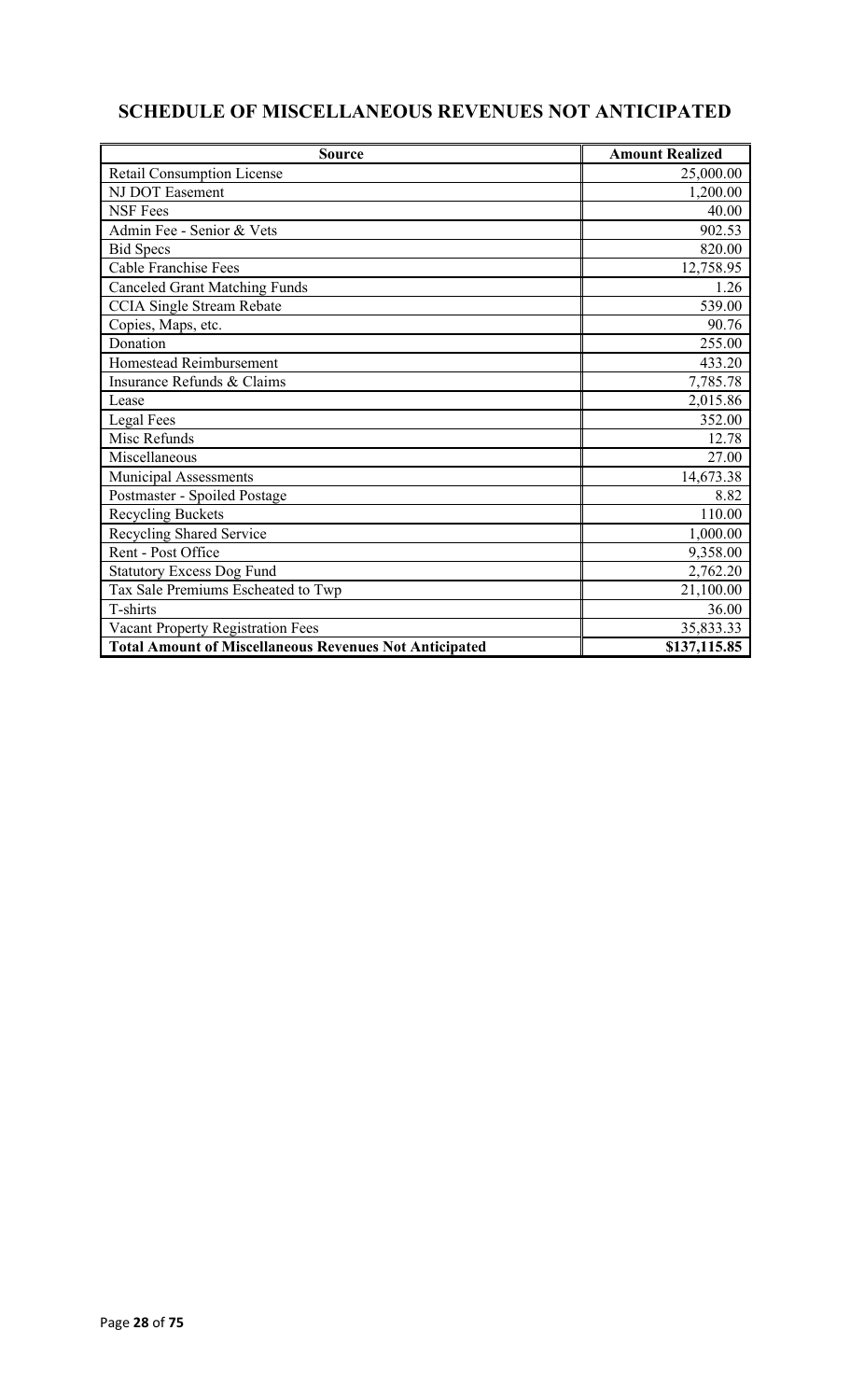# SCHEDULE OF MISCELLANEOUS REVENUES NOT ANTICIPATED

| Source | Amount Realized |
| --- | --- |
| Retail Consumption License | 25,000.00 |
| NJ DOT Easement | 1,200.00 |
| NSF Fees | 40.00 |
| Admin Fee - Senior & Vets | 902.53 |
| Bid Specs | 820.00 |
| Cable Franchise Fees | 12,758.95 |
| Canceled Grant Matching Funds | 1.26 |
| CCIA Single Stream Rebate | 539.00 |
| Copies, Maps, etc. | 90.76 |
| Donation | 255.00 |
| Homestead Reimbursement | 433.20 |
| Insurance Refunds & Claims | 7,785.78 |
| Lease | 2,015.86 |
| Legal Fees | 352.00 |
| Misc Refunds | 12.78 |
| Miscellaneous | 27.00 |
| Municipal Assessments | 14,673.38 |
| Postmaster - Spoiled Postage | 8.82 |
| Recycling Buckets | 110.00 |
| Recycling Shared Service | 1,000.00 |
| Rent - Post Office | 9,358.00 |
| Statutory Excess Dog Fund | 2,762.20 |
| Tax Sale Premiums Escheated to Twp | 21,100.00 |
| T-shirts | 36.00 |
| Vacant Property Registration Fees | 35,833.33 |
| **Total Amount of Miscellaneous Revenues Not Anticipated** | **$137,115.85** |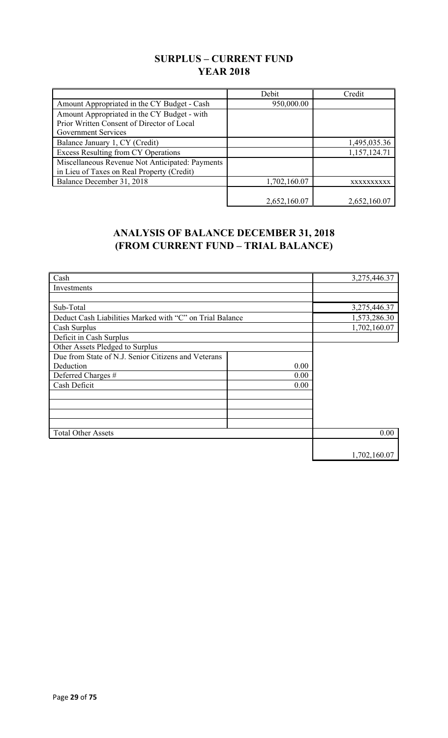## SURPLUS – CURRENT FUND
## YEAR 2018

| | Debit | Credit |
|---|---|---|
| Amount Appropriated in the CY Budget - Cash | 950,000.00 | |
| Amount Appropriated in the CY Budget - with Prior Written Consent of Director of Local Government Services | | |
| Balance January 1, CY (Credit) | | 1,495,035.36 |
| Excess Resulting from CY Operations | | 1,157,124.71 |
| Miscellaneous Revenue Not Anticipated: Payments in Lieu of Taxes on Real Property (Credit) | | |
| Balance December 31, 2018 | 1,702,160.07 | XXXXXXXXXX |
| | 2,652,160.07 | 2,652,160.07 |

## ANALYSIS OF BALANCE DECEMBER 31, 2018
## (FROM CURRENT FUND – TRIAL BALANCE)

| | | |
|---|---|---|
| Cash | | 3,275,446.37 |
| Investments | | |
| | | |
| Sub-Total | | 3,275,446.37 |
| Deduct Cash Liabilities Marked with "C" on Trial Balance | | 1,573,286.30 |
| Cash Surplus | | 1,702,160.07 |
| Deficit in Cash Surplus | | |
| Other Assets Pledged to Surplus | | |
| Due from State of N.J. Senior Citizens and Veterans Deduction | 0.00 | |
| Deferred Charges # | 0.00 | |
| Cash Deficit | 0.00 | |
| | | |
| | | |
| | | |
| | | |
| Total Other Assets | | 0.00 |
| | | 1,702,160.07 |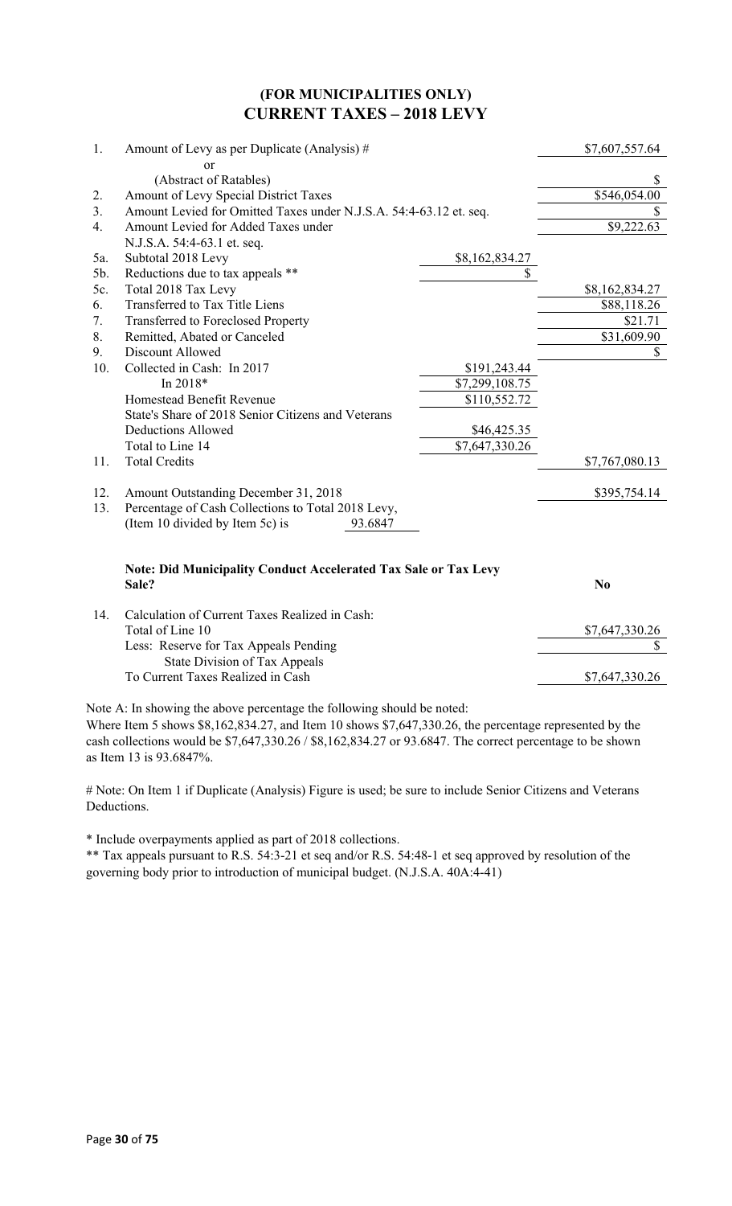**(FOR MUNICIPALITIES ONLY)**

## CURRENT TAXES – 2018 LEVY

| | | | |
|---|---|---|---|
| 1. | Amount of Levy as per Duplicate (Analysis) # | | $7,607,557.64 |
| | or | | |
| | (Abstract of Ratables) | | $ |
| 2. | Amount of Levy Special District Taxes | | $546,054.00 |
| 3. | Amount Levied for Omitted Taxes under N.J.S.A. 54:4-63.12 et. seq. | | $ |
| 4. | Amount Levied for Added Taxes under N.J.S.A. 54:4-63.1 et. seq. | | $9,222.63 |
| 5a. | Subtotal 2018 Levy | $8,162,834.27 | |
| 5b. | Reductions due to tax appeals ** | $ | |
| 5c. | Total 2018 Tax Levy | | $8,162,834.27 |
| 6. | Transferred to Tax Title Liens | | $88,118.26 |
| 7. | Transferred to Foreclosed Property | | $21.71 |
| 8. | Remitted, Abated or Canceled | | $31,609.90 |
| 9. | Discount Allowed | | $ |
| 10. | Collected in Cash: In 2017 | $191,243.44 | |
| | In 2018* | $7,299,108.75 | |
| | Homestead Benefit Revenue | $110,552.72 | |
| | State's Share of 2018 Senior Citizens and Veterans Deductions Allowed | $46,425.35 | |
| | Total to Line 14 | $7,647,330.26 | |
| 11. | Total Credits | | $7,767,080.13 |
| 12. | Amount Outstanding December 31, 2018 | | $395,754.14 |
| 13. | Percentage of Cash Collections to Total 2018 Levy, (Item 10 divided by Item 5c) is 93.6847 | | |

**Note: Did Municipality Conduct Accelerated Tax Sale or Tax Levy Sale?** **No**

| | | |
|---|---|---|
| 14. | Calculation of Current Taxes Realized in Cash: | |
| | Total of Line 10 | $7,647,330.26 |
| | Less: Reserve for Tax Appeals Pending State Division of Tax Appeals | $ |
| | To Current Taxes Realized in Cash | $7,647,330.26 |

Note A: In showing the above percentage the following should be noted:
Where Item 5 shows $8,162,834.27, and Item 10 shows $7,647,330.26, the percentage represented by the cash collections would be $7,647,330.26 / $8,162,834.27 or 93.6847. The correct percentage to be shown as Item 13 is 93.6847%.

# Note: On Item 1 if Duplicate (Analysis) Figure is used; be sure to include Senior Citizens and Veterans Deductions.

* Include overpayments applied as part of 2018 collections.

** Tax appeals pursuant to R.S. 54:3-21 et seq and/or R.S. 54:48-1 et seq approved by resolution of the governing body prior to introduction of municipal budget. (N.J.S.A. 40A:4-41)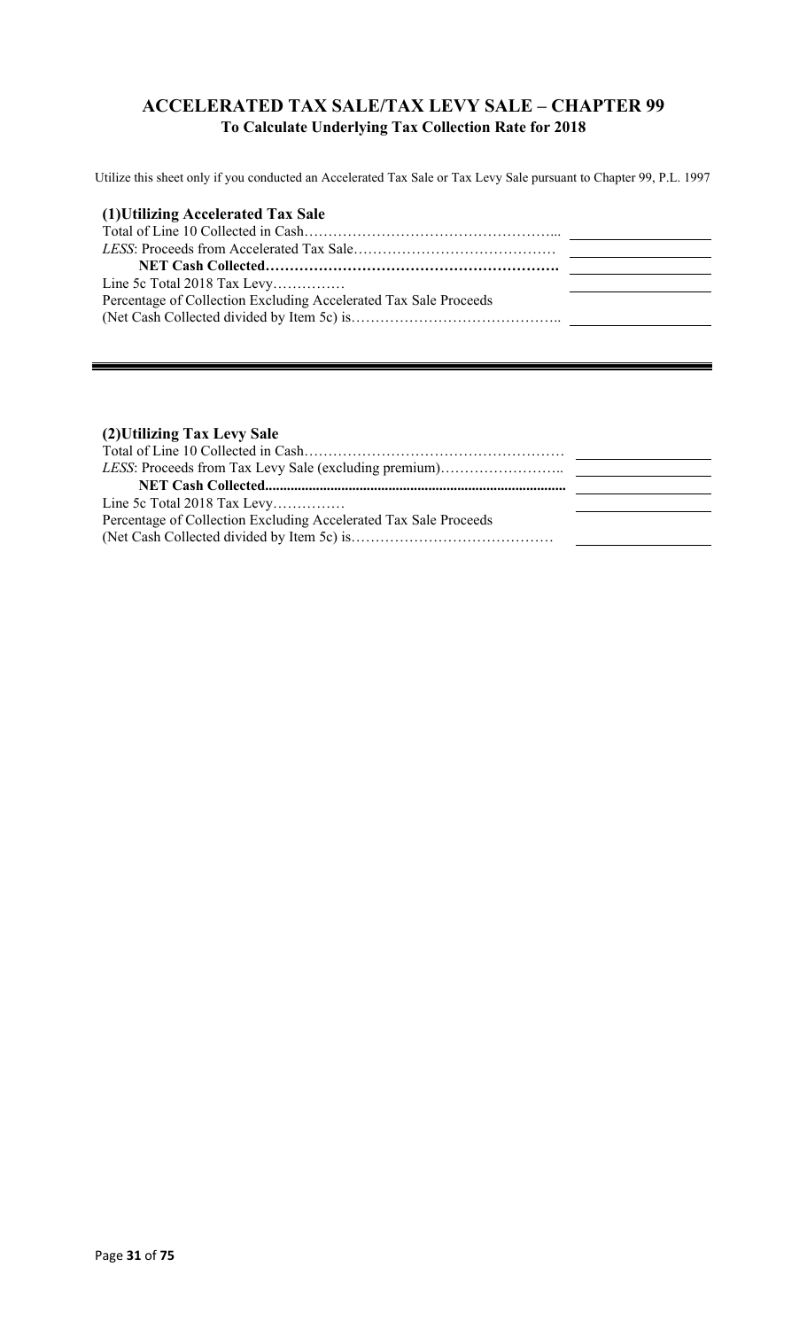## ACCELERATED TAX SALE/TAX LEVY SALE – CHAPTER 99

**To Calculate Underlying Tax Collection Rate for 2018**

Utilize this sheet only if you conducted an Accelerated Tax Sale or Tax Levy Sale pursuant to Chapter 99, P.L. 1997

### (1)Utilizing Accelerated Tax Sale

| | |
|---|---|
| Total of Line 10 Collected in Cash……………………………………………... | |
| *LESS*: Proceeds from Accelerated Tax Sale…………………………………… | |
| **NET Cash Collected……………………………………………………** | |
| Line 5c Total 2018 Tax Levy…………… | |
| Percentage of Collection Excluding Accelerated Tax Sale Proceeds (Net Cash Collected divided by Item 5c) is…………………………………….. | |

---

### (2)Utilizing Tax Levy Sale

| | |
|---|---|
| Total of Line 10 Collected in Cash……………………………………………… | |
| *LESS*: Proceeds from Tax Levy Sale (excluding premium)…………………….. | |
| **NET Cash Collected..................................................................................** | |
| Line 5c Total 2018 Tax Levy…………… | |
| Percentage of Collection Excluding Accelerated Tax Sale Proceeds (Net Cash Collected divided by Item 5c) is…………………………………… | |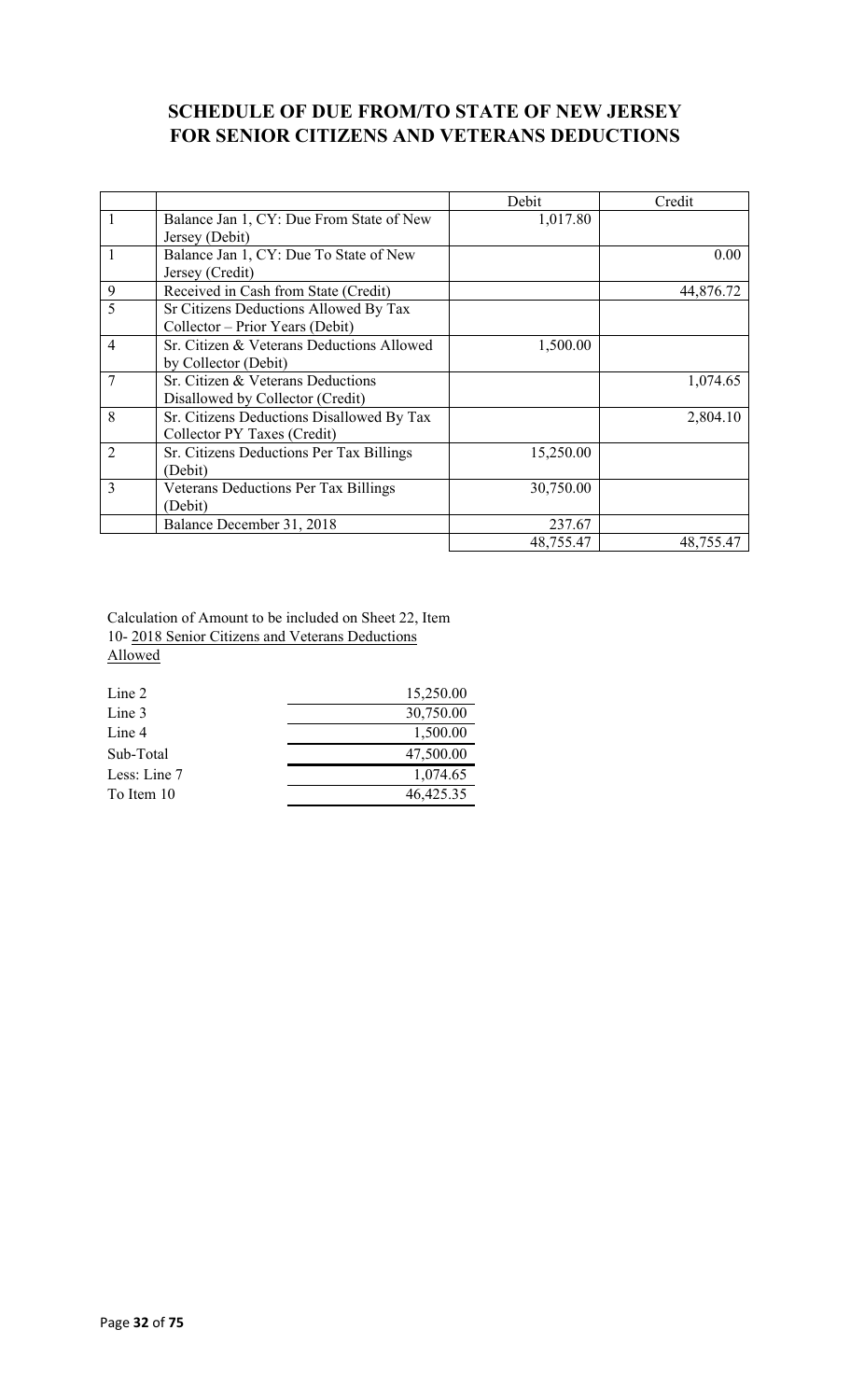## SCHEDULE OF DUE FROM/TO STATE OF NEW JERSEY FOR SENIOR CITIZENS AND VETERANS DEDUCTIONS

| | | Debit | Credit |
|---|---|---|---|
| 1 | Balance Jan 1, CY: Due From State of New Jersey (Debit) | 1,017.80 | |
| 1 | Balance Jan 1, CY: Due To State of New Jersey (Credit) | | 0.00 |
| 9 | Received in Cash from State (Credit) | | 44,876.72 |
| 5 | Sr Citizens Deductions Allowed By Tax Collector – Prior Years (Debit) | | |
| 4 | Sr. Citizen & Veterans Deductions Allowed by Collector (Debit) | 1,500.00 | |
| 7 | Sr. Citizen & Veterans Deductions Disallowed by Collector (Credit) | | 1,074.65 |
| 8 | Sr. Citizens Deductions Disallowed By Tax Collector PY Taxes (Credit) | | 2,804.10 |
| 2 | Sr. Citizens Deductions Per Tax Billings (Debit) | 15,250.00 | |
| 3 | Veterans Deductions Per Tax Billings (Debit) | 30,750.00 | |
| | Balance December 31, 2018 | 237.67 | |
| | | 48,755.47 | 48,755.47 |

Calculation of Amount to be included on Sheet 22, Item 10- 2018 Senior Citizens and Veterans Deductions Allowed

| | |
|---|---|
| Line 2 | 15,250.00 |
| Line 3 | 30,750.00 |
| Line 4 | 1,500.00 |
| Sub-Total | 47,500.00 |
| Less: Line 7 | 1,074.65 |
| To Item 10 | 46,425.35 |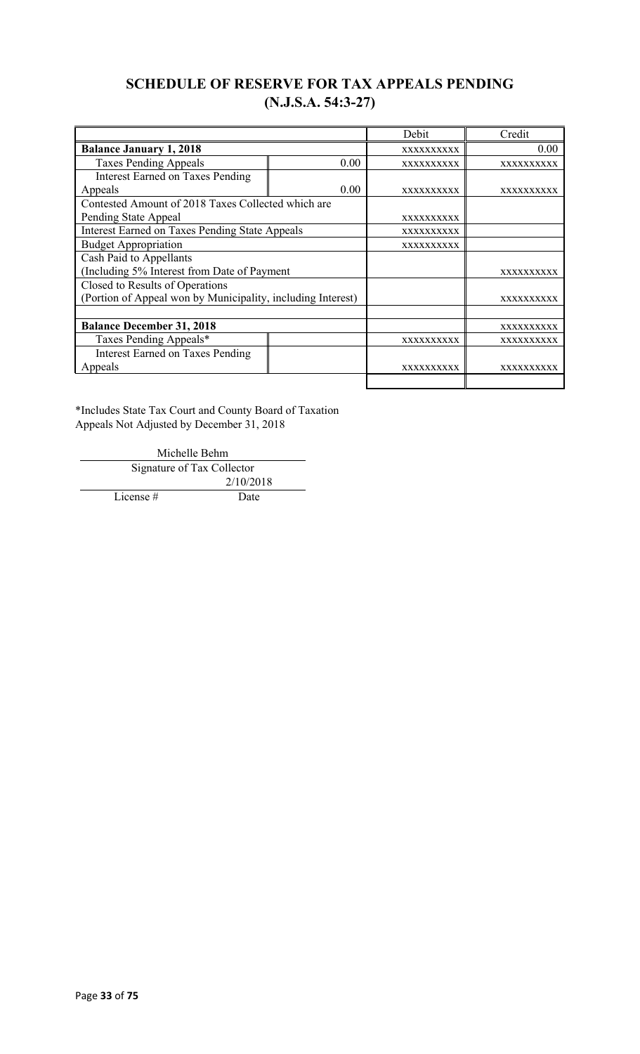## SCHEDULE OF RESERVE FOR TAX APPEALS PENDING (N.J.S.A. 54:3-27)

| | | Debit | Credit |
|---|---|---|---|
| **Balance January 1, 2018** | | XXXXXXXXXX | 0.00 |
| Taxes Pending Appeals | 0.00 | XXXXXXXXXX | XXXXXXXXXX |
| Interest Earned on Taxes Pending Appeals | 0.00 | XXXXXXXXXX | XXXXXXXXXX |
| Contested Amount of 2018 Taxes Collected which are Pending State Appeal | | XXXXXXXXXX | |
| Interest Earned on Taxes Pending State Appeals | | XXXXXXXXXX | |
| Budget Appropriation | | XXXXXXXXXX | |
| Cash Paid to Appellants (Including 5% Interest from Date of Payment | | | XXXXXXXXXX |
| Closed to Results of Operations (Portion of Appeal won by Municipality, including Interest) | | | XXXXXXXXXX |
| | | | |
| **Balance December 31, 2018** | | | XXXXXXXXXX |
| Taxes Pending Appeals* | | XXXXXXXXXX | XXXXXXXXXX |
| Interest Earned on Taxes Pending Appeals | | XXXXXXXXXX | XXXXXXXXXX |
| | | | |

*Includes State Tax Court and County Board of Taxation Appeals Not Adjusted by December 31, 2018

Michelle Behm
Signature of Tax Collector

| License # | Date |
|---|---|
| | 2/10/2018 |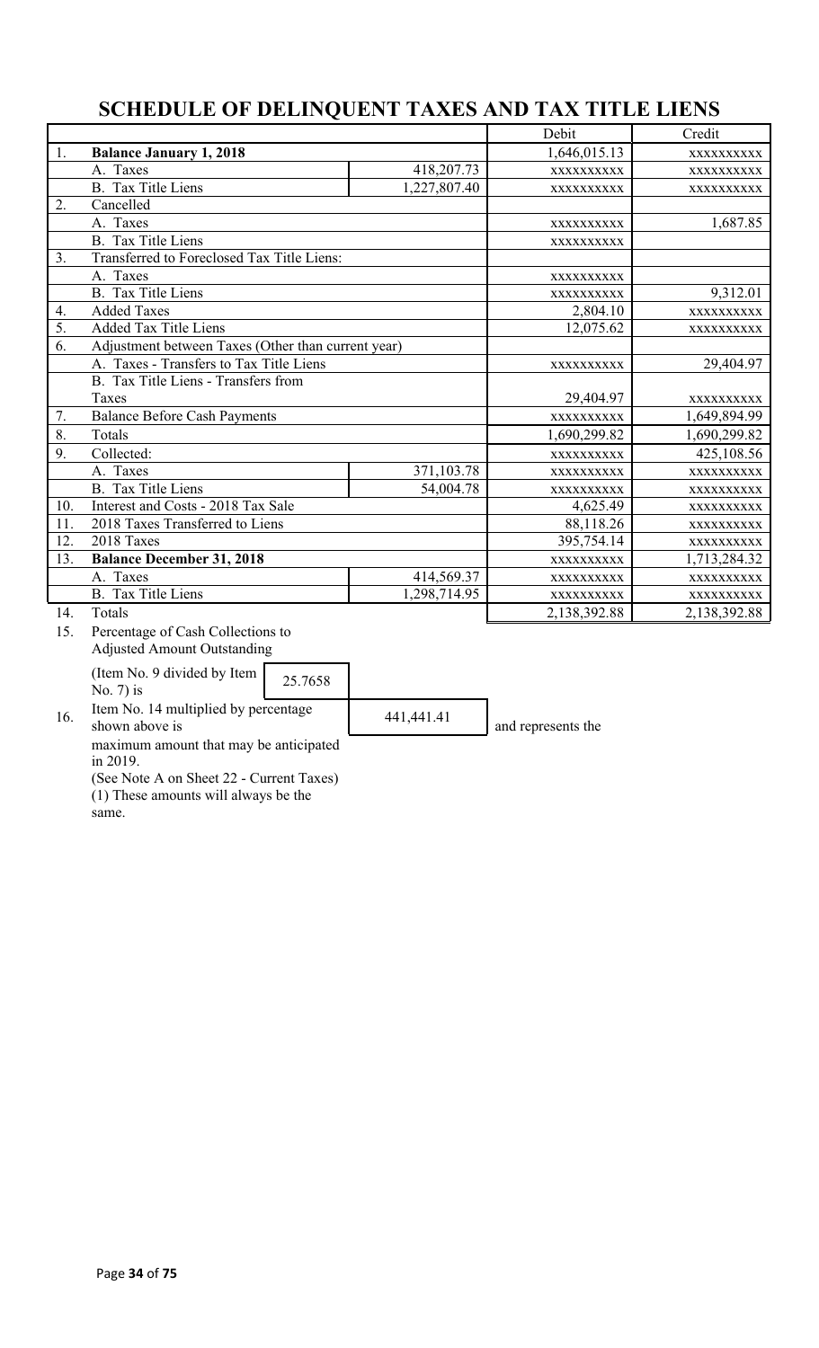# SCHEDULE OF DELINQUENT TAXES AND TAX TITLE LIENS

| | | | Debit | Credit |
|---|---|---|---|---|
| 1. | **Balance January 1, 2018** | | 1,646,015.13 | xxxxxxxxxx |
| | A. Taxes | 418,207.73 | xxxxxxxxxx | xxxxxxxxxx |
| | B. Tax Title Liens | 1,227,807.40 | xxxxxxxxxx | xxxxxxxxxx |
| 2. | Cancelled | | | |
| | A. Taxes | | xxxxxxxxxx | 1,687.85 |
| | B. Tax Title Liens | | xxxxxxxxxx | |
| 3. | Transferred to Foreclosed Tax Title Liens: | | | |
| | A. Taxes | | xxxxxxxxxx | |
| | B. Tax Title Liens | | xxxxxxxxxx | 9,312.01 |
| 4. | Added Taxes | | 2,804.10 | xxxxxxxxxx |
| 5. | Added Tax Title Liens | | 12,075.62 | xxxxxxxxxx |
| 6. | Adjustment between Taxes (Other than current year) | | | |
| | A. Taxes - Transfers to Tax Title Liens | | xxxxxxxxxx | 29,404.97 |
| | B. Tax Title Liens - Transfers from Taxes | | 29,404.97 | xxxxxxxxxx |
| 7. | Balance Before Cash Payments | | xxxxxxxxxx | 1,649,894.99 |
| 8. | Totals | | 1,690,299.82 | 1,690,299.82 |
| 9. | Collected: | | xxxxxxxxxx | 425,108.56 |
| | A. Taxes | 371,103.78 | xxxxxxxxxx | xxxxxxxxxx |
| | B. Tax Title Liens | 54,004.78 | xxxxxxxxxx | xxxxxxxxxx |
| 10. | Interest and Costs - 2018 Tax Sale | | 4,625.49 | xxxxxxxxxx |
| 11. | 2018 Taxes Transferred to Liens | | 88,118.26 | xxxxxxxxxx |
| 12. | 2018 Taxes | | 395,754.14 | xxxxxxxxxx |
| 13. | **Balance December 31, 2018** | | xxxxxxxxxx | 1,713,284.32 |
| | A. Taxes | 414,569.37 | xxxxxxxxxx | xxxxxxxxxx |
| | B. Tax Title Liens | 1,298,714.95 | xxxxxxxxxx | xxxxxxxxxx |
| 14. | Totals | | 2,138,392.88 | 2,138,392.88 |

15. Percentage of Cash Collections to Adjusted Amount Outstanding

(Item No. 9 divided by Item No. 7) is 25.7658

16. Item No. 14 multiplied by percentage shown above is 441,441.41 and represents the maximum amount that may be anticipated in 2019.

(See Note A on Sheet 22 - Current Taxes)

(1) These amounts will always be the same.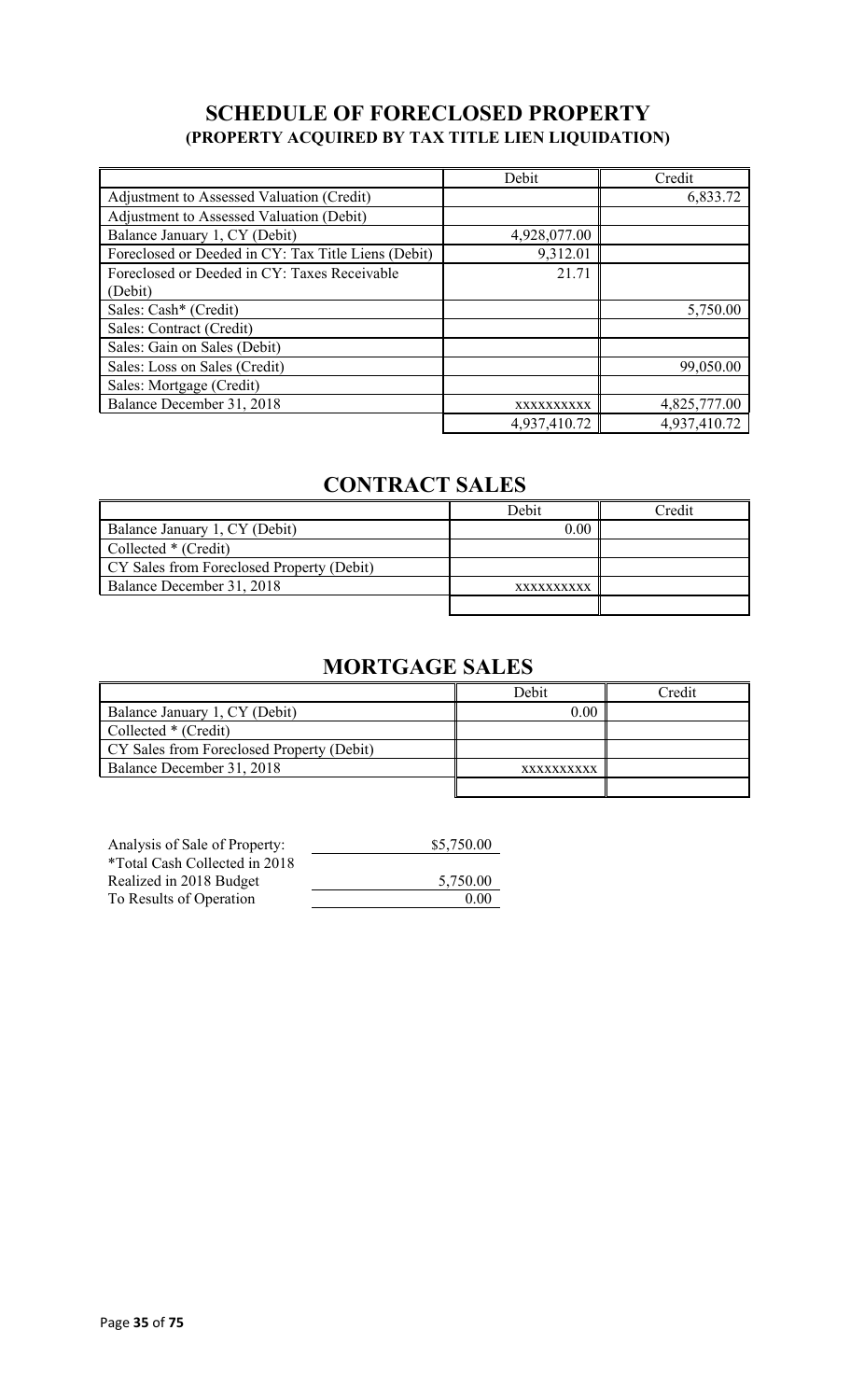## SCHEDULE OF FORECLOSED PROPERTY
### (PROPERTY ACQUIRED BY TAX TITLE LIEN LIQUIDATION)

| | Debit | Credit |
|---|---|---|
| Adjustment to Assessed Valuation (Credit) | | 6,833.72 |
| Adjustment to Assessed Valuation (Debit) | | |
| Balance January 1, CY (Debit) | 4,928,077.00 | |
| Foreclosed or Deeded in CY: Tax Title Liens (Debit) | 9,312.01 | |
| Foreclosed or Deeded in CY: Taxes Receivable (Debit) | 21.71 | |
| Sales: Cash* (Credit) | | 5,750.00 |
| Sales: Contract (Credit) | | |
| Sales: Gain on Sales (Debit) | | |
| Sales: Loss on Sales (Credit) | | 99,050.00 |
| Sales: Mortgage (Credit) | | |
| Balance December 31, 2018 | xxxxxxxxxx | 4,825,777.00 |
| | 4,937,410.72 | 4,937,410.72 |

## CONTRACT SALES

| | Debit | Credit |
|---|---|---|
| Balance January 1, CY (Debit) | 0.00 | |
| Collected * (Credit) | | |
| CY Sales from Foreclosed Property (Debit) | | |
| Balance December 31, 2018 | xxxxxxxxxx | |
| | | |

## MORTGAGE SALES

| | Debit | Credit |
|---|---|---|
| Balance January 1, CY (Debit) | 0.00 | |
| Collected * (Credit) | | |
| CY Sales from Foreclosed Property (Debit) | | |
| Balance December 31, 2018 | xxxxxxxxxx | |
| | | |

| Analysis of Sale of Property: | $5,750.00 |
|---|---|
| *Total Cash Collected in 2018 | |
| Realized in 2018 Budget | 5,750.00 |
| To Results of Operation | 0.00 |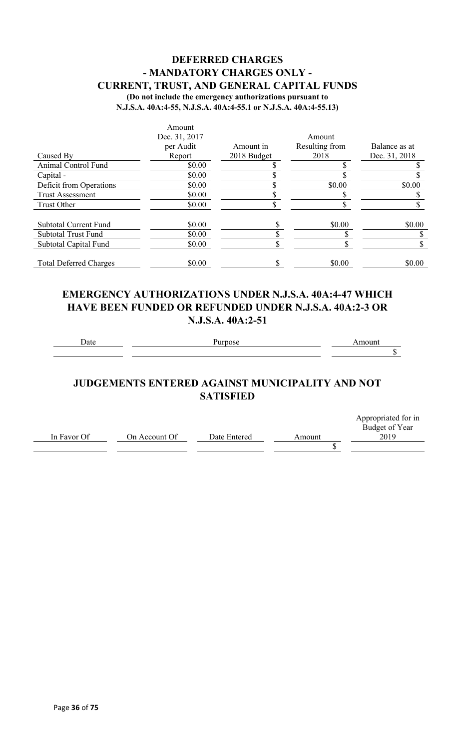# DEFERRED CHARGES
## - MANDATORY CHARGES ONLY -
## CURRENT, TRUST, AND GENERAL CAPITAL FUNDS

**(Do not include the emergency authorizations pursuant to N.J.S.A. 40A:4-55, N.J.S.A. 40A:4-55.1 or N.J.S.A. 40A:4-55.13)**

| Caused By | Amount Dec. 31, 2017 per Audit Report | Amount in 2018 Budget | Amount Resulting from 2018 | Balance as at Dec. 31, 2018 |
|---|---|---|---|---|
| Animal Control Fund | $0.00 | $ | $ | $ |
| Capital - | $0.00 | $ | $ | $ |
| Deficit from Operations | $0.00 | $ | $0.00 | $0.00 |
| Trust Assessment | $0.00 | $ | $ | $ |
| Trust Other | $0.00 | $ | $ | $ |
| Subtotal Current Fund | $0.00 | $ | $0.00 | $0.00 |
| Subtotal Trust Fund | $0.00 | $ | $ | $ |
| Subtotal Capital Fund | $0.00 | $ | $ | $ |
| Total Deferred Charges | $0.00 | $ | $0.00 | $0.00 |

## EMERGENCY AUTHORIZATIONS UNDER N.J.S.A. 40A:4-47 WHICH HAVE BEEN FUNDED OR REFUNDED UNDER N.J.S.A. 40A:2-3 OR N.J.S.A. 40A:2-51

| Date | Purpose | Amount |
|---|---|---|
| | | $ |

## JUDGEMENTS ENTERED AGAINST MUNICIPALITY AND NOT SATISFIED

| In Favor Of | On Account Of | Date Entered | Amount | Appropriated for in Budget of Year 2019 |
|---|---|---|---|---|
| | | | $ | |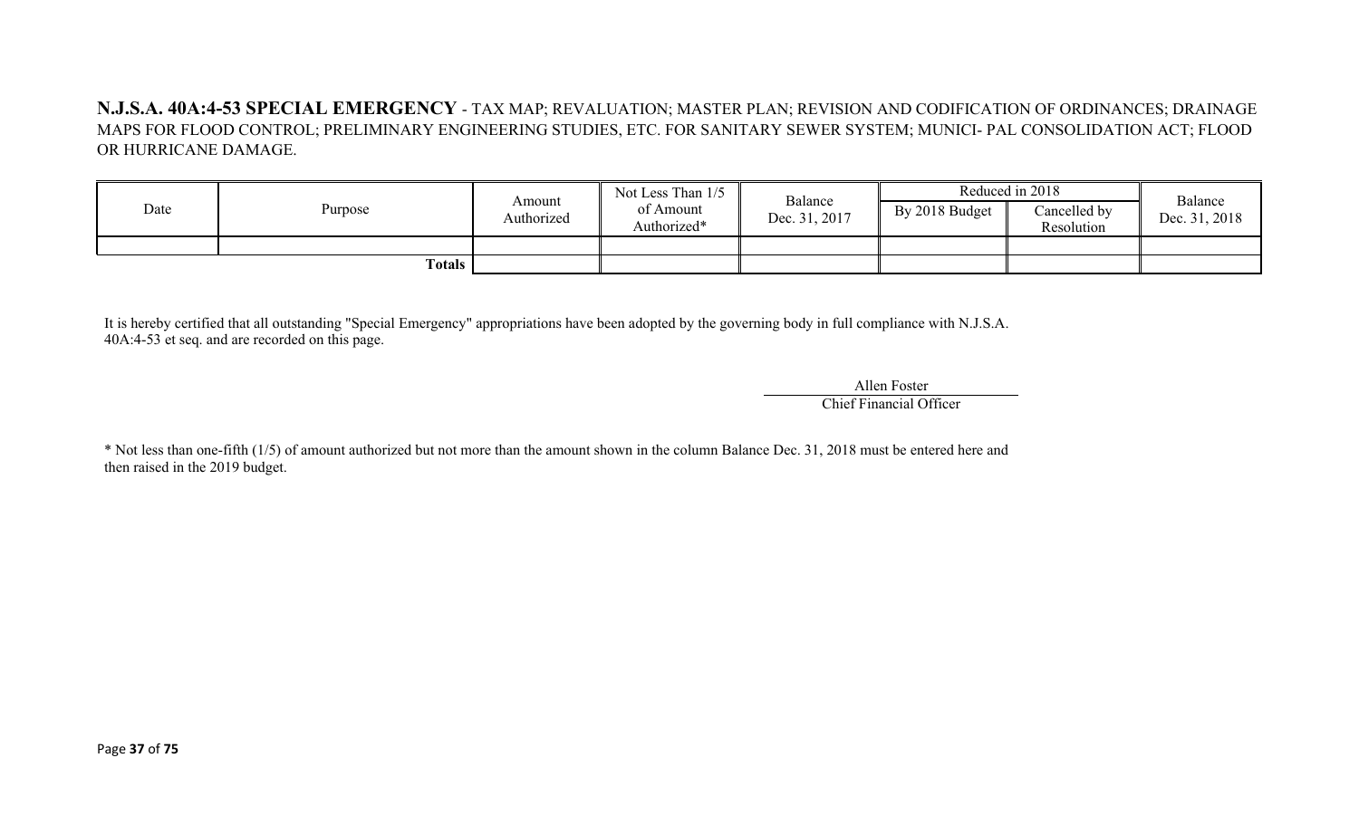**N.J.S.A. 40A:4-53 SPECIAL EMERGENCY** - TAX MAP; REVALUATION; MASTER PLAN; REVISION AND CODIFICATION OF ORDINANCES; DRAINAGE MAPS FOR FLOOD CONTROL; PRELIMINARY ENGINEERING STUDIES, ETC. FOR SANITARY SEWER SYSTEM; MUNICI- PAL CONSOLIDATION ACT; FLOOD OR HURRICANE DAMAGE.

| Date | Purpose | Amount Authorized | Not Less Than 1/5 of Amount Authorized* | Balance Dec. 31, 2017 | Reduced in 2018 | | Balance Dec. 31, 2018 |
|---|---|---|---|---|---|---|---|
| | | | | | By 2018 Budget | Cancelled by Resolution | |
| | | | | | | | |
| | **Totals** | | | | | | |

It is hereby certified that all outstanding "Special Emergency" appropriations have been adopted by the governing body in full compliance with N.J.S.A. 40A:4-53 et seq. and are recorded on this page.

Allen Foster
Chief Financial Officer

* Not less than one-fifth (1/5) of amount authorized but not more than the amount shown in the column Balance Dec. 31, 2018 must be entered here and then raised in the 2019 budget.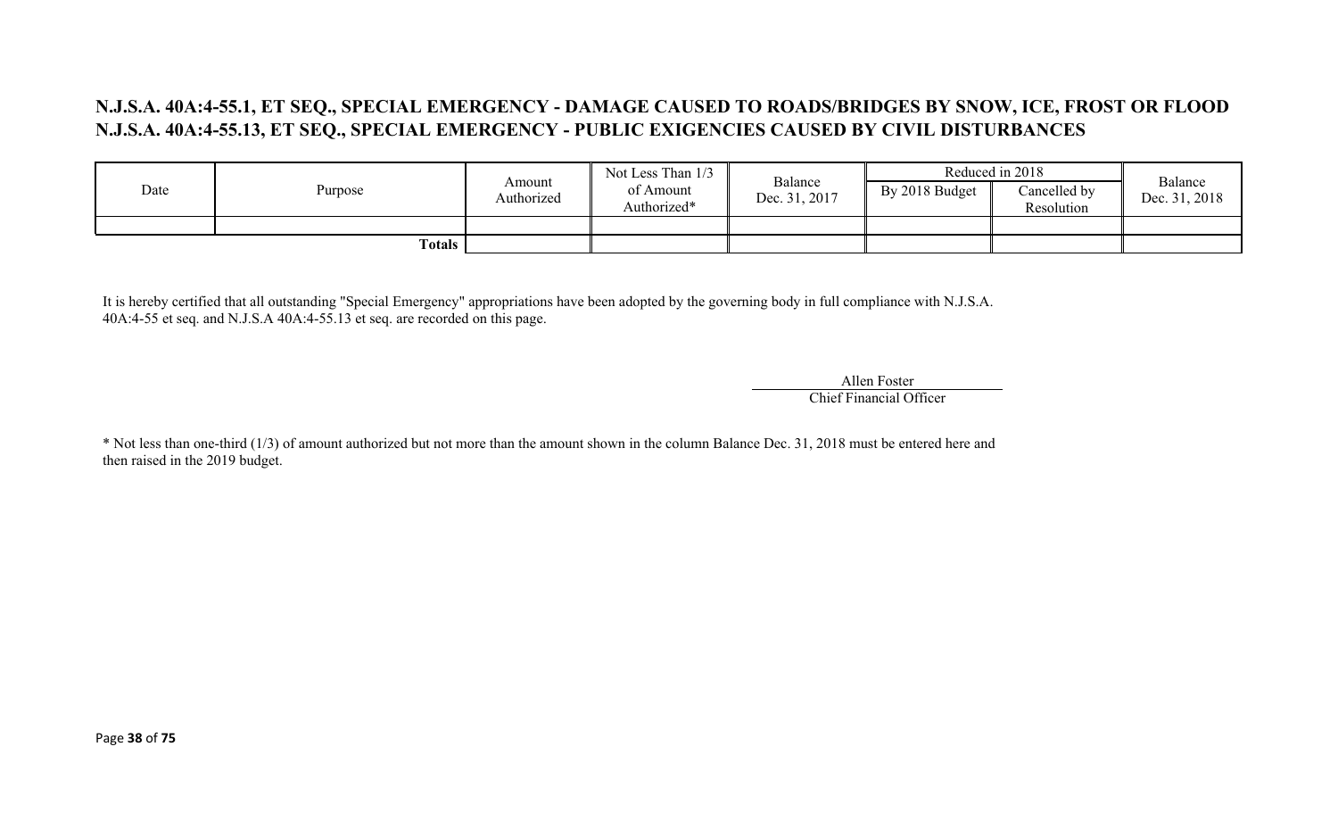## N.J.S.A. 40A:4-55.1, ET SEQ., SPECIAL EMERGENCY - DAMAGE CAUSED TO ROADS/BRIDGES BY SNOW, ICE, FROST OR FLOOD
## N.J.S.A. 40A:4-55.13, ET SEQ., SPECIAL EMERGENCY - PUBLIC EXIGENCIES CAUSED BY CIVIL DISTURBANCES

| Date | Purpose | Amount Authorized | Not Less Than 1/3 of Amount Authorized* | Balance Dec. 31, 2017 | Reduced in 2018 | | Balance Dec. 31, 2018 |
|---|---|---|---|---|---|---|---|
| | | | | | By 2018 Budget | Cancelled by Resolution | |
| | | | | | | | |
| | **Totals** | | | | | | |

It is hereby certified that all outstanding "Special Emergency" appropriations have been adopted by the governing body in full compliance with N.J.S.A. 40A:4-55 et seq. and N.J.S.A 40A:4-55.13 et seq. are recorded on this page.

Allen Foster
Chief Financial Officer

* Not less than one-third (1/3) of amount authorized but not more than the amount shown in the column Balance Dec. 31, 2018 must be entered here and then raised in the 2019 budget.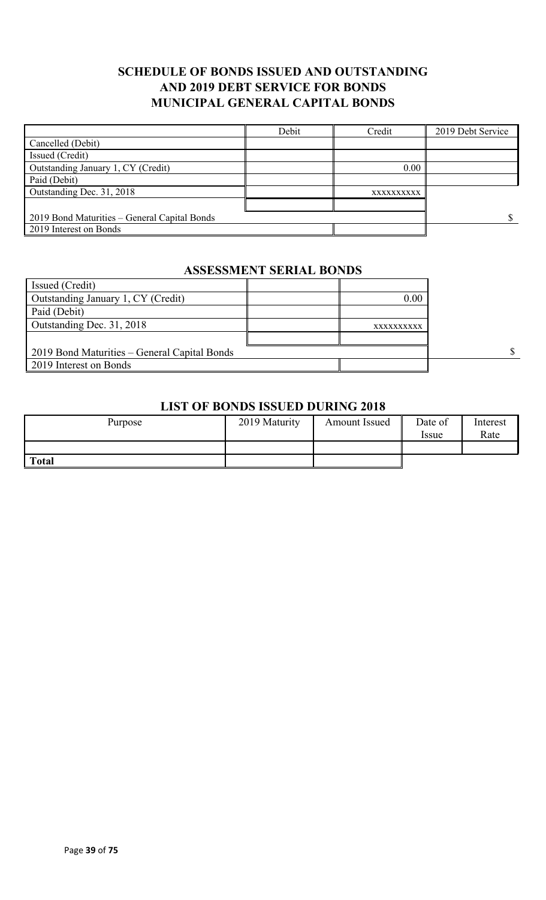## SCHEDULE OF BONDS ISSUED AND OUTSTANDING AND 2019 DEBT SERVICE FOR BONDS MUNICIPAL GENERAL CAPITAL BONDS

| | Debit | Credit | 2019 Debt Service |
|---|---|---|---|
| Cancelled (Debit) | | | |
| Issued (Credit) | | | |
| Outstanding January 1, CY (Credit) | | 0.00 | |
| Paid (Debit) | | | |
| Outstanding Dec. 31, 2018 | | xxxxxxxxxx | |
| | | | |
| 2019 Bond Maturities – General Capital Bonds | | | $ |
| 2019 Interest on Bonds | | | |

## ASSESSMENT SERIAL BONDS

| | | | |
|---|---|---|---|
| Issued (Credit) | | | |
| Outstanding January 1, CY (Credit) | | 0.00 | |
| Paid (Debit) | | | |
| Outstanding Dec. 31, 2018 | | xxxxxxxxxx | |
| | | | |
| 2019 Bond Maturities – General Capital Bonds | | | $ |
| 2019 Interest on Bonds | | | |

## LIST OF BONDS ISSUED DURING 2018

| Purpose | 2019 Maturity | Amount Issued | Date of Issue | Interest Rate |
|---|---|---|---|---|
| | | | | |
| **Total** | | | | |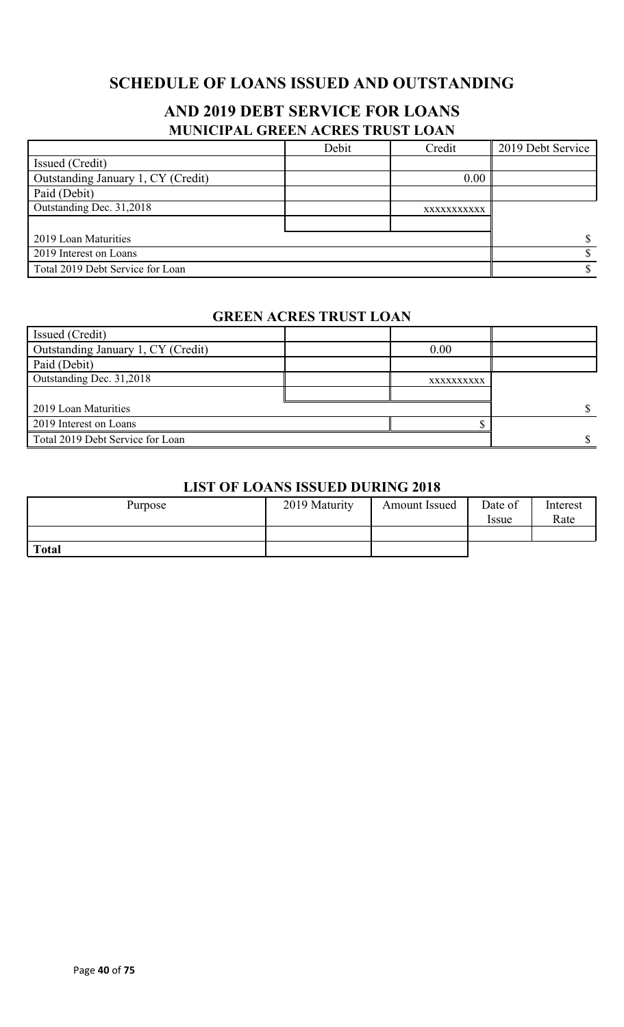# SCHEDULE OF LOANS ISSUED AND OUTSTANDING

## AND 2019 DEBT SERVICE FOR LOANS

### MUNICIPAL GREEN ACRES TRUST LOAN

| | Debit | Credit | 2019 Debt Service |
|---|---|---|---|
| Issued (Credit) | | | |
| Outstanding January 1, CY (Credit) | | 0.00 | |
| Paid (Debit) | | | |
| Outstanding Dec. 31,2018 | | xxxxxxxxxxx | |
| | | | |
| 2019 Loan Maturities | | | $ |
| 2019 Interest on Loans | | | $ |
| Total 2019 Debt Service for Loan | | | $ |

### GREEN ACRES TRUST LOAN

| | | | |
|---|---|---|---|
| Issued (Credit) | | | |
| Outstanding January 1, CY (Credit) | | 0.00 | |
| Paid (Debit) | | | |
| Outstanding Dec. 31,2018 | | xxxxxxxxxx | |
| | | | |
| 2019 Loan Maturities | | | $ |
| 2019 Interest on Loans | | $ | |
| Total 2019 Debt Service for Loan | | | $ |

### LIST OF LOANS ISSUED DURING 2018

| Purpose | 2019 Maturity | Amount Issued | Date of Issue | Interest Rate |
|---|---|---|---|---|
| | | | | |
| **Total** | | | | |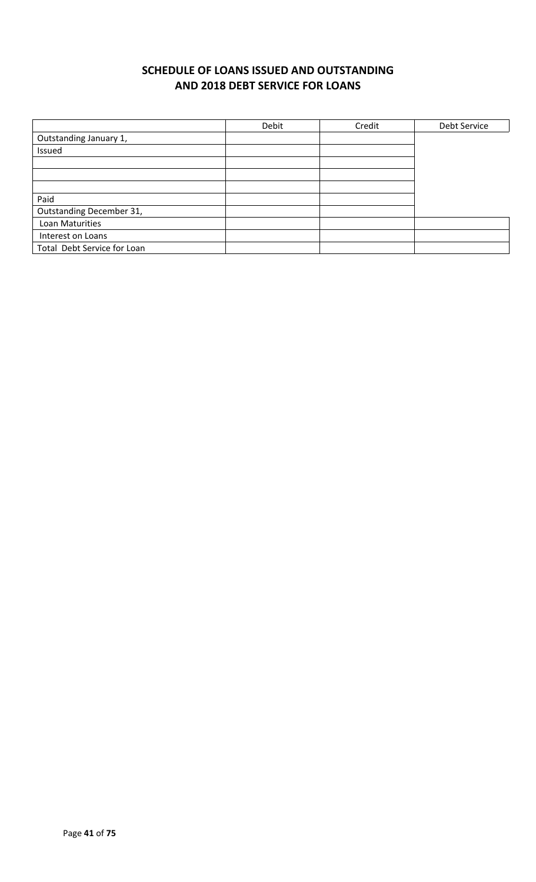## SCHEDULE OF LOANS ISSUED AND OUTSTANDING AND 2018 DEBT SERVICE FOR LOANS

| | Debit | Credit | Debt Service |
|---|---|---|---|
| Outstanding January 1, | | | |
| Issued | | | |
| | | | |
| | | | |
| | | | |
| Paid | | | |
| Outstanding December 31, | | | |
| Loan Maturities | | | |
| Interest on Loans | | | |
| Total Debt Service for Loan | | | |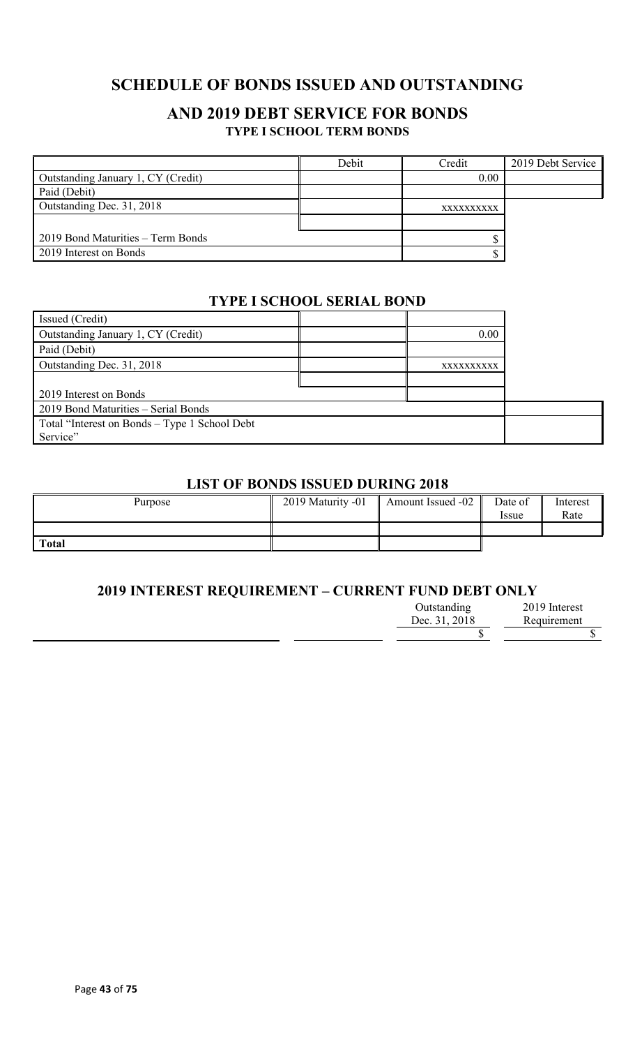# SCHEDULE OF BONDS ISSUED AND OUTSTANDING

## AND 2019 DEBT SERVICE FOR BONDS

### TYPE I SCHOOL TERM BONDS

| | Debit | Credit | 2019 Debt Service |
|---|---|---|---|
| Outstanding January 1, CY (Credit) | | 0.00 | |
| Paid (Debit) | | | |
| Outstanding Dec. 31, 2018 | | XXXXXXXXXX | |
| | | | |
| 2019 Bond Maturities – Term Bonds | | $ | |
| 2019 Interest on Bonds | | $ | |

### TYPE I SCHOOL SERIAL BOND

| | | | |
|---|---|---|---|
| Issued (Credit) | | | |
| Outstanding January 1, CY (Credit) | | 0.00 | |
| Paid (Debit) | | | |
| Outstanding Dec. 31, 2018 | | XXXXXXXXXX | |
| | | | |
| 2019 Interest on Bonds | | | |
| 2019 Bond Maturities – Serial Bonds | | | |
| Total "Interest on Bonds – Type 1 School Debt Service" | | | |

### LIST OF BONDS ISSUED DURING 2018

| Purpose | 2019 Maturity -01 | Amount Issued -02 | Date of Issue | Interest Rate |
|---|---|---|---|---|
| | | | | |
| **Total** | | | | |

### 2019 INTEREST REQUIREMENT – CURRENT FUND DEBT ONLY

| | | Outstanding Dec. 31, 2018 | 2019 Interest Requirement |
|---|---|---|---|
| | | $ | $ |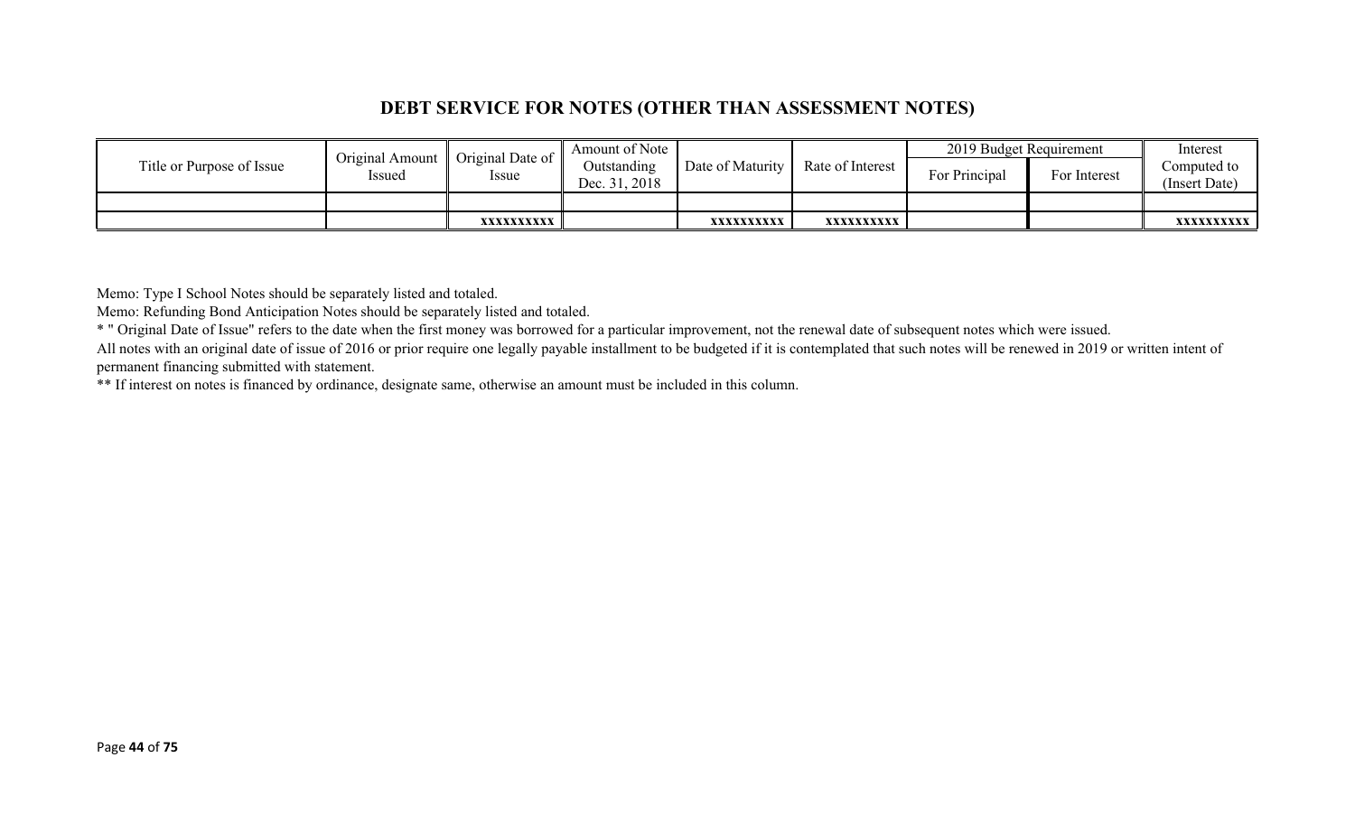## DEBT SERVICE FOR NOTES (OTHER THAN ASSESSMENT NOTES)

| Title or Purpose of Issue | Original Amount Issued | Original Date of Issue | Amount of Note Outstanding Dec. 31, 2018 | Date of Maturity | Rate of Interest | 2019 Budget Requirement | | Interest Computed to (Insert Date) |
|---|---|---|---|---|---|---|---|---|
| | | | | | | For Principal | For Interest | |
| | | | | | | | | |
| | | xxxxxxxxxx | | xxxxxxxxxx | xxxxxxxxxx | | | xxxxxxxxxx |

Memo: Type I School Notes should be separately listed and totaled.

Memo: Refunding Bond Anticipation Notes should be separately listed and totaled.

* " Original Date of Issue" refers to the date when the first money was borrowed for a particular improvement, not the renewal date of subsequent notes which were issued.

All notes with an original date of issue of 2016 or prior require one legally payable installment to be budgeted if it is contemplated that such notes will be renewed in 2019 or written intent of permanent financing submitted with statement.

** If interest on notes is financed by ordinance, designate same, otherwise an amount must be included in this column.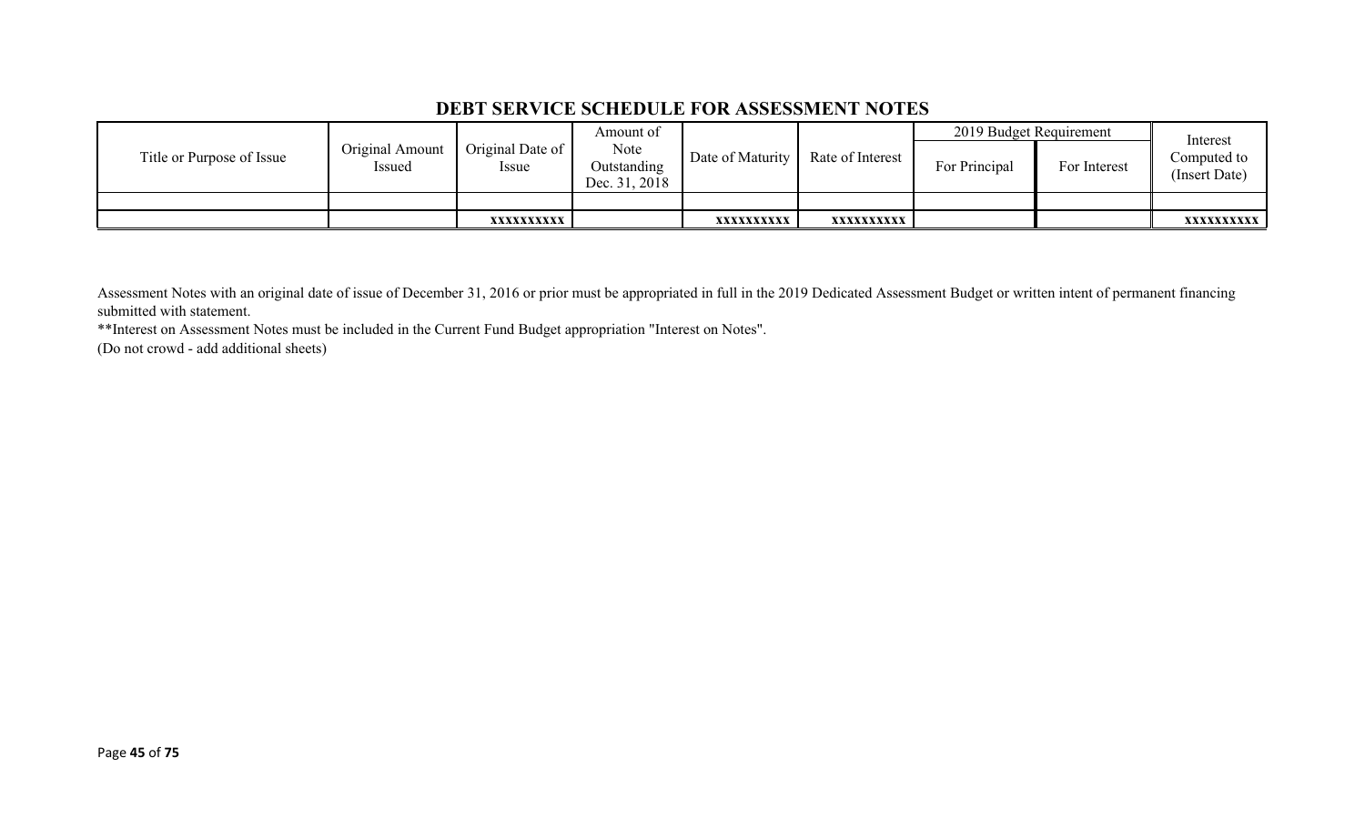## DEBT SERVICE SCHEDULE FOR ASSESSMENT NOTES

| Title or Purpose of Issue | Original Amount Issued | Original Date of Issue | Amount of Note Outstanding Dec. 31, 2018 | Date of Maturity | Rate of Interest | 2019 Budget Requirement | | Interest Computed to (Insert Date) |
|---|---|---|---|---|---|---|---|---|
| | | | | | | For Principal | For Interest | |
| | | | | | | | | |
| | | xxxxxxxxxx | | xxxxxxxxxx | xxxxxxxxxx | | | xxxxxxxxxx |

Assessment Notes with an original date of issue of December 31, 2016 or prior must be appropriated in full in the 2019 Dedicated Assessment Budget or written intent of permanent financing submitted with statement.

**Interest on Assessment Notes must be included in the Current Fund Budget appropriation "Interest on Notes".

(Do not crowd - add additional sheets)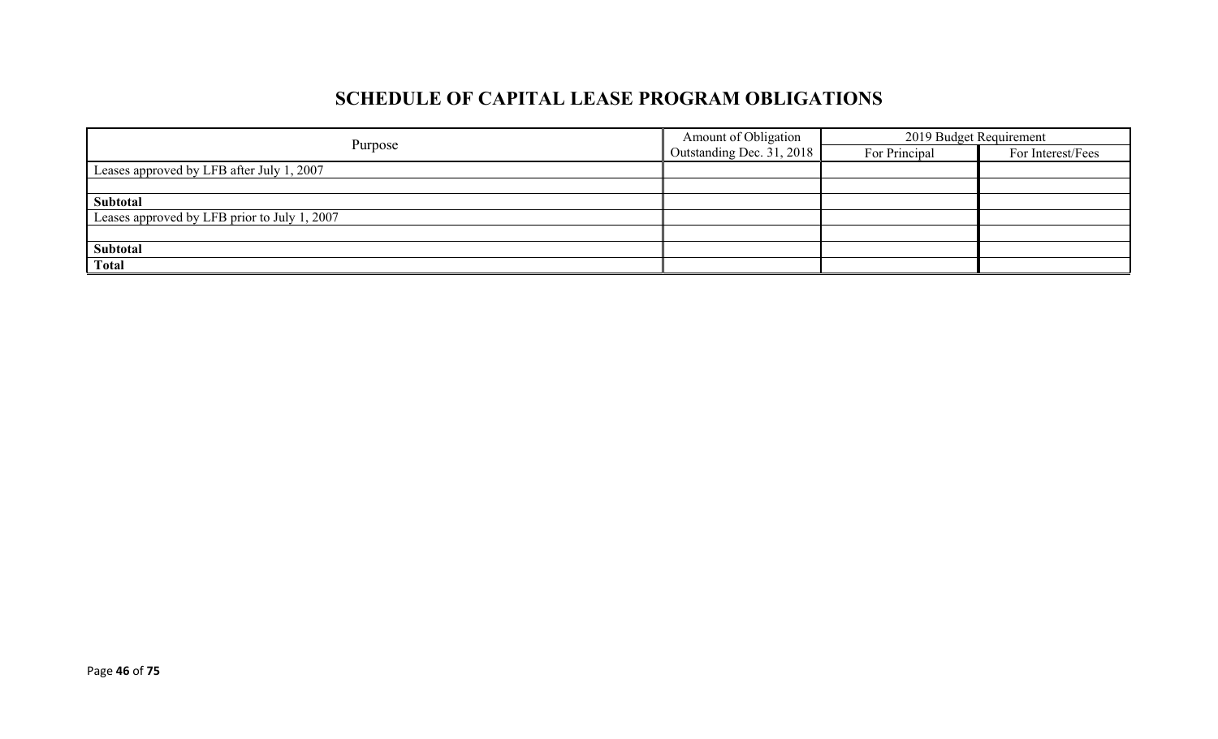# SCHEDULE OF CAPITAL LEASE PROGRAM OBLIGATIONS

| Purpose | Amount of Obligation Outstanding Dec. 31, 2018 | 2019 Budget Requirement | |
|---|---|---|---|
| | | For Principal | For Interest/Fees |
| Leases approved by LFB after July 1, 2007 | | | |
| | | | |
| **Subtotal** | | | |
| Leases approved by LFB prior to July 1, 2007 | | | |
| | | | |
| **Subtotal** | | | |
| **Total** | | | |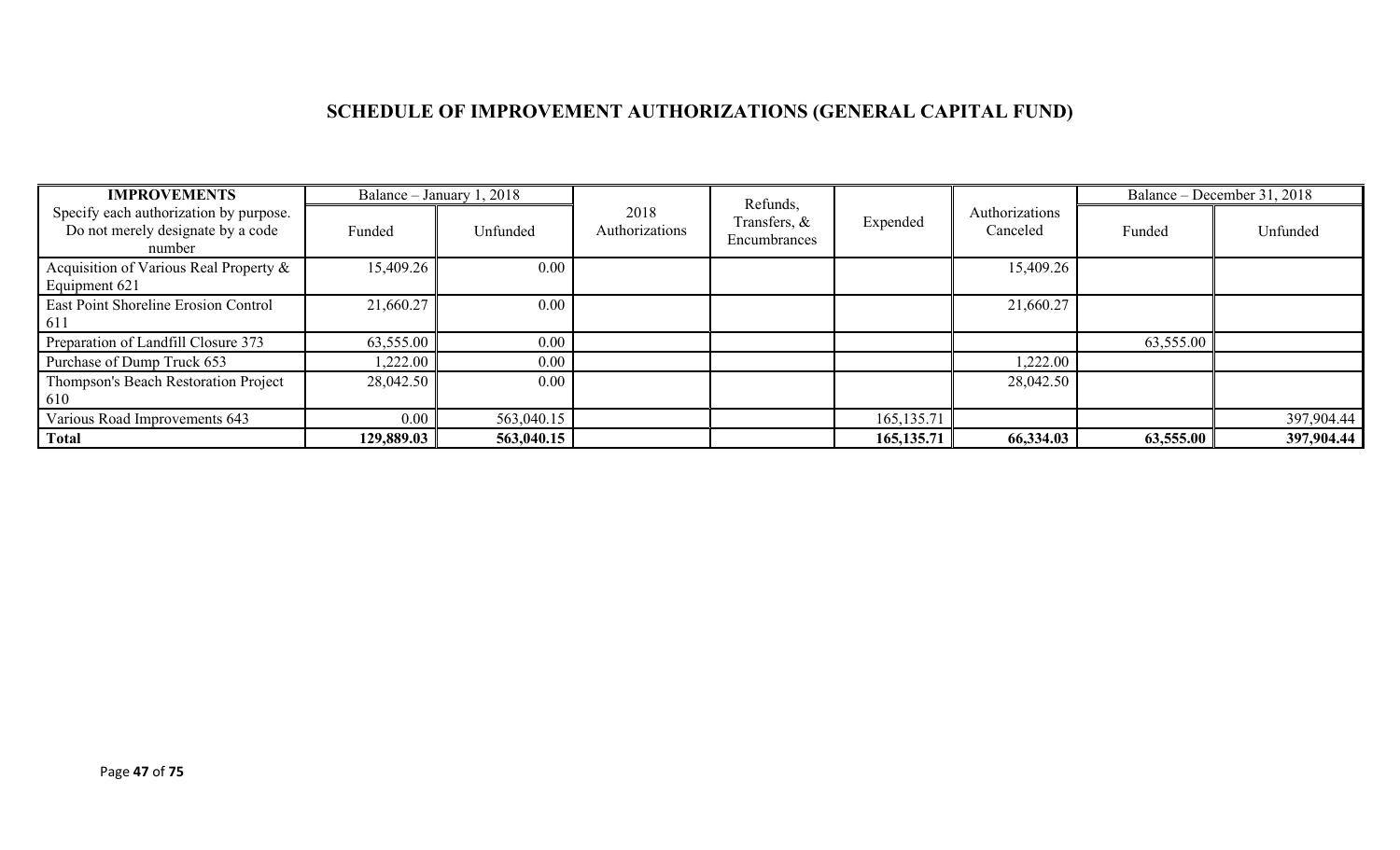## SCHEDULE OF IMPROVEMENT AUTHORIZATIONS (GENERAL CAPITAL FUND)

| **IMPROVEMENTS** | Balance – January 1, 2018 | | 2018 Authorizations | Refunds, Transfers, & Encumbrances | Expended | Authorizations Canceled | Balance – December 31, 2018 | |
|---|---|---|---|---|---|---|---|---|
| Specify each authorization by purpose. Do not merely designate by a code number | Funded | Unfunded | | | | | Funded | Unfunded |
| Acquisition of Various Real Property & Equipment 621 | 15,409.26 | 0.00 | | | | 15,409.26 | | |
| East Point Shoreline Erosion Control 611 | 21,660.27 | 0.00 | | | | 21,660.27 | | |
| Preparation of Landfill Closure 373 | 63,555.00 | 0.00 | | | | | 63,555.00 | |
| Purchase of Dump Truck 653 | 1,222.00 | 0.00 | | | | 1,222.00 | | |
| Thompson's Beach Restoration Project 610 | 28,042.50 | 0.00 | | | | 28,042.50 | | |
| Various Road Improvements 643 | 0.00 | 563,040.15 | | | 165,135.71 | | | 397,904.44 |
| **Total** | **129,889.03** | **563,040.15** | | | **165,135.71** | **66,334.03** | **63,555.00** | **397,904.44** |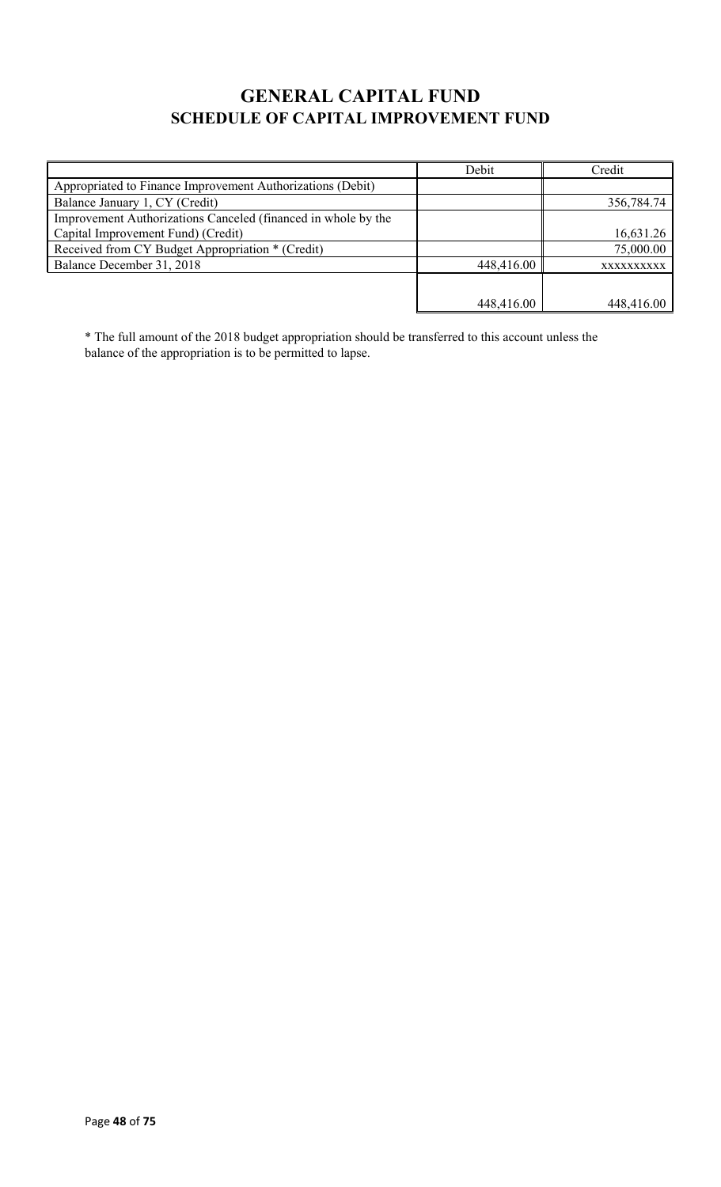# GENERAL CAPITAL FUND

## SCHEDULE OF CAPITAL IMPROVEMENT FUND

| | Debit | Credit |
|---|---|---|
| Appropriated to Finance Improvement Authorizations (Debit) | | |
| Balance January 1, CY (Credit) | | 356,784.74 |
| Improvement Authorizations Canceled (financed in whole by the Capital Improvement Fund) (Credit) | | 16,631.26 |
| Received from CY Budget Appropriation * (Credit) | | 75,000.00 |
| Balance December 31, 2018 | 448,416.00 | xxxxxxxxxx |
| | 448,416.00 | 448,416.00 |

* The full amount of the 2018 budget appropriation should be transferred to this account unless the balance of the appropriation is to be permitted to lapse.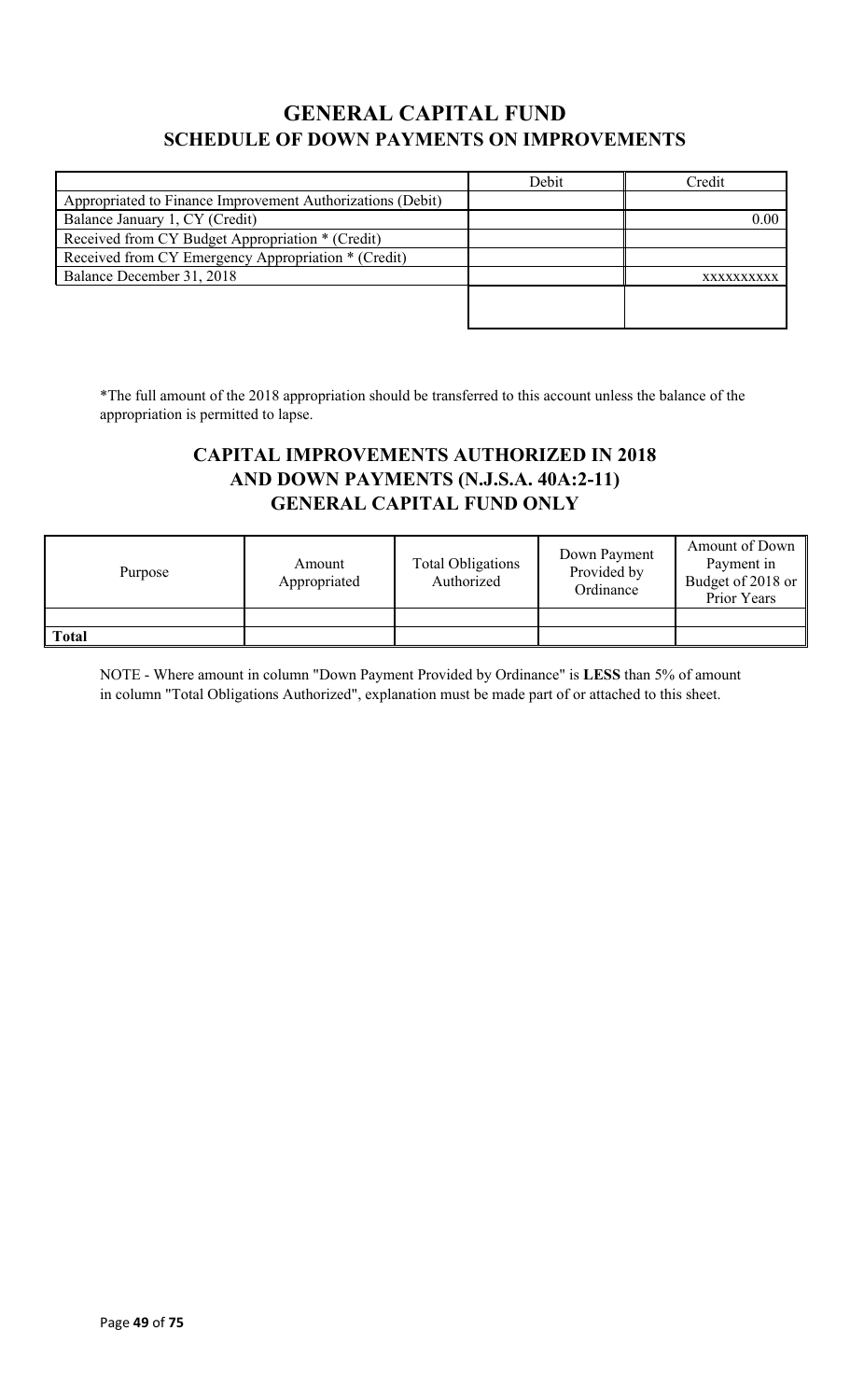# GENERAL CAPITAL FUND

## SCHEDULE OF DOWN PAYMENTS ON IMPROVEMENTS

| | Debit | Credit |
|---|---|---|
| Appropriated to Finance Improvement Authorizations (Debit) | | |
| Balance January 1, CY (Credit) | | 0.00 |
| Received from CY Budget Appropriation * (Credit) | | |
| Received from CY Emergency Appropriation * (Credit) | | |
| Balance December 31, 2018 | | xxxxxxxxxx |
| | | |

*The full amount of the 2018 appropriation should be transferred to this account unless the balance of the appropriation is permitted to lapse.

## CAPITAL IMPROVEMENTS AUTHORIZED IN 2018 AND DOWN PAYMENTS (N.J.S.A. 40A:2-11) GENERAL CAPITAL FUND ONLY

| Purpose | Amount Appropriated | Total Obligations Authorized | Down Payment Provided by Ordinance | Amount of Down Payment in Budget of 2018 or Prior Years |
|---|---|---|---|---|
| | | | | |
| **Total** | | | | |

NOTE - Where amount in column "Down Payment Provided by Ordinance" is **LESS** than 5% of amount in column "Total Obligations Authorized", explanation must be made part of or attached to this sheet.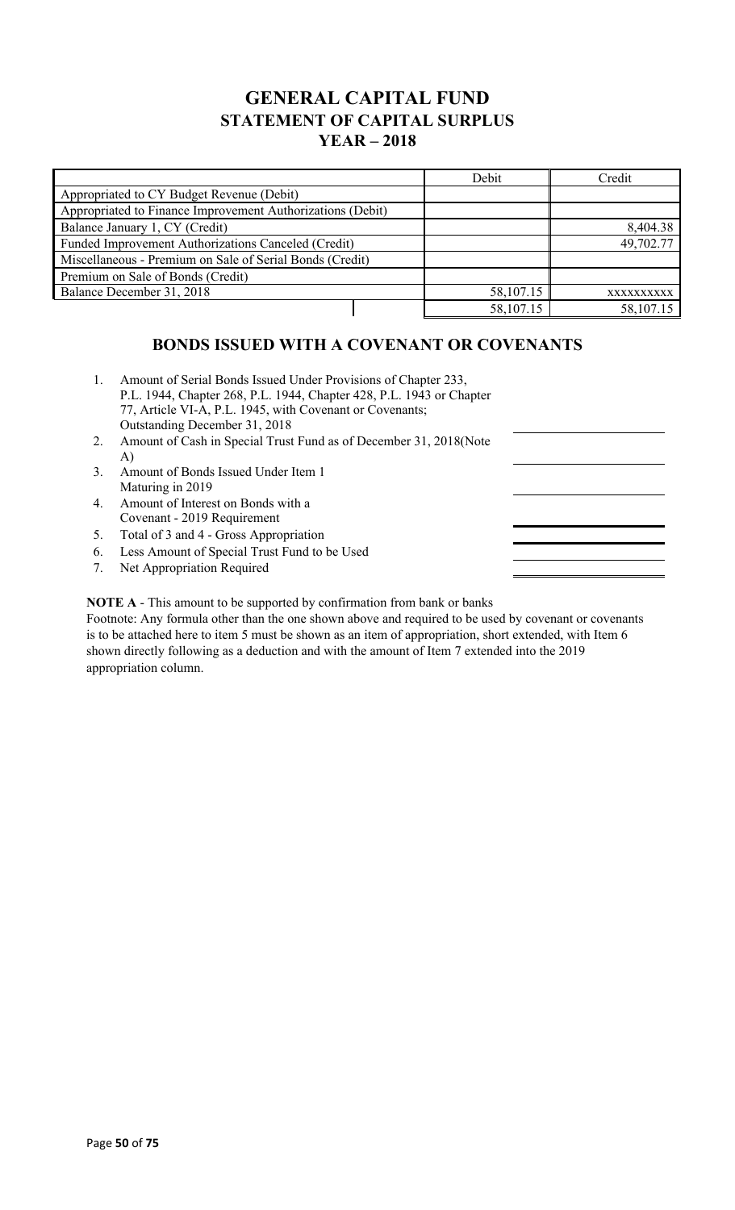# GENERAL CAPITAL FUND
## STATEMENT OF CAPITAL SURPLUS
## YEAR – 2018

| | Debit | Credit |
|---|---|---|
| Appropriated to CY Budget Revenue (Debit) | | |
| Appropriated to Finance Improvement Authorizations (Debit) | | |
| Balance January 1, CY (Credit) | | 8,404.38 |
| Funded Improvement Authorizations Canceled (Credit) | | 49,702.77 |
| Miscellaneous - Premium on Sale of Serial Bonds (Credit) | | |
| Premium on Sale of Bonds (Credit) | | |
| Balance December 31, 2018 | 58,107.15 | xxxxxxxxxx |
| | 58,107.15 | 58,107.15 |

## BONDS ISSUED WITH A COVENANT OR COVENANTS

1. Amount of Serial Bonds Issued Under Provisions of Chapter 233, P.L. 1944, Chapter 268, P.L. 1944, Chapter 428, P.L. 1943 or Chapter 77, Article VI-A, P.L. 1945, with Covenant or Covenants; Outstanding December 31, 2018
2. Amount of Cash in Special Trust Fund as of December 31, 2018(Note A)
3. Amount of Bonds Issued Under Item 1 Maturing in 2019
4. Amount of Interest on Bonds with a Covenant - 2019 Requirement
5. Total of 3 and 4 - Gross Appropriation
6. Less Amount of Special Trust Fund to be Used
7. Net Appropriation Required

**NOTE A** - This amount to be supported by confirmation from bank or banks

Footnote: Any formula other than the one shown above and required to be used by covenant or covenants is to be attached here to item 5 must be shown as an item of appropriation, short extended, with Item 6 shown directly following as a deduction and with the amount of Item 7 extended into the 2019 appropriation column.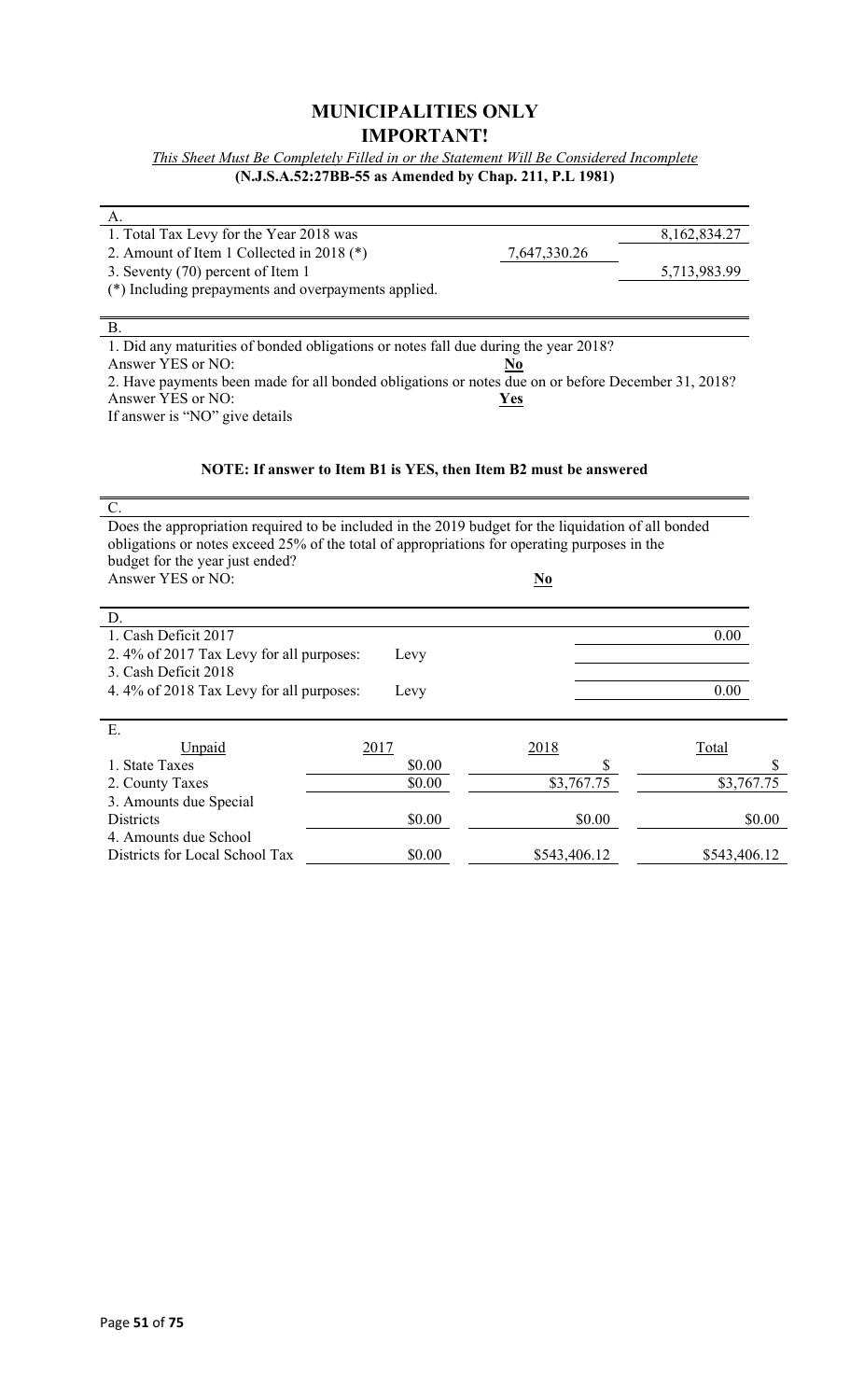# MUNICIPALITIES ONLY

# IMPORTANT!

*This Sheet Must Be Completely Filled in or the Statement Will Be Considered Incomplete*

**(N.J.S.A.52:27BB-55 as Amended by Chap. 211, P.L 1981)**

A.

| | | |
|---|---|---|
| 1. Total Tax Levy for the Year 2018 was | | 8,162,834.27 |
| 2. Amount of Item 1 Collected in 2018 (*) | 7,647,330.26 | |
| 3. Seventy (70) percent of Item 1 | | 5,713,983.99 |

(*) Including prepayments and overpayments applied.

B.

1. Did any maturities of bonded obligations or notes fall due during the year 2018?
Answer YES or NO: **No**

2. Have payments been made for all bonded obligations or notes due on or before December 31, 2018?
Answer YES or NO: **Yes**

If answer is "NO" give details

**NOTE: If answer to Item B1 is YES, then Item B2 must be answered**

C.

Does the appropriation required to be included in the 2019 budget for the liquidation of all bonded obligations or notes exceed 25% of the total of appropriations for operating purposes in the budget for the year just ended?
Answer YES or NO: **No**

D.

| | | |
|---|---|---|
| 1. Cash Deficit 2017 | | 0.00 |
| 2. 4% of 2017 Tax Levy for all purposes: | Levy | |
| 3. Cash Deficit 2018 | | |
| 4. 4% of 2018 Tax Levy for all purposes: | Levy | 0.00 |

E.

| Unpaid | 2017 | 2018 | Total |
|---|---|---|---|
| 1. State Taxes | $0.00 | $ | $ |
| 2. County Taxes | $0.00 | $3,767.75 | $3,767.75 |
| 3. Amounts due Special Districts | $0.00 | $0.00 | $0.00 |
| 4. Amounts due School Districts for Local School Tax | $0.00 | $543,406.12 | $543,406.12 |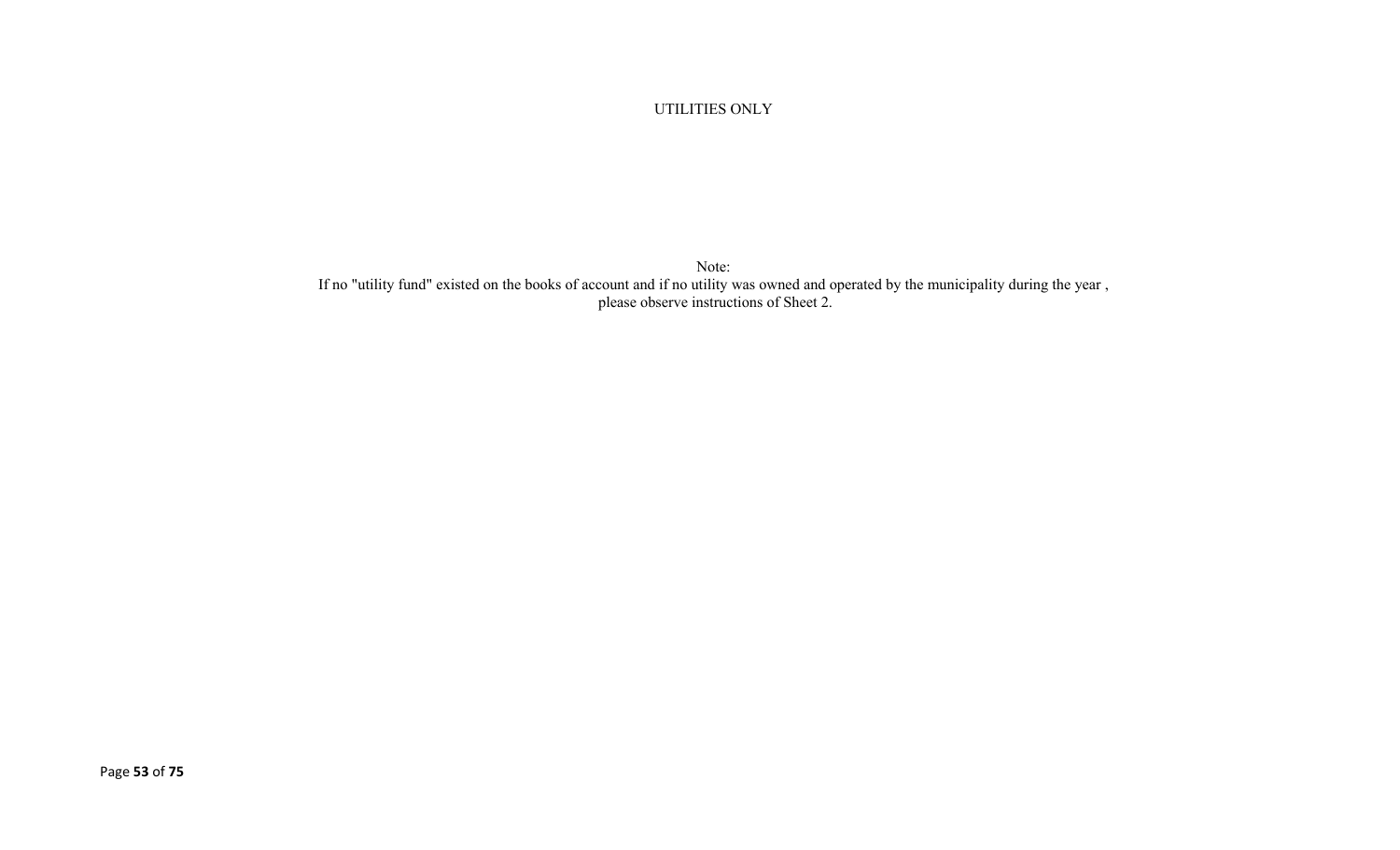UTILITIES ONLY

Note:
If no "utility fund" existed on the books of account and if no utility was owned and operated by the municipality during the year , please observe instructions of Sheet 2.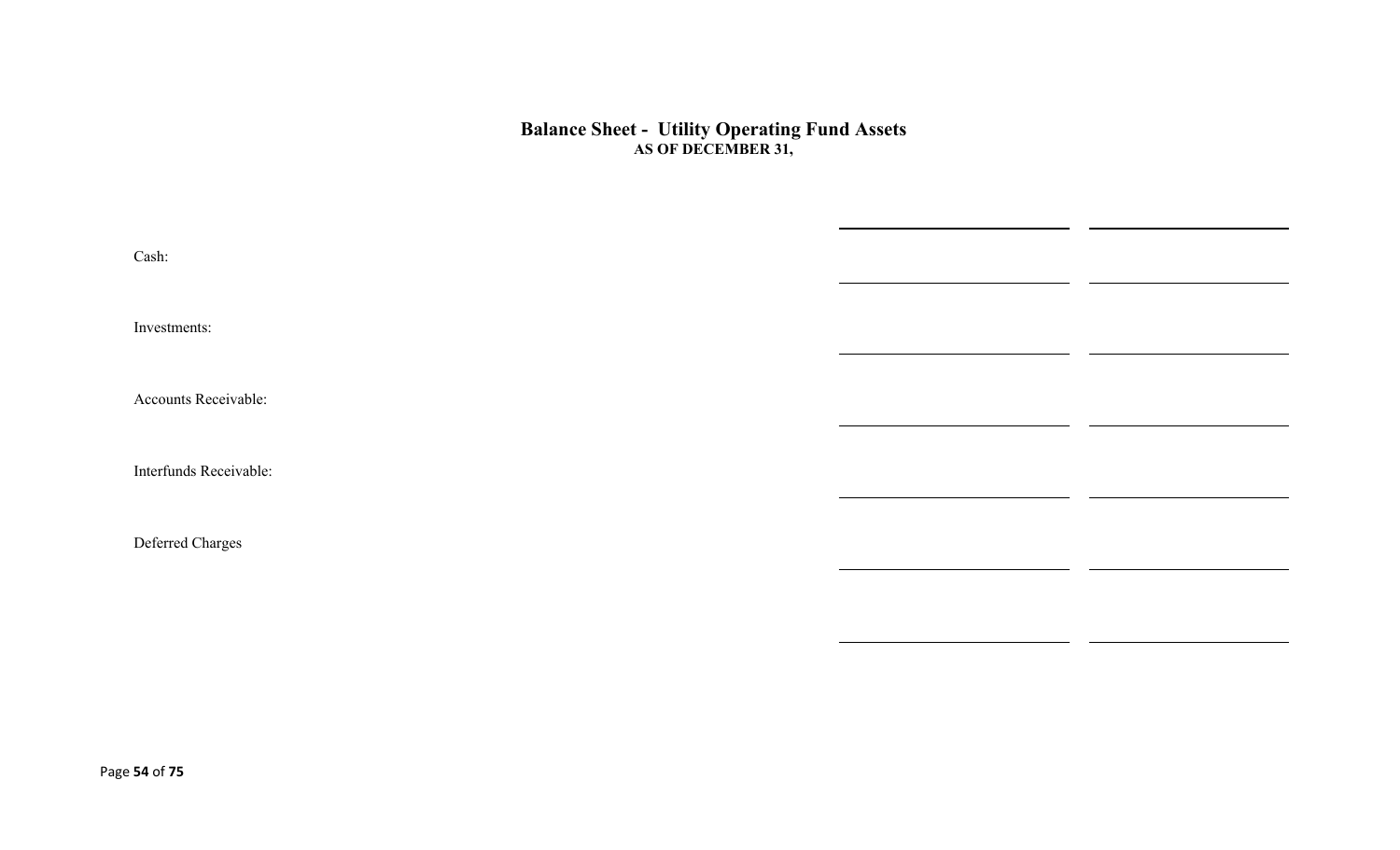## Balance Sheet - Utility Operating Fund Assets

**AS OF DECEMBER 31,**

| | | |
|---|---|---|
| Cash: | | |
| Investments: | | |
| Accounts Receivable: | | |
| Interfunds Receivable: | | |
| Deferred Charges | | |
| | | |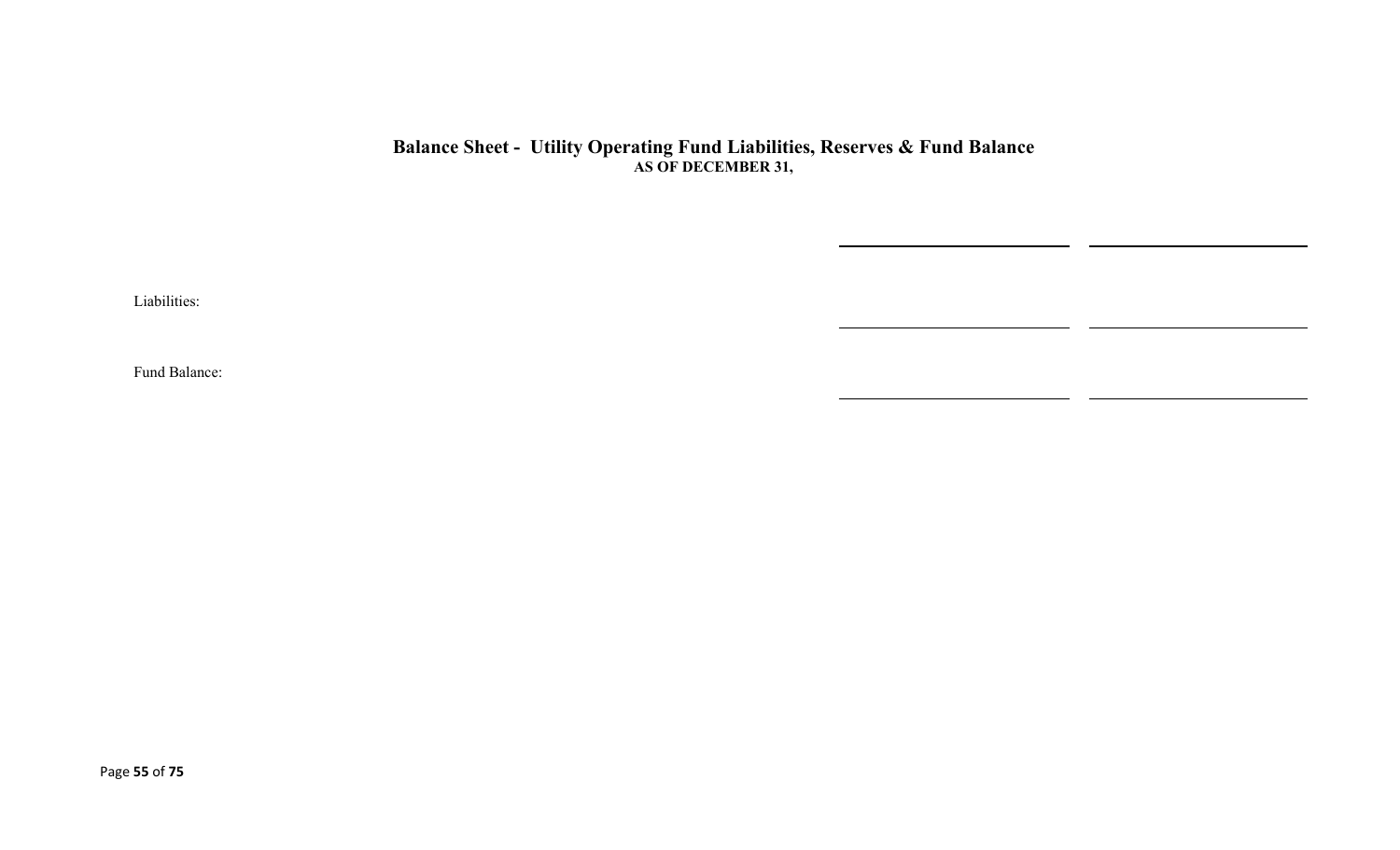## Balance Sheet - Utility Operating Fund Liabilities, Reserves & Fund Balance

**AS OF DECEMBER 31,**

| | | |
|---|---|---|
| Liabilities: | | |
| Fund Balance: | | |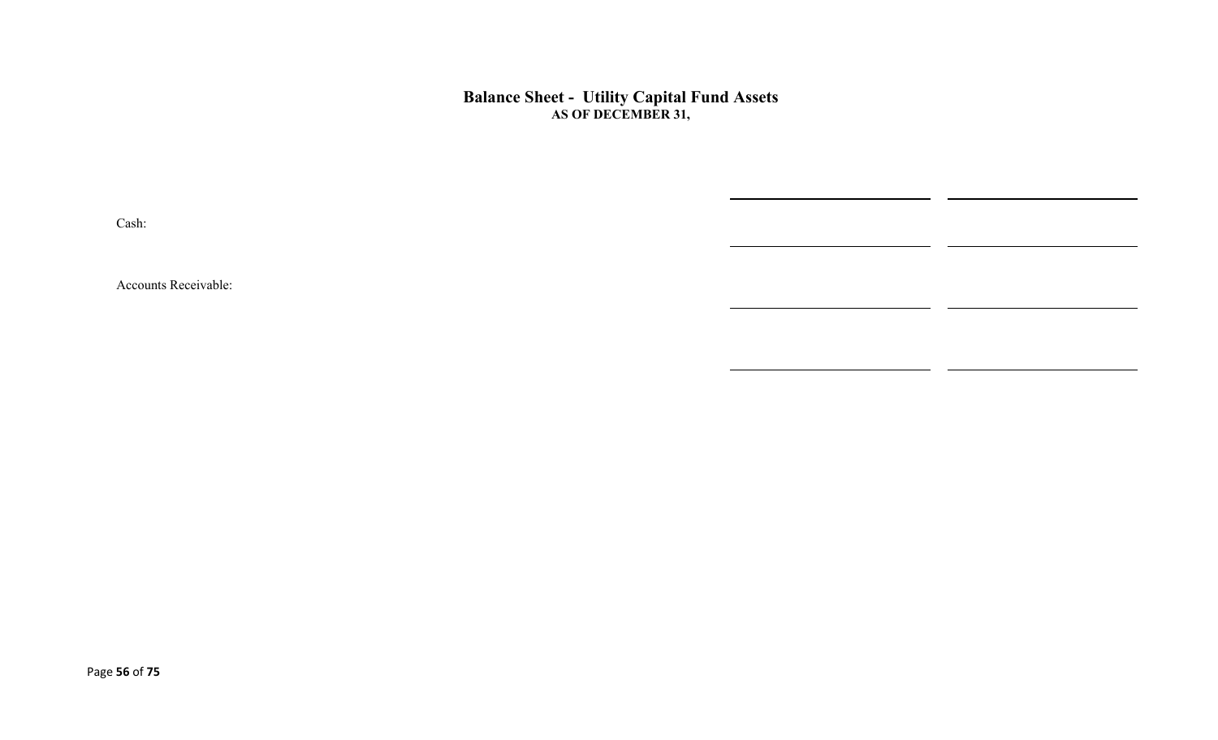# Balance Sheet - Utility Capital Fund Assets

**AS OF DECEMBER 31,**

| | | |
|---|---|---|
| Cash: | | |
| Accounts Receivable: | | |
| | | |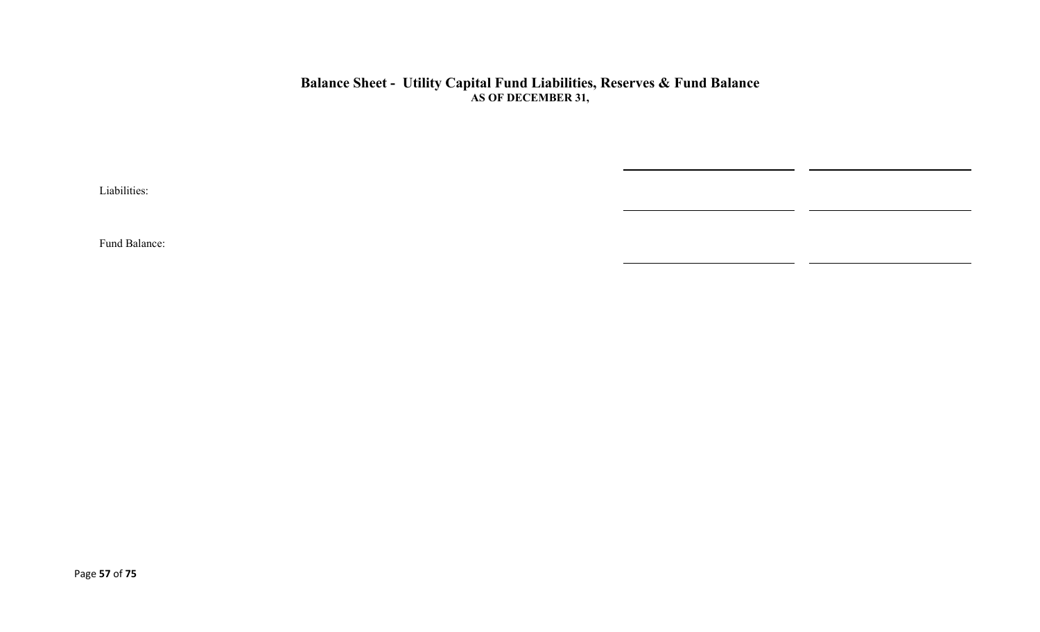# Balance Sheet - Utility Capital Fund Liabilities, Reserves & Fund Balance

**AS OF DECEMBER 31,**

| | | |
|---|---|---|
| Liabilities: | | |
| Fund Balance: | | |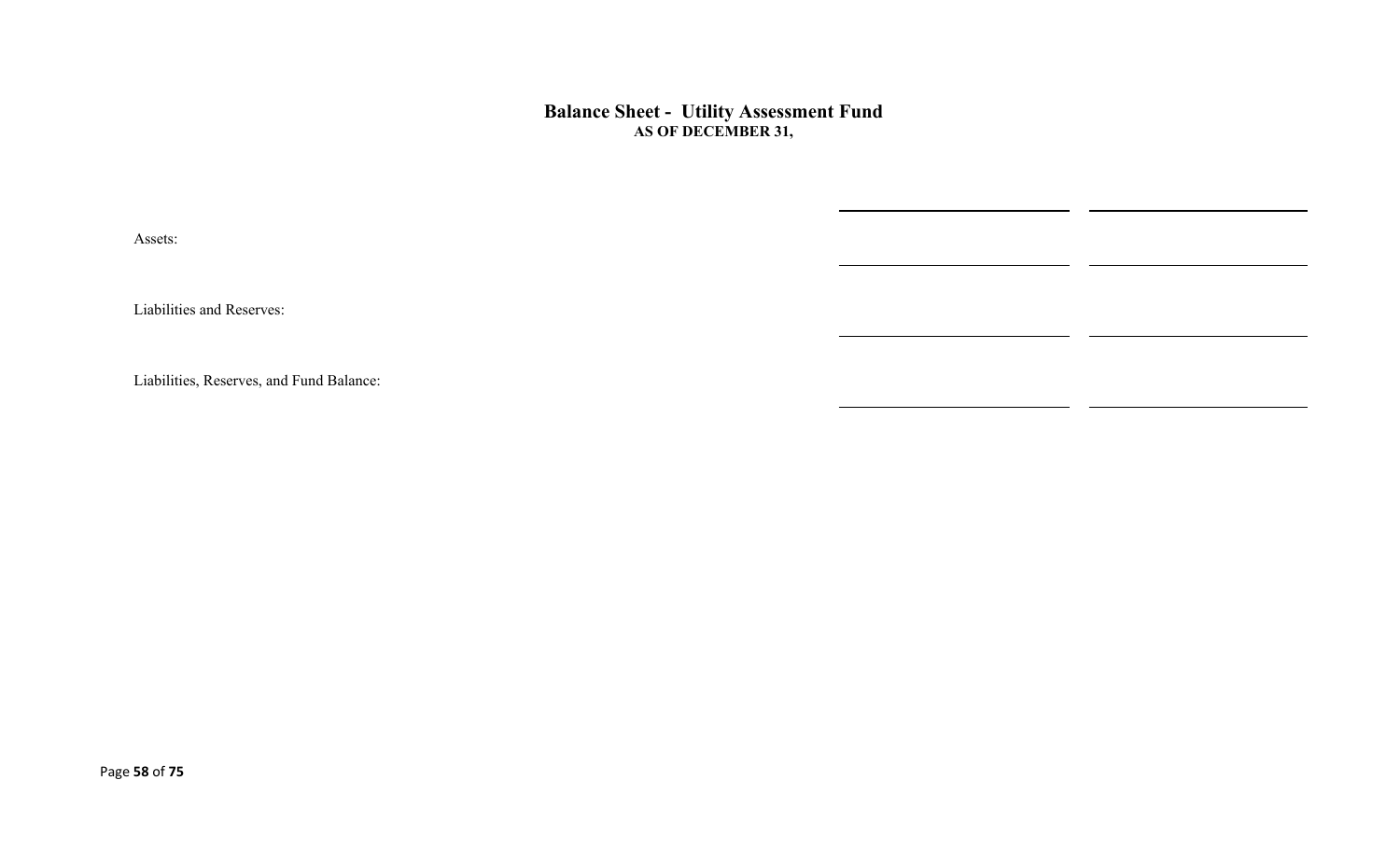## Balance Sheet - Utility Assessment Fund

**AS OF DECEMBER 31,**

| | | |
|---|---|---|
| Assets: | | |
| Liabilities and Reserves: | | |
| Liabilities, Reserves, and Fund Balance: | | |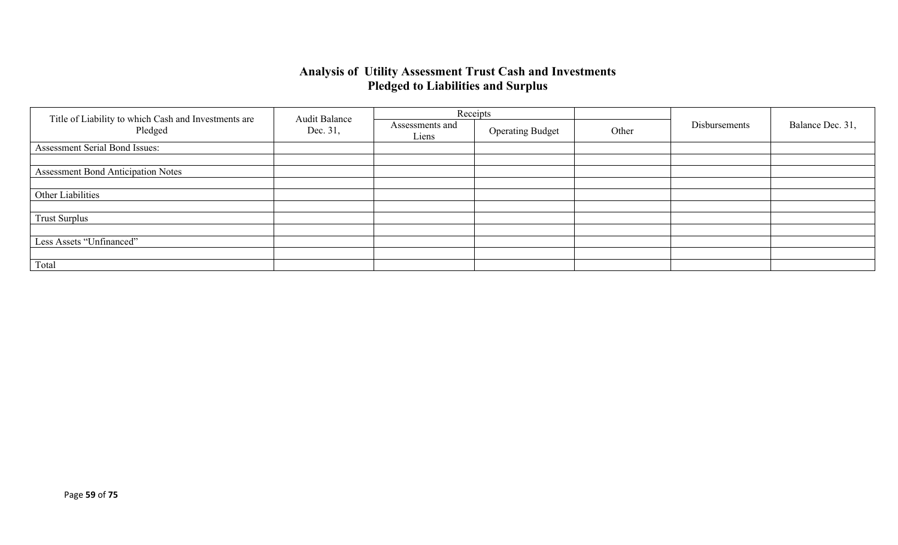## Analysis of Utility Assessment Trust Cash and Investments Pledged to Liabilities and Surplus

| Title of Liability to which Cash and Investments are Pledged | Audit Balance Dec. 31, | Receipts | | | Disbursements | Balance Dec. 31, |
|---|---|---|---|---|---|---|
| | | Assessments and Liens | Operating Budget | Other | | |
| Assessment Serial Bond Issues: | | | | | | |
| | | | | | | |
| Assessment Bond Anticipation Notes | | | | | | |
| | | | | | | |
| Other Liabilities | | | | | | |
| | | | | | | |
| Trust Surplus | | | | | | |
| | | | | | | |
| Less Assets "Unfinanced" | | | | | | |
| | | | | | | |
| Total | | | | | | |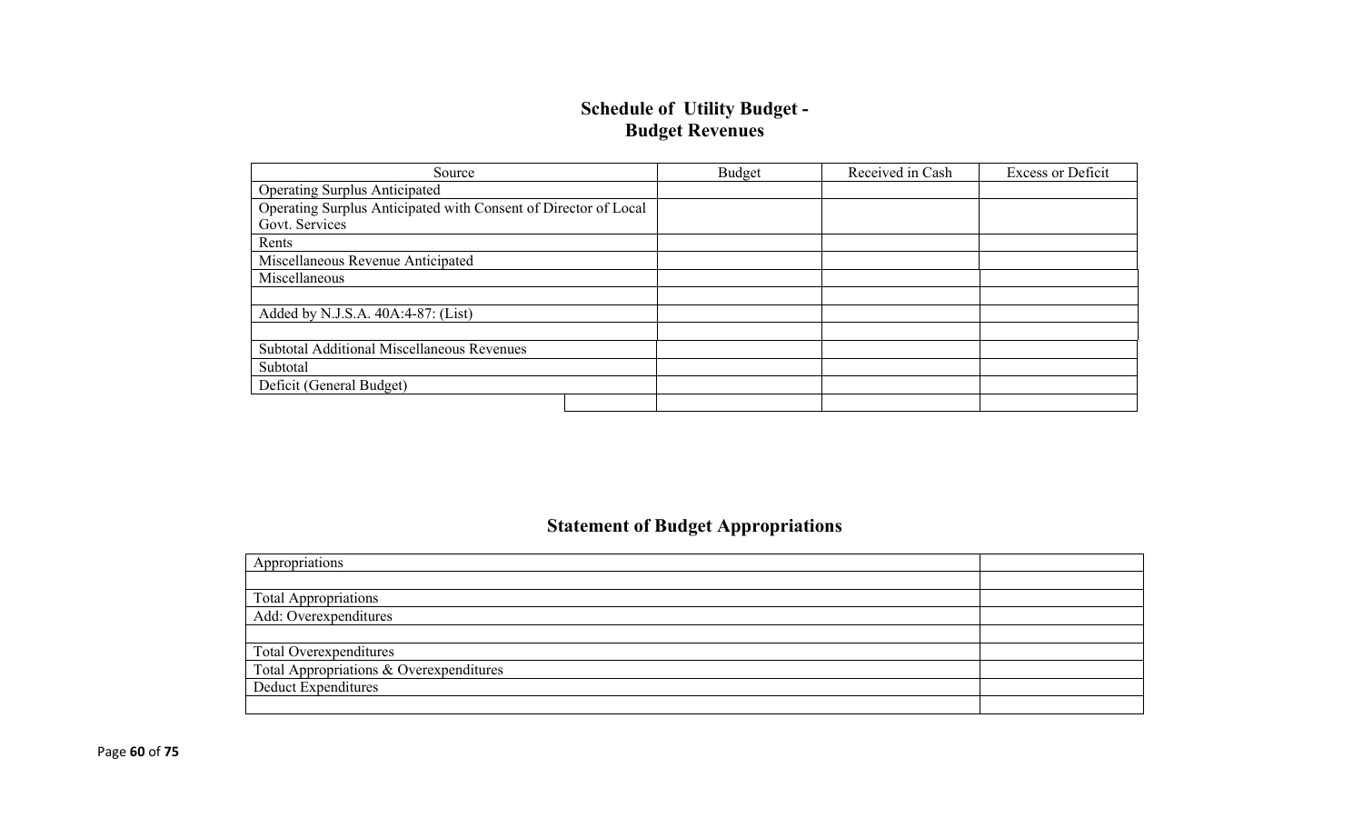## Schedule of Utility Budget - Budget Revenues

| Source | Budget | Received in Cash | Excess or Deficit |
|---|---|---|---|
| Operating Surplus Anticipated | | | |
| Operating Surplus Anticipated with Consent of Director of Local Govt. Services | | | |
| Rents | | | |
| Miscellaneous Revenue Anticipated | | | |
| Miscellaneous | | | |
| | | | |
| Added by N.J.S.A. 40A:4-87: (List) | | | |
| | | | |
| Subtotal Additional Miscellaneous Revenues | | | |
| Subtotal | | | |
| Deficit (General Budget) | | | |
| | | | |

## Statement of Budget Appropriations

| Appropriations | |
|---|---|
| | |
| Total Appropriations | |
| Add: Overexpenditures | |
| | |
| Total Overexpenditures | |
| Total Appropriations & Overexpenditures | |
| Deduct Expenditures | |
| | |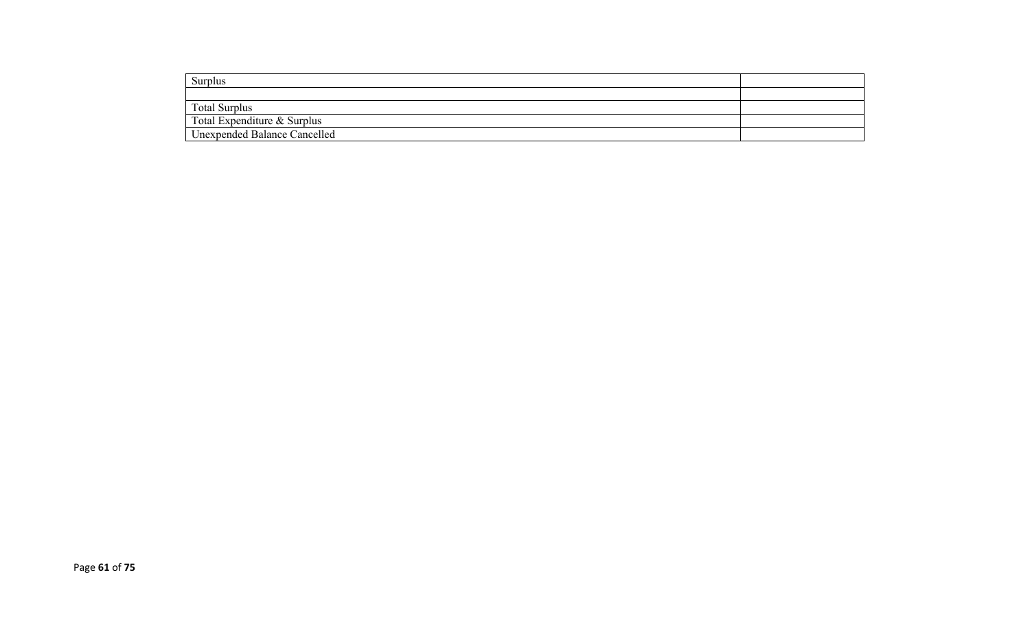| Surplus | |
| --- | --- |
| | |
| Total Surplus | |
| Total Expenditure & Surplus | |
| Unexpended Balance Cancelled | |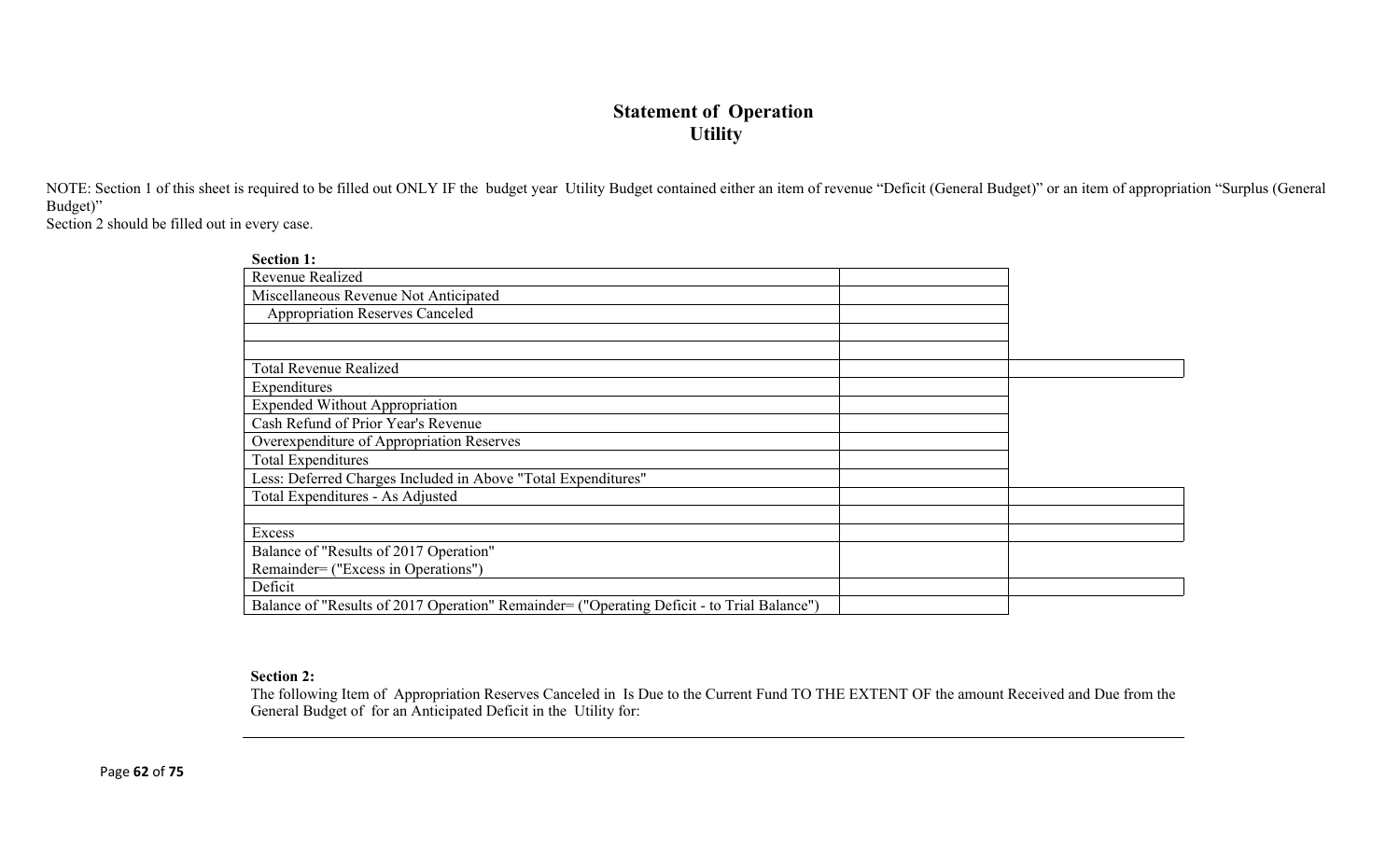# Statement of Operation
## Utility

NOTE: Section 1 of this sheet is required to be filled out ONLY IF the budget year Utility Budget contained either an item of revenue "Deficit (General Budget)" or an item of appropriation "Surplus (General Budget)"
Section 2 should be filled out in every case.

**Section 1:**

| | | |
|---|---|---|
| Revenue Realized | | |
| Miscellaneous Revenue Not Anticipated | | |
| Appropriation Reserves Canceled | | |
| | | |
| | | |
| Total Revenue Realized | | |
| Expenditures | | |
| Expended Without Appropriation | | |
| Cash Refund of Prior Year's Revenue | | |
| Overexpenditure of Appropriation Reserves | | |
| Total Expenditures | | |
| Less: Deferred Charges Included in Above "Total Expenditures" | | |
| Total Expenditures - As Adjusted | | |
| | | |
| Excess | | |
| Balance of "Results of 2017 Operation" Remainder= ("Excess in Operations") | | |
| Deficit | | |
| Balance of "Results of 2017 Operation" Remainder= ("Operating Deficit - to Trial Balance") | | |

**Section 2:**

The following Item of Appropriation Reserves Canceled in Is Due to the Current Fund TO THE EXTENT OF the amount Received and Due from the General Budget of for an Anticipated Deficit in the Utility for: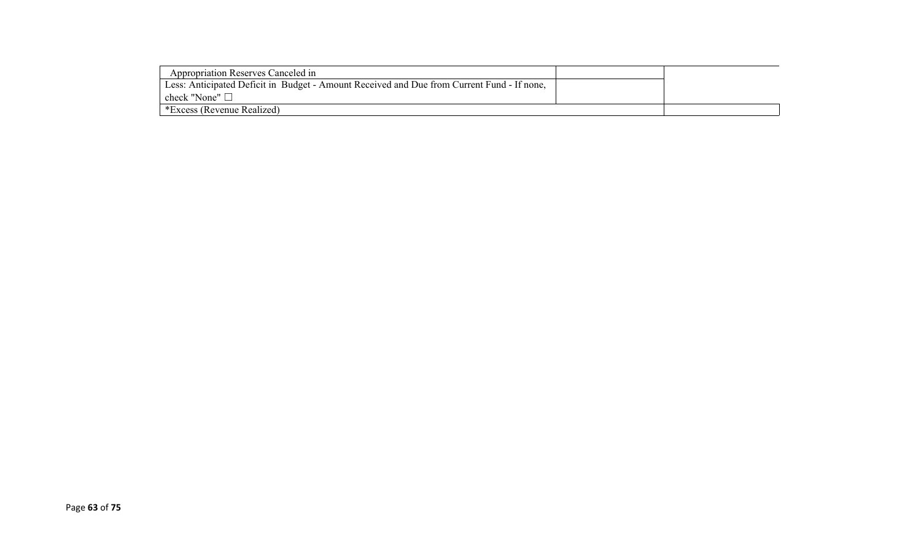| | | |
|---|---|---|
| Appropriation Reserves Canceled in | | |
| Less: Anticipated Deficit in Budget - Amount Received and Due from Current Fund - If none, check "None" ☐ | | |
| *Excess (Revenue Realized) | | |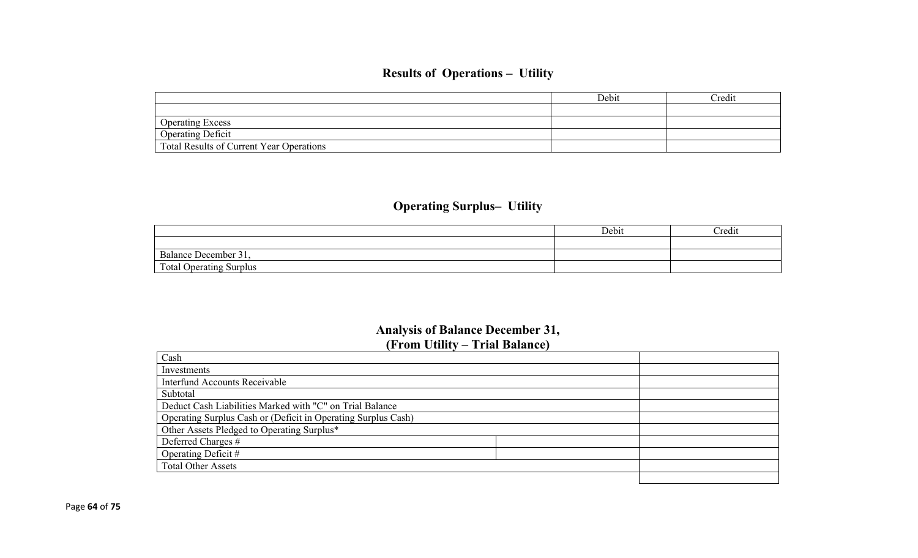## Results of Operations – Utility

| | Debit | Credit |
|---|---|---|
| | | |
| Operating Excess | | |
| Operating Deficit | | |
| Total Results of Current Year Operations | | |

## Operating Surplus– Utility

| | Debit | Credit |
|---|---|---|
| | | |
| Balance December 31, | | |
| Total Operating Surplus | | |

## Analysis of Balance December 31,
## (From Utility – Trial Balance)

| | | |
|---|---|---|
| Cash | | |
| Investments | | |
| Interfund Accounts Receivable | | |
| Subtotal | | |
| Deduct Cash Liabilities Marked with "C" on Trial Balance | | |
| Operating Surplus Cash or (Deficit in Operating Surplus Cash) | | |
| Other Assets Pledged to Operating Surplus* | | |
| Deferred Charges # | | |
| Operating Deficit # | | |
| Total Other Assets | | |
| | | |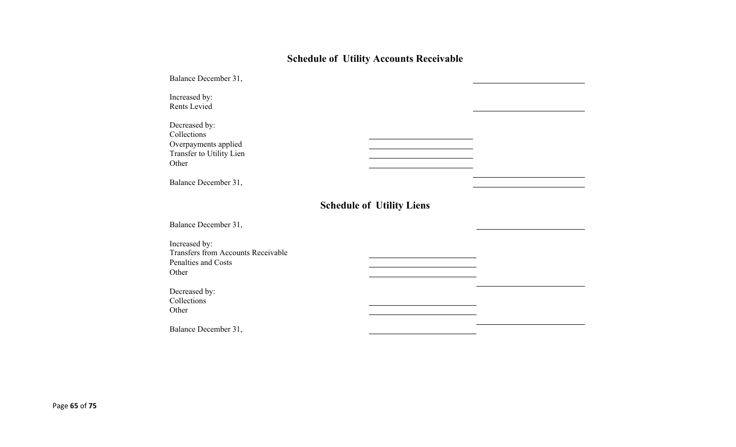## Schedule of Utility Accounts Receivable

| | | |
|---|---|---|
| Balance December 31, | | |
| Increased by: | | |
| Rents Levied | | |
| Decreased by: | | |
| Collections | | |
| Overpayments applied | | |
| Transfer to Utility Lien | | |
| Other | | |
| | | |
| Balance December 31, | | |

## Schedule of Utility Liens

| | | |
|---|---|---|
| Balance December 31, | | |
| Increased by: | | |
| Transfers from Accounts Receivable | | |
| Penalties and Costs | | |
| Other | | |
| | | |
| Decreased by: | | |
| Collections | | |
| Other | | |
| | | |
| Balance December 31, | | |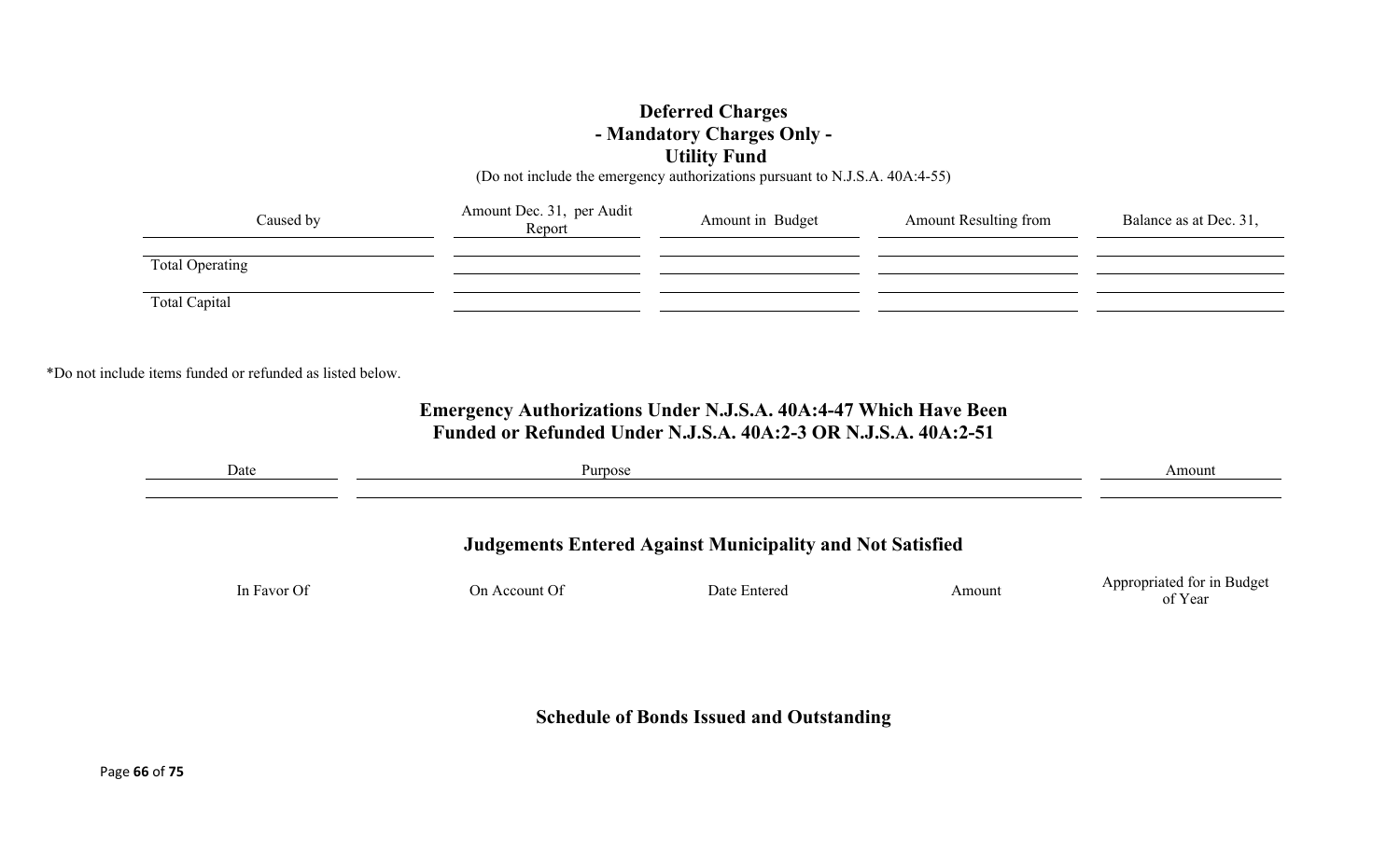## Deferred Charges
## - Mandatory Charges Only -
## Utility Fund

(Do not include the emergency authorizations pursuant to N.J.S.A. 40A:4-55)

| Caused by | Amount Dec. 31, per Audit Report | Amount in Budget | Amount Resulting from | Balance as at Dec. 31, |
|---|---|---|---|---|
| | | | | |
| Total Operating | | | | |
| | | | | |
| Total Capital | | | | |

*Do not include items funded or refunded as listed below.

## Emergency Authorizations Under N.J.S.A. 40A:4-47 Which Have Been Funded or Refunded Under N.J.S.A. 40A:2-3 OR N.J.S.A. 40A:2-51

| Date | Purpose | Amount |
|---|---|---|
| | | |

## Judgements Entered Against Municipality and Not Satisfied

| In Favor Of | On Account Of | Date Entered | Amount | Appropriated for in Budget of Year |
|---|---|---|---|---|
| | | | | |

## Schedule of Bonds Issued and Outstanding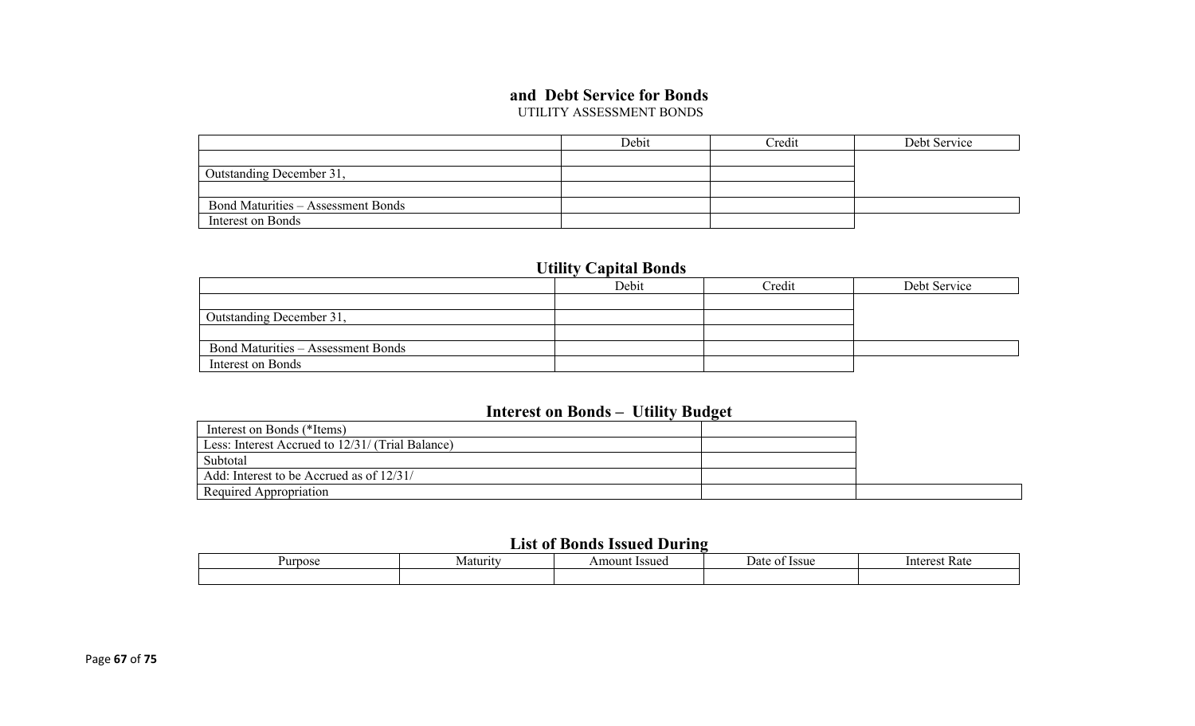## and Debt Service for Bonds

UTILITY ASSESSMENT BONDS

| | Debit | Credit | Debt Service |
|---|---|---|---|
| | | | |
| Outstanding December 31, | | | |
| | | | |
| Bond Maturities – Assessment Bonds | | | |
| Interest on Bonds | | | |

## Utility Capital Bonds

| | Debit | Credit | Debt Service |
|---|---|---|---|
| | | | |
| Outstanding December 31, | | | |
| | | | |
| Bond Maturities – Assessment Bonds | | | |
| Interest on Bonds | | | |

## Interest on Bonds – Utility Budget

| | | |
|---|---|---|
| Interest on Bonds (*Items) | | |
| Less: Interest Accrued to 12/31/ (Trial Balance) | | |
| Subtotal | | |
| Add: Interest to be Accrued as of 12/31/ | | |
| Required Appropriation | | |

## List of Bonds Issued During

| Purpose | Maturity | Amount Issued | Date of Issue | Interest Rate |
|---|---|---|---|---|
| | | | | |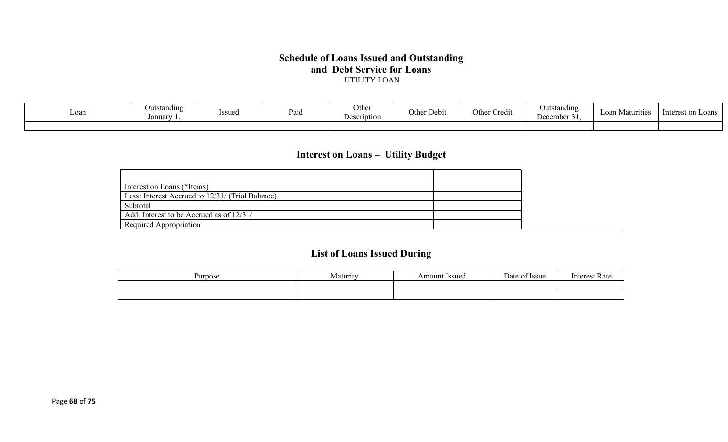# Schedule of Loans Issued and Outstanding and Debt Service for Loans

UTILITY LOAN

| Loan | Outstanding January 1, | Issued | Paid | Other Description | Other Debit | Other Credit | Outstanding December 31, | Loan Maturities | Interest on Loans |
|---|---|---|---|---|---|---|---|---|---|
| | | | | | | | | | |

## Interest on Loans – Utility Budget

| | |
|---|---|
| Interest on Loans (*Items) | |
| Less: Interest Accrued to 12/31/ (Trial Balance) | |
| Subtotal | |
| Add: Interest to be Accrued as of 12/31/ | |
| Required Appropriation | |

## List of Loans Issued During

| Purpose | Maturity | Amount Issued | Date of Issue | Interest Rate |
|---|---|---|---|---|
| | | | | |
| | | | | |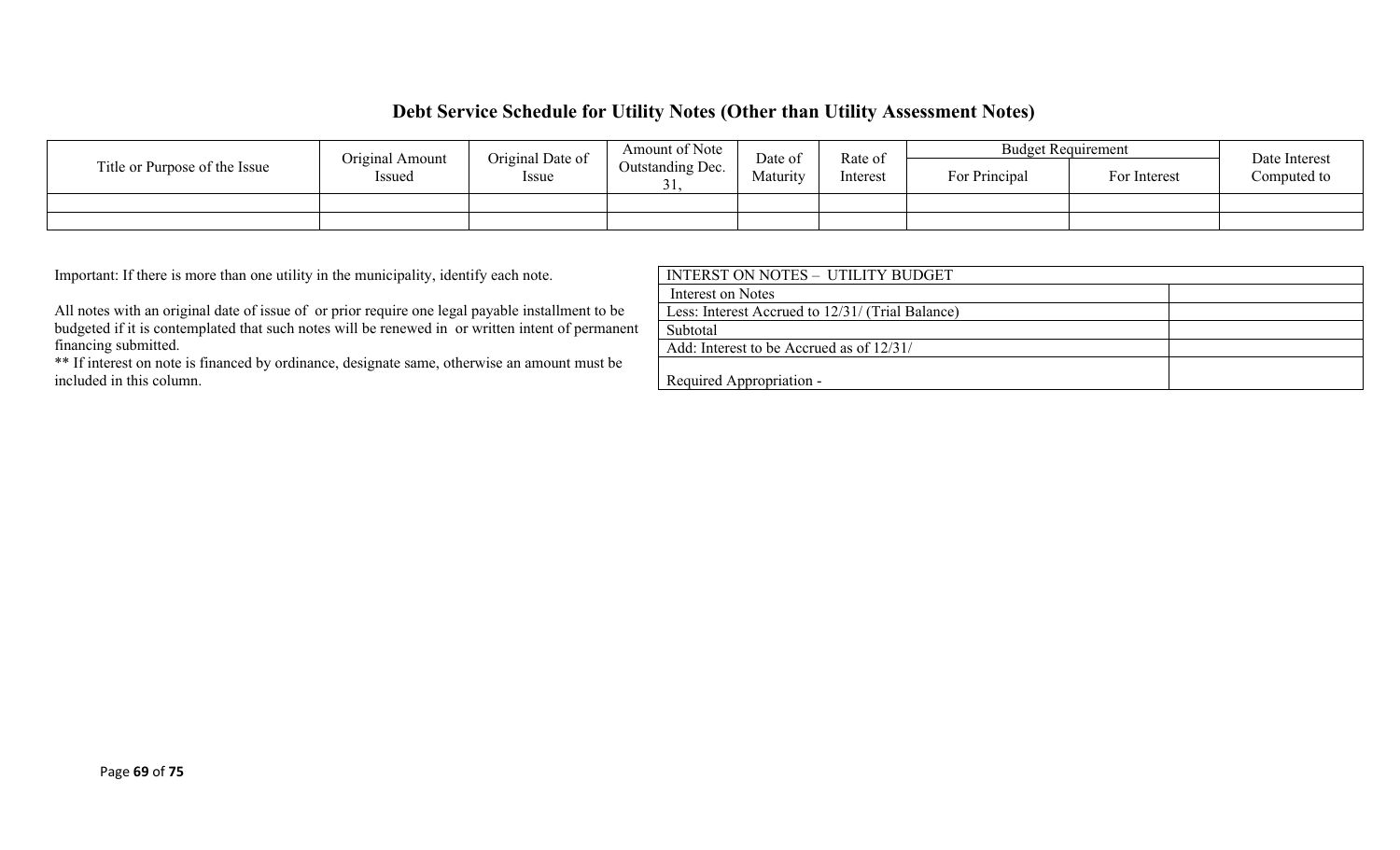## Debt Service Schedule for Utility Notes (Other than Utility Assessment Notes)

| Title or Purpose of the Issue | Original Amount Issued | Original Date of Issue | Amount of Note Outstanding Dec. 31, | Date of Maturity | Rate of Interest | Budget Requirement | | Date Interest Computed to |
|---|---|---|---|---|---|---|---|---|
| | | | | | | For Principal | For Interest | |
| | | | | | | | | |
| | | | | | | | | |

Important: If there is more than one utility in the municipality, identify each note.

All notes with an original date of issue of or prior require one legal payable installment to be budgeted if it is contemplated that such notes will be renewed in or written intent of permanent financing submitted.

** If interest on note is financed by ordinance, designate same, otherwise an amount must be included in this column.

| INTERST ON NOTES – UTILITY BUDGET | |
|---|---|
| Interest on Notes | |
| Less: Interest Accrued to 12/31/ (Trial Balance) | |
| Subtotal | |
| Add: Interest to be Accrued as of 12/31/ | |
| Required Appropriation - | |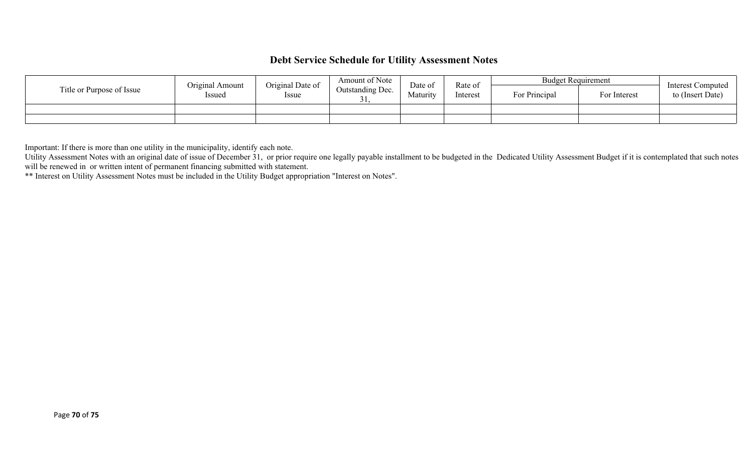## Debt Service Schedule for Utility Assessment Notes

| Title or Purpose of Issue | Original Amount Issued | Original Date of Issue | Amount of Note Outstanding Dec. 31, | Date of Maturity | Rate of Interest | Budget Requirement | | Interest Computed to (Insert Date) |
|---|---|---|---|---|---|---|---|---|
| | | | | | | For Principal | For Interest | |
| | | | | | | | | |
| | | | | | | | | |

Important: If there is more than one utility in the municipality, identify each note.
Utility Assessment Notes with an original date of issue of December 31, or prior require one legally payable installment to be budgeted in the Dedicated Utility Assessment Budget if it is contemplated that such notes will be renewed in or written intent of permanent financing submitted with statement.
** Interest on Utility Assessment Notes must be included in the Utility Budget appropriation "Interest on Notes".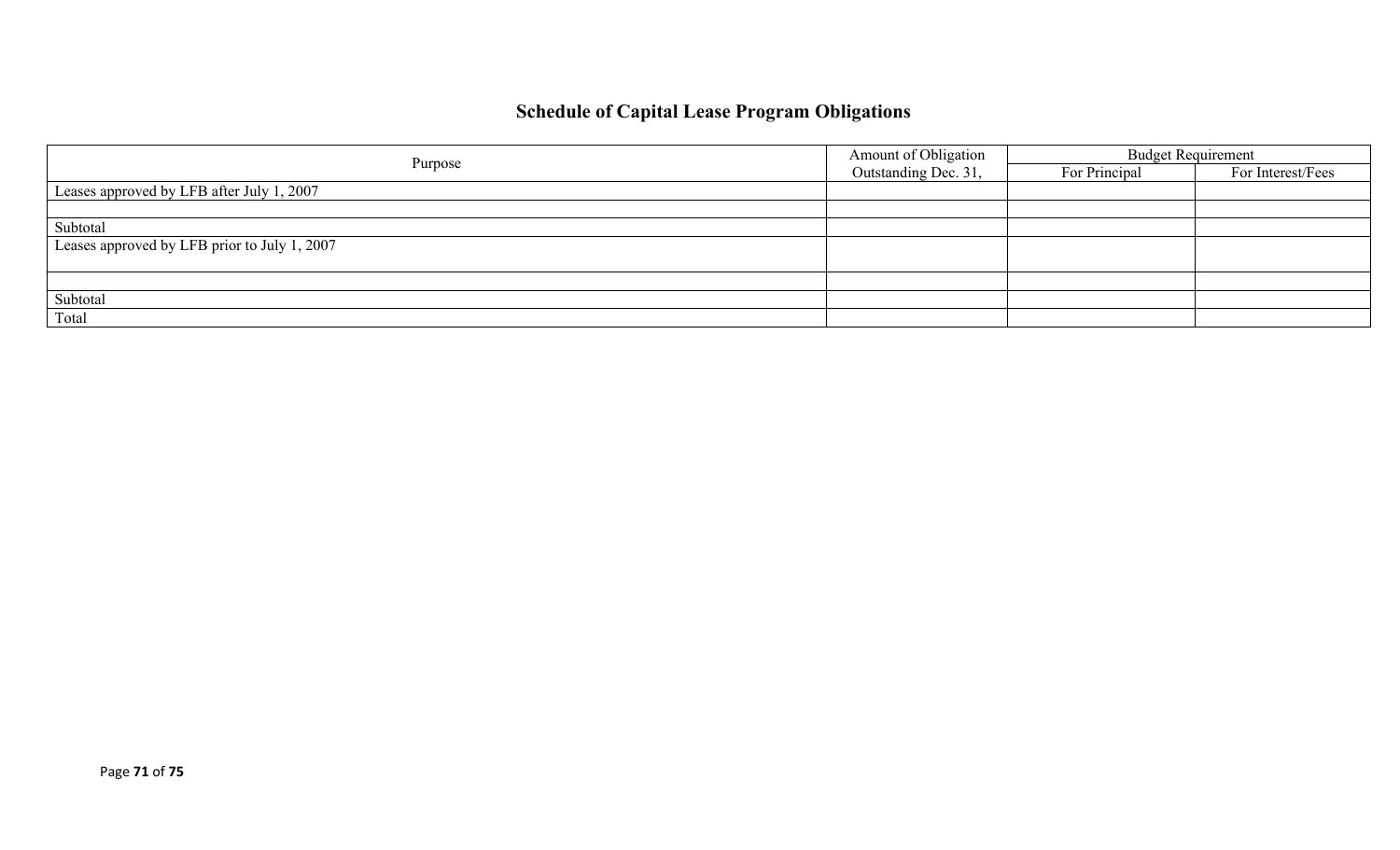# Schedule of Capital Lease Program Obligations

| Purpose | Amount of Obligation Outstanding Dec. 31, | Budget Requirement | |
|---|---|---|---|
| | | For Principal | For Interest/Fees |
| Leases approved by LFB after July 1, 2007 | | | |
| | | | |
| Subtotal | | | |
| Leases approved by LFB prior to July 1, 2007 | | | |
| | | | |
| Subtotal | | | |
| Total | | | |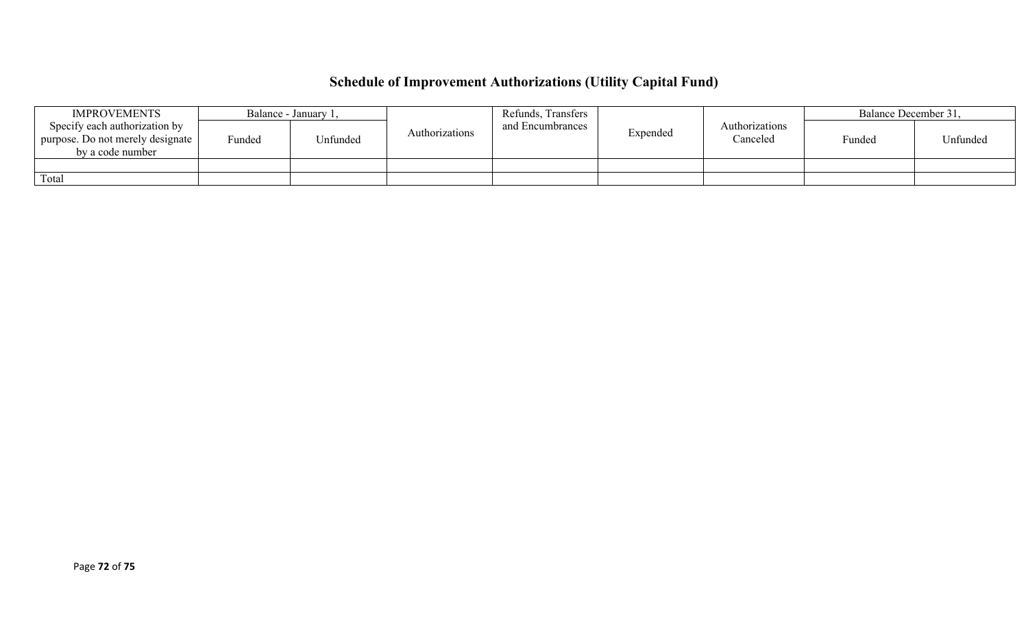# Schedule of Improvement Authorizations (Utility Capital Fund)

| IMPROVEMENTS Specify each authorization by purpose. Do not merely designate by a code number | Balance - January 1, | | Authorizations | Refunds, Transfers and Encumbrances | Expended | Authorizations Canceled | Balance December 31, | |
|---|---|---|---|---|---|---|---|---|
| | Funded | Unfunded | | | | | Funded | Unfunded |
| | | | | | | | | |
| Total | | | | | | | | |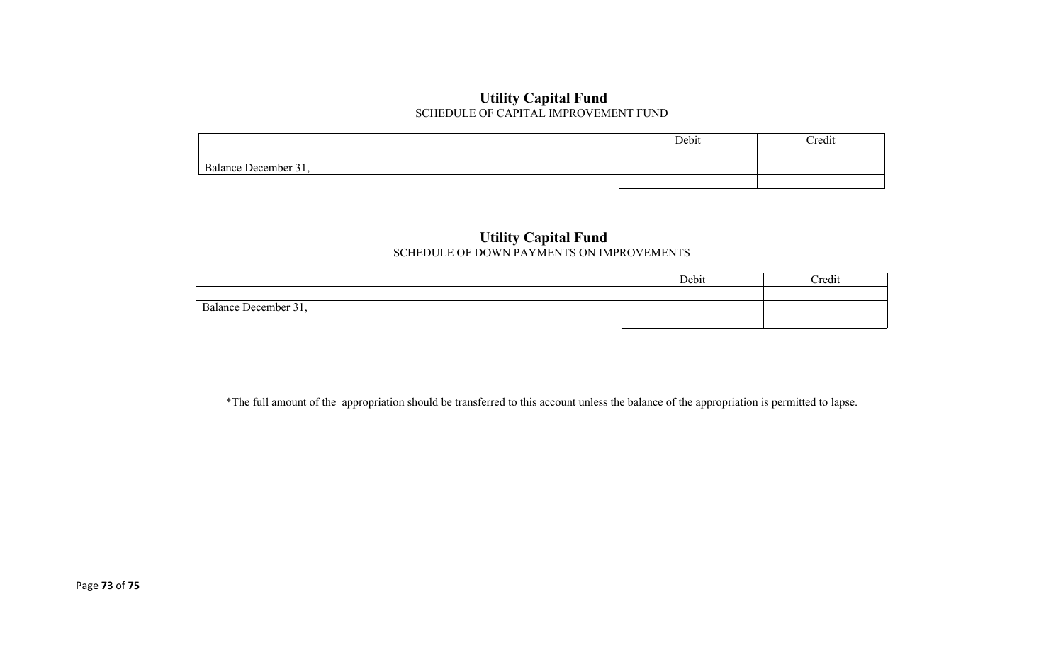## Utility Capital Fund

SCHEDULE OF CAPITAL IMPROVEMENT FUND

| | Debit | Credit |
|---|---|---|
| | | |
| Balance December 31, | | |
| | | |

## Utility Capital Fund

SCHEDULE OF DOWN PAYMENTS ON IMPROVEMENTS

| | Debit | Credit |
|---|---|---|
| | | |
| Balance December 31, | | |
| | | |

*The full amount of the appropriation should be transferred to this account unless the balance of the appropriation is permitted to lapse.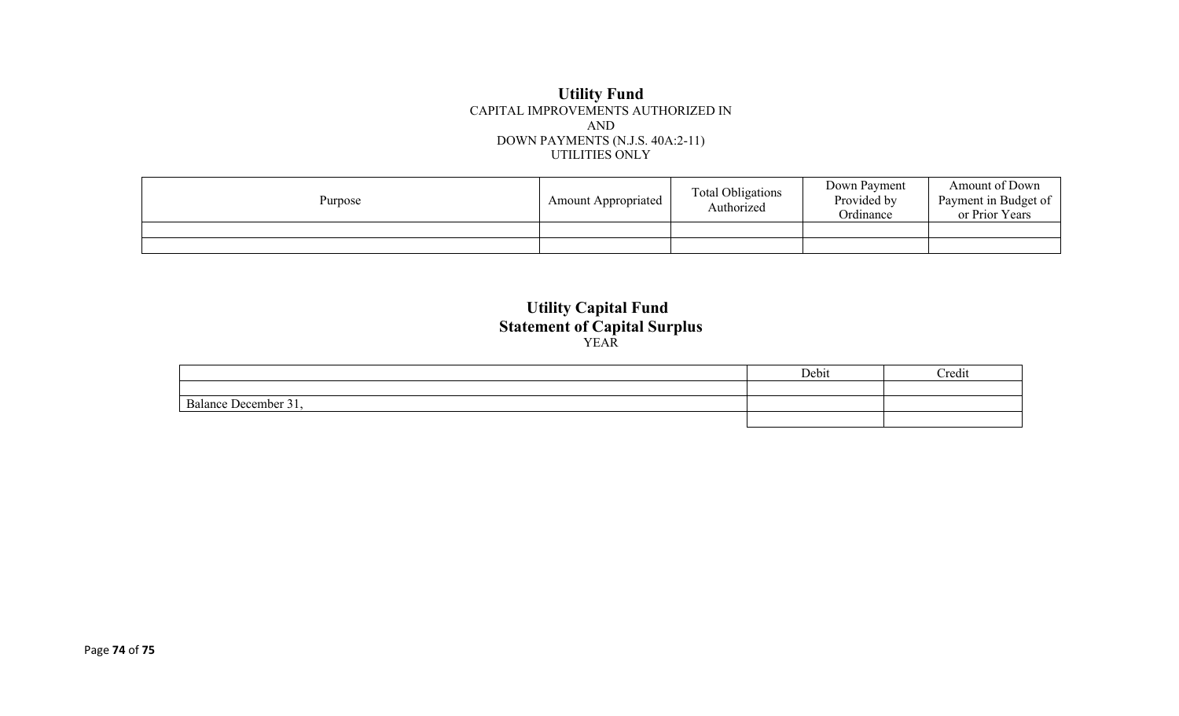## Utility Fund

CAPITAL IMPROVEMENTS AUTHORIZED IN

AND

DOWN PAYMENTS (N.J.S. 40A:2-11)

UTILITIES ONLY

| Purpose | Amount Appropriated | Total Obligations Authorized | Down Payment Provided by Ordinance | Amount of Down Payment in Budget of or Prior Years |
|---|---|---|---|---|
| | | | | |
| | | | | |

## Utility Capital Fund
## Statement of Capital Surplus

YEAR

| | Debit | Credit |
|---|---|---|
| | | |
| Balance December 31, | | |
| | | |